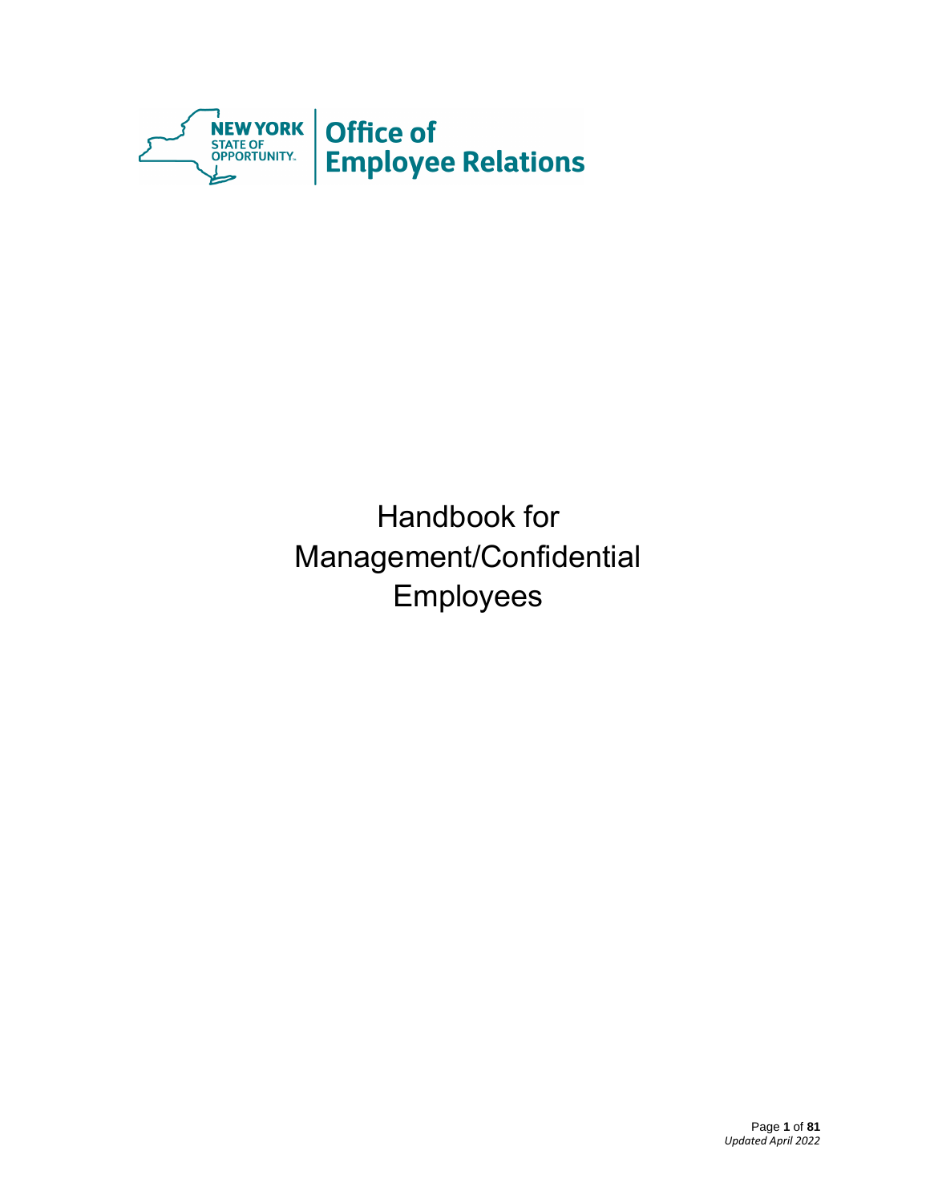NEW YORK STATE OF OPPORTUNITY | Office of Employee Relations

# Handbook for Management/Confidential Employees

*Updated April 2022*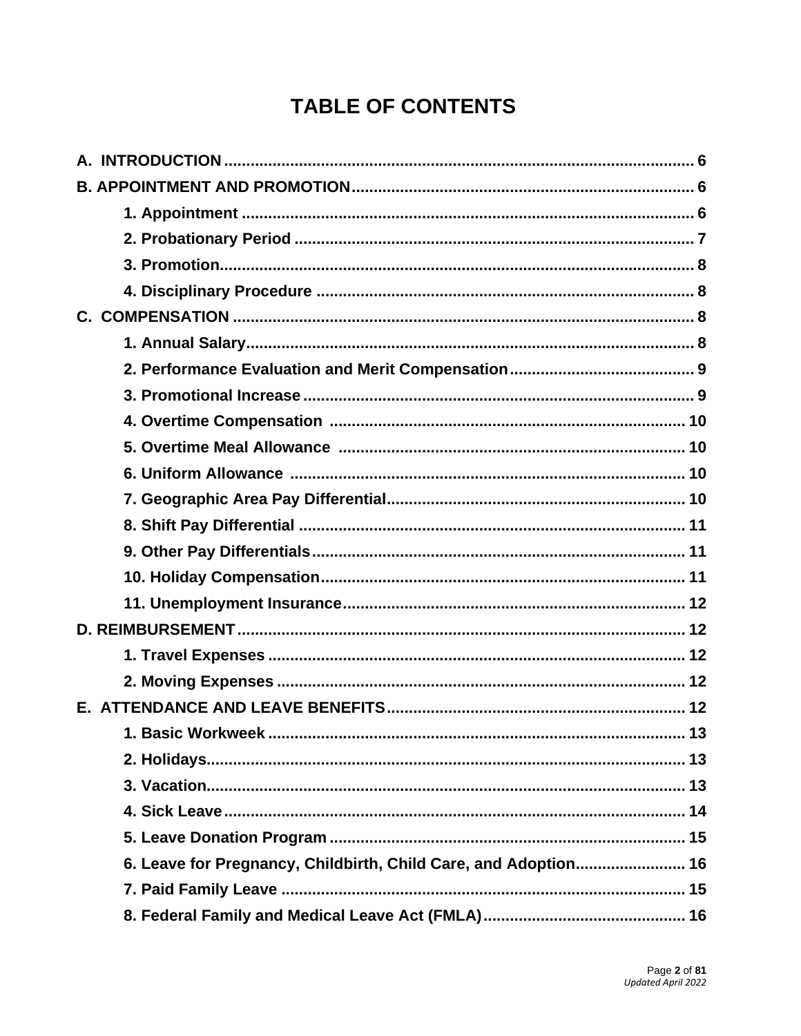# TABLE OF CONTENTS

**A. INTRODUCTION** .......... 6

**B. APPOINTMENT AND PROMOTION** .......... 6

- **1. Appointment** .......... 6
- **2. Probationary Period** .......... 7
- **3. Promotion** .......... 8
- **4. Disciplinary Procedure** .......... 8

**C. COMPENSATION** .......... 8

- **1. Annual Salary** .......... 8
- **2. Performance Evaluation and Merit Compensation** .......... 9
- **3. Promotional Increase** .......... 9
- **4. Overtime Compensation** .......... 10
- **5. Overtime Meal Allowance** .......... 10
- **6. Uniform Allowance** .......... 10
- **7. Geographic Area Pay Differential** .......... 10
- **8. Shift Pay Differential** .......... 11
- **9. Other Pay Differentials** .......... 11
- **10. Holiday Compensation** .......... 11
- **11. Unemployment Insurance** .......... 12

**D. REIMBURSEMENT** .......... 12

- **1. Travel Expenses** .......... 12
- **2. Moving Expenses** .......... 12

**E. ATTENDANCE AND LEAVE BENEFITS** .......... 12

- **1. Basic Workweek** .......... 13
- **2. Holidays** .......... 13
- **3. Vacation** .......... 13
- **4. Sick Leave** .......... 14
- **5. Leave Donation Program** .......... 15
- **6. Leave for Pregnancy, Childbirth, Child Care, and Adoption** .......... 16
- **7. Paid Family Leave** .......... 15
- **8. Federal Family and Medical Leave Act (FMLA)** .......... 16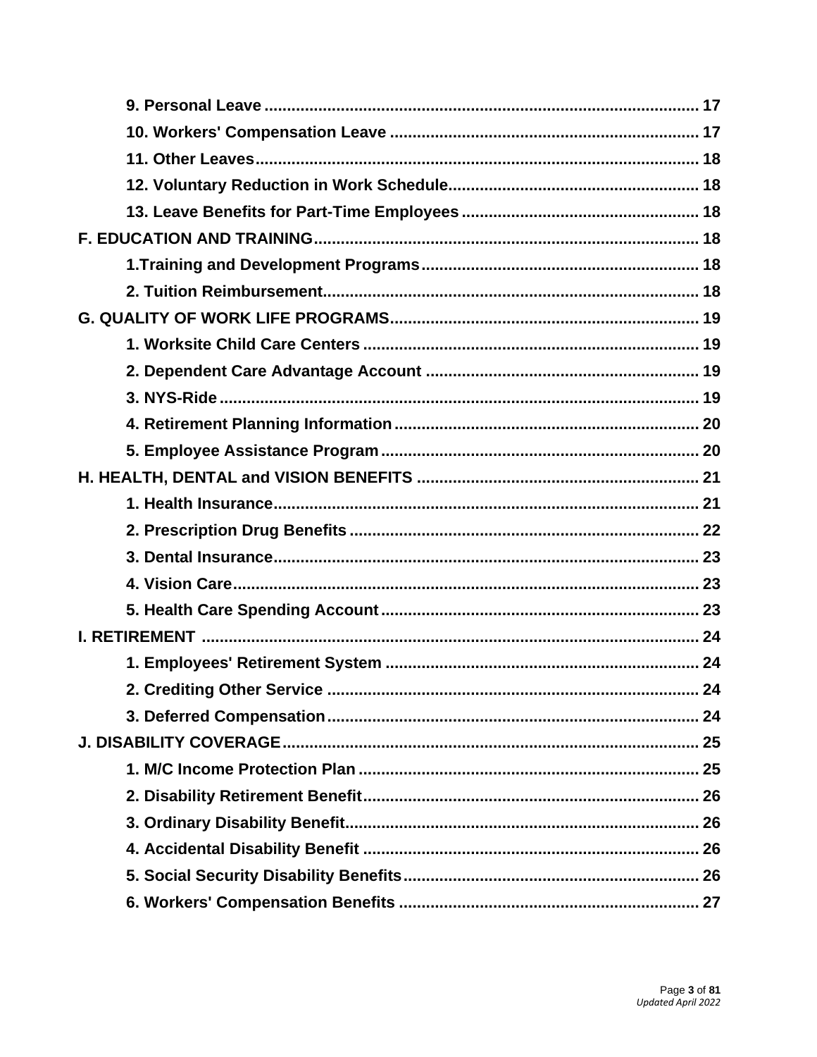- 9. Personal Leave ....... 17
- 10. Workers' Compensation Leave ....... 17
- 11. Other Leaves....... 18
- 12. Voluntary Reduction in Work Schedule....... 18
- 13. Leave Benefits for Part-Time Employees ....... 18

**F. EDUCATION AND TRAINING....... 18**

- 1.Training and Development Programs....... 18
- 2. Tuition Reimbursement....... 18

**G. QUALITY OF WORK LIFE PROGRAMS....... 19**

- 1. Worksite Child Care Centers ....... 19
- 2. Dependent Care Advantage Account ....... 19
- 3. NYS-Ride ....... 19
- 4. Retirement Planning Information ....... 20
- 5. Employee Assistance Program ....... 20

**H. HEALTH, DENTAL and VISION BENEFITS ....... 21**

- 1. Health Insurance....... 21
- 2. Prescription Drug Benefits ....... 22
- 3. Dental Insurance....... 23
- 4. Vision Care....... 23
- 5. Health Care Spending Account ....... 23

**I. RETIREMENT ....... 24**

- 1. Employees' Retirement System ....... 24
- 2. Crediting Other Service ....... 24
- 3. Deferred Compensation....... 24

**J. DISABILITY COVERAGE....... 25**

- 1. M/C Income Protection Plan ....... 25
- 2. Disability Retirement Benefit....... 26
- 3. Ordinary Disability Benefit....... 26
- 4. Accidental Disability Benefit ....... 26
- 5. Social Security Disability Benefits....... 26
- 6. Workers' Compensation Benefits ....... 27

*Updated April 2022*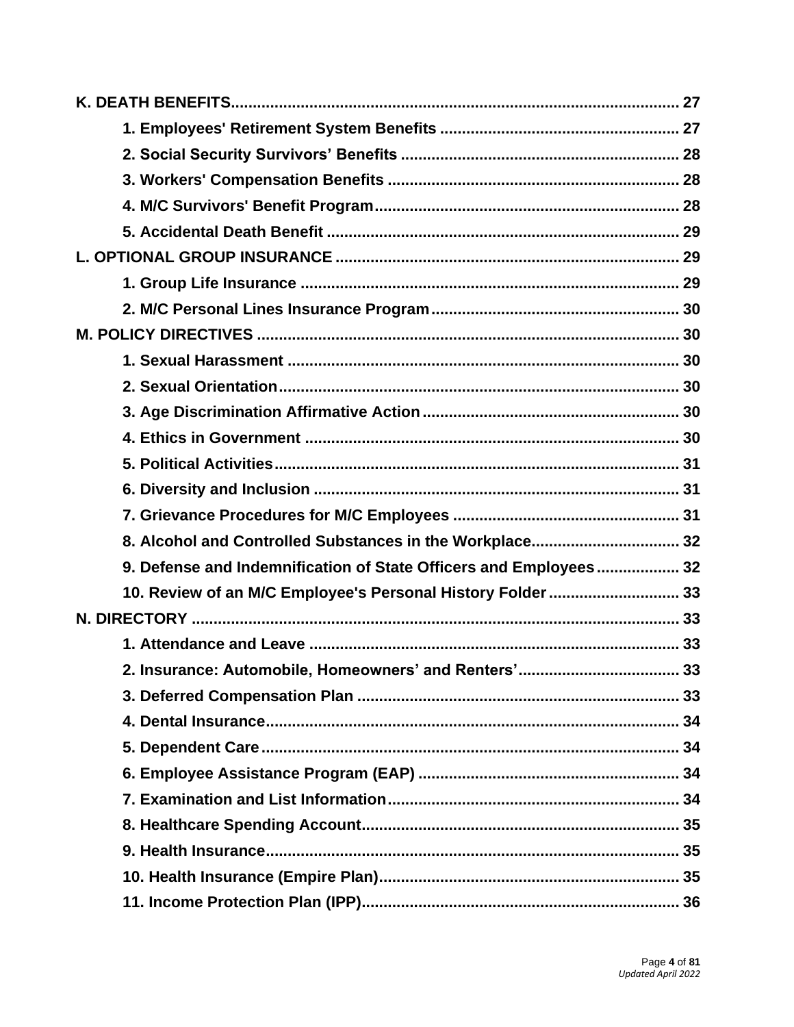**K. DEATH BENEFITS...................................................................................................... 27**

- **1. Employees' Retirement System Benefits ...................................................... 27**
- **2. Social Security Survivors' Benefits .............................................................. 28**
- **3. Workers' Compensation Benefits ................................................................. 28**
- **4. M/C Survivors' Benefit Program.................................................................... 28**
- **5. Accidental Death Benefit .............................................................................. 29**

**L. OPTIONAL GROUP INSURANCE ............................................................................ 29**

- **1. Group Life Insurance ..................................................................................... 29**
- **2. M/C Personal Lines Insurance Program........................................................ 30**

**M. POLICY DIRECTIVES ............................................................................................... 30**

- **1. Sexual Harassment ........................................................................................ 30**
- **2. Sexual Orientation.......................................................................................... 30**
- **3. Age Discrimination Affirmative Action ......................................................... 30**
- **4. Ethics in Government .................................................................................... 30**
- **5. Political Activities........................................................................................... 31**
- **6. Diversity and Inclusion .................................................................................. 31**
- **7. Grievance Procedures for M/C Employees .................................................. 31**
- **8. Alcohol and Controlled Substances in the Workplace................................. 32**
- **9. Defense and Indemnification of State Officers and Employees.................. 32**
- **10. Review of an M/C Employee's Personal History Folder............................ 33**

**N. DIRECTORY .............................................................................................................. 33**

- **1. Attendance and Leave ................................................................................... 33**
- **2. Insurance: Automobile, Homeowners' and Renters'.................................... 33**
- **3. Deferred Compensation Plan ........................................................................ 33**
- **4. Dental Insurance............................................................................................. 34**
- **5. Dependent Care.............................................................................................. 34**
- **6. Employee Assistance Program (EAP) .......................................................... 34**
- **7. Examination and List Information................................................................. 34**
- **8. Healthcare Spending Account....................................................................... 35**
- **9. Health Insurance............................................................................................. 35**
- **10. Health Insurance (Empire Plan)................................................................... 35**
- **11. Income Protection Plan (IPP)....................................................................... 36**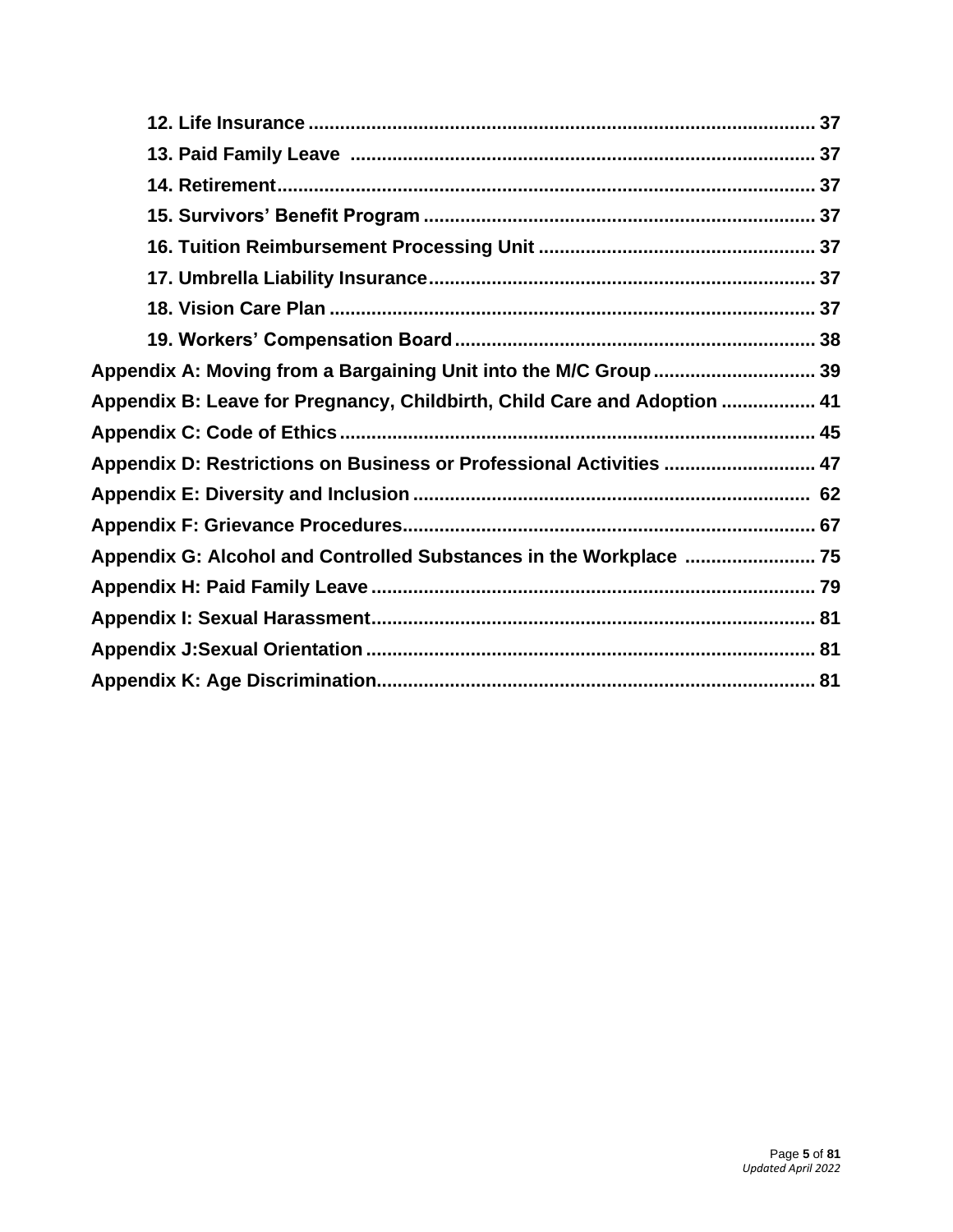**12. Life Insurance .................................................................................................. 37**

**13. Paid Family Leave ........................................................................................ 37**

**14. Retirement...................................................................................................... 37**

**15. Survivors' Benefit Program .......................................................................... 37**

**16. Tuition Reimbursement Processing Unit ..................................................... 37**

**17. Umbrella Liability Insurance......................................................................... 37**

**18. Vision Care Plan ............................................................................................ 37**

**19. Workers' Compensation Board .................................................................... 38**

**Appendix A: Moving from a Bargaining Unit into the M/C Group ............................... 39**

**Appendix B: Leave for Pregnancy, Childbirth, Child Care and Adoption .................. 41**

**Appendix C: Code of Ethics .......................................................................................... 45**

**Appendix D: Restrictions on Business or Professional Activities ............................. 47**

**Appendix E: Diversity and Inclusion ........................................................................... 62**

**Appendix F: Grievance Procedures.............................................................................. 67**

**Appendix G: Alcohol and Controlled Substances in the Workplace ......................... 75**

**Appendix H: Paid Family Leave .................................................................................... 79**

**Appendix I: Sexual Harassment.................................................................................... 81**

**Appendix J:Sexual Orientation ..................................................................................... 81**

**Appendix K: Age Discrimination................................................................................... 81**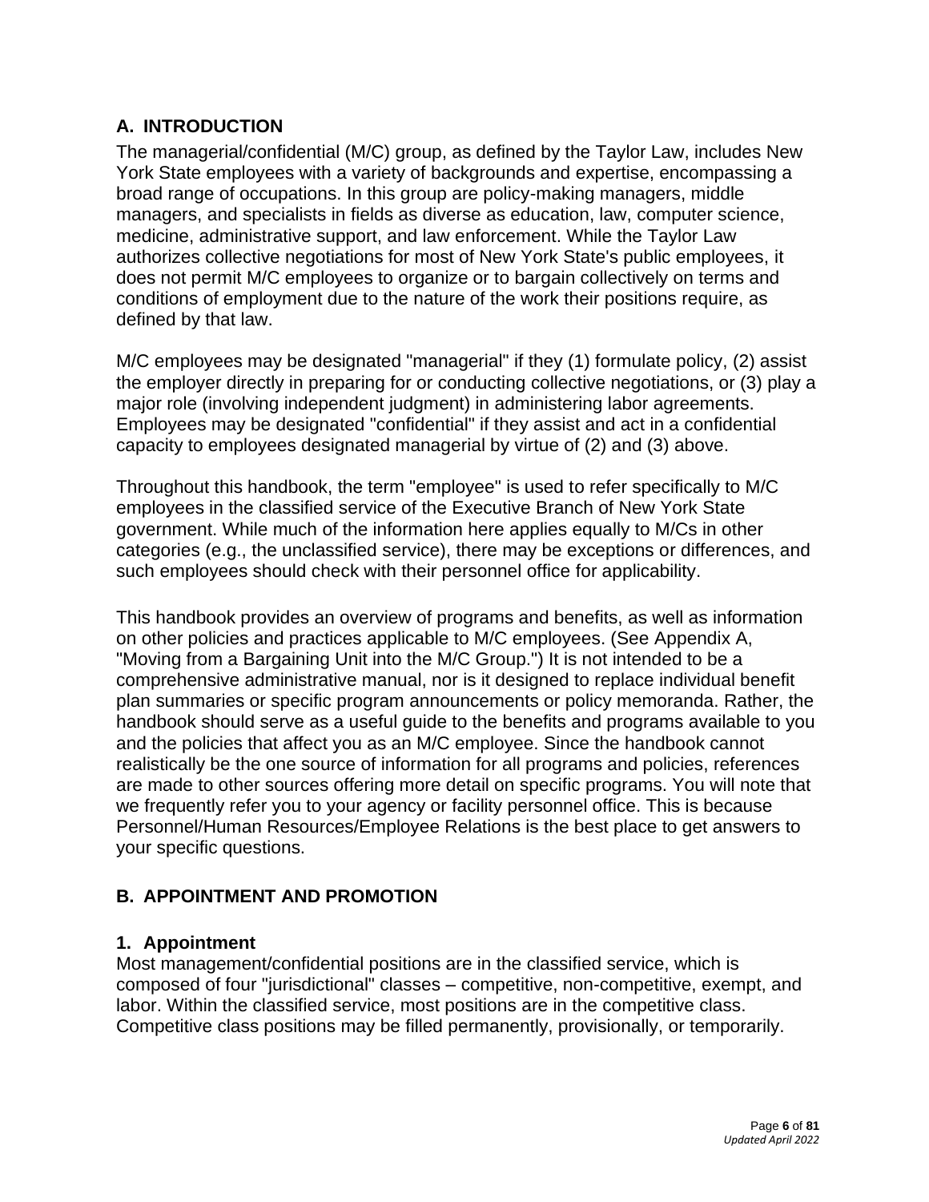## A. INTRODUCTION

The managerial/confidential (M/C) group, as defined by the Taylor Law, includes New York State employees with a variety of backgrounds and expertise, encompassing a broad range of occupations. In this group are policy-making managers, middle managers, and specialists in fields as diverse as education, law, computer science, medicine, administrative support, and law enforcement. While the Taylor Law authorizes collective negotiations for most of New York State's public employees, it does not permit M/C employees to organize or to bargain collectively on terms and conditions of employment due to the nature of the work their positions require, as defined by that law.

M/C employees may be designated "managerial" if they (1) formulate policy, (2) assist the employer directly in preparing for or conducting collective negotiations, or (3) play a major role (involving independent judgment) in administering labor agreements. Employees may be designated "confidential" if they assist and act in a confidential capacity to employees designated managerial by virtue of (2) and (3) above.

Throughout this handbook, the term "employee" is used to refer specifically to M/C employees in the classified service of the Executive Branch of New York State government. While much of the information here applies equally to M/Cs in other categories (e.g., the unclassified service), there may be exceptions or differences, and such employees should check with their personnel office for applicability.

This handbook provides an overview of programs and benefits, as well as information on other policies and practices applicable to M/C employees. (See Appendix A, "Moving from a Bargaining Unit into the M/C Group.") It is not intended to be a comprehensive administrative manual, nor is it designed to replace individual benefit plan summaries or specific program announcements or policy memoranda. Rather, the handbook should serve as a useful guide to the benefits and programs available to you and the policies that affect you as an M/C employee. Since the handbook cannot realistically be the one source of information for all programs and policies, references are made to other sources offering more detail on specific programs. You will note that we frequently refer you to your agency or facility personnel office. This is because Personnel/Human Resources/Employee Relations is the best place to get answers to your specific questions.

## B. APPOINTMENT AND PROMOTION

### 1. Appointment

Most management/confidential positions are in the classified service, which is composed of four "jurisdictional" classes – competitive, non-competitive, exempt, and labor. Within the classified service, most positions are in the competitive class. Competitive class positions may be filled permanently, provisionally, or temporarily.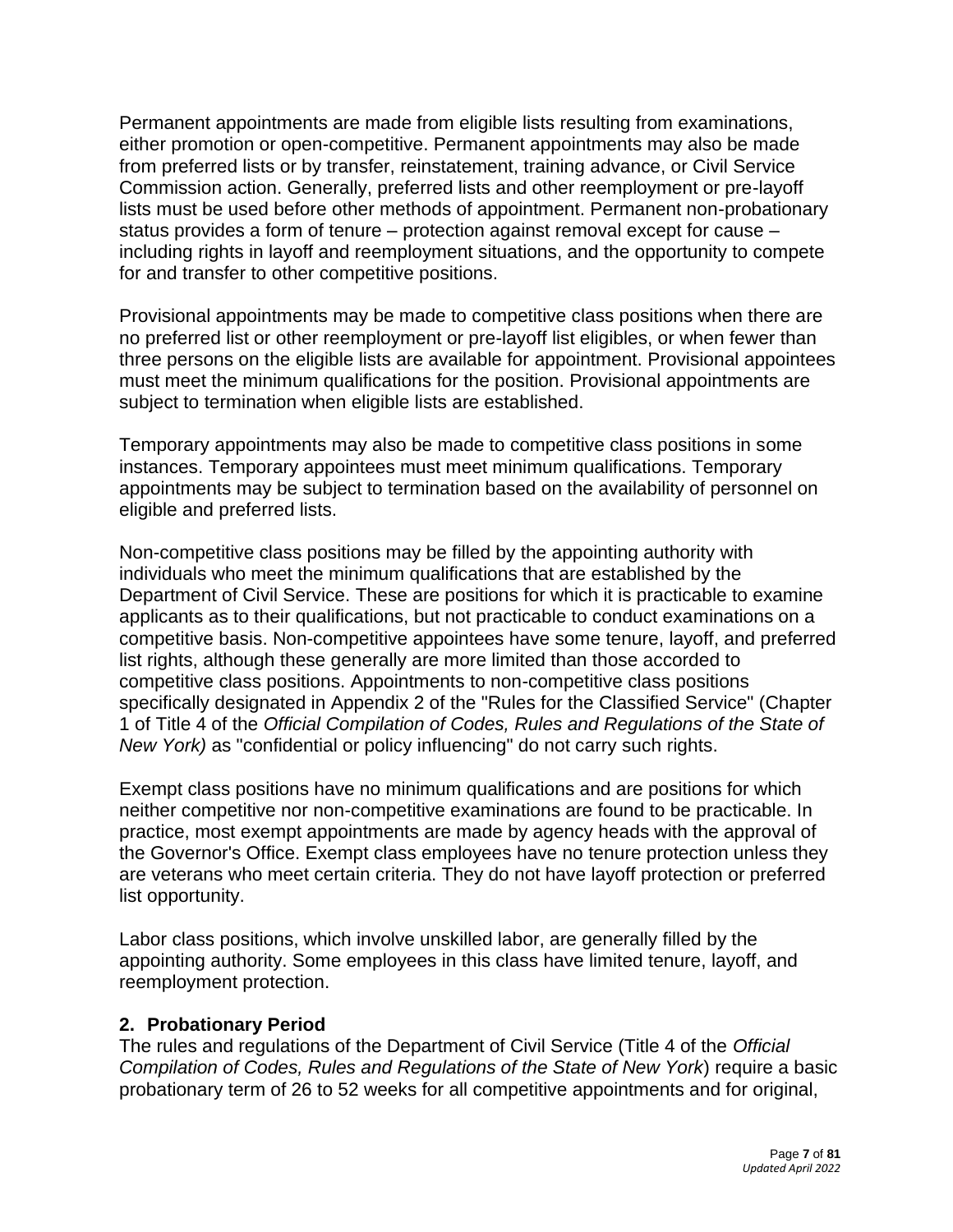Permanent appointments are made from eligible lists resulting from examinations, either promotion or open-competitive. Permanent appointments may also be made from preferred lists or by transfer, reinstatement, training advance, or Civil Service Commission action. Generally, preferred lists and other reemployment or pre-layoff lists must be used before other methods of appointment. Permanent non-probationary status provides a form of tenure – protection against removal except for cause – including rights in layoff and reemployment situations, and the opportunity to compete for and transfer to other competitive positions.

Provisional appointments may be made to competitive class positions when there are no preferred list or other reemployment or pre-layoff list eligibles, or when fewer than three persons on the eligible lists are available for appointment. Provisional appointees must meet the minimum qualifications for the position. Provisional appointments are subject to termination when eligible lists are established.

Temporary appointments may also be made to competitive class positions in some instances. Temporary appointees must meet minimum qualifications. Temporary appointments may be subject to termination based on the availability of personnel on eligible and preferred lists.

Non-competitive class positions may be filled by the appointing authority with individuals who meet the minimum qualifications that are established by the Department of Civil Service. These are positions for which it is practicable to examine applicants as to their qualifications, but not practicable to conduct examinations on a competitive basis. Non-competitive appointees have some tenure, layoff, and preferred list rights, although these generally are more limited than those accorded to competitive class positions. Appointments to non-competitive class positions specifically designated in Appendix 2 of the "Rules for the Classified Service" (Chapter 1 of Title 4 of the *Official Compilation of Codes, Rules and Regulations of the State of New York)* as "confidential or policy influencing" do not carry such rights.

Exempt class positions have no minimum qualifications and are positions for which neither competitive nor non-competitive examinations are found to be practicable. In practice, most exempt appointments are made by agency heads with the approval of the Governor's Office. Exempt class employees have no tenure protection unless they are veterans who meet certain criteria. They do not have layoff protection or preferred list opportunity.

Labor class positions, which involve unskilled labor, are generally filled by the appointing authority. Some employees in this class have limited tenure, layoff, and reemployment protection.

### 2. Probationary Period

The rules and regulations of the Department of Civil Service (Title 4 of the *Official Compilation of Codes, Rules and Regulations of the State of New York*) require a basic probationary term of 26 to 52 weeks for all competitive appointments and for original,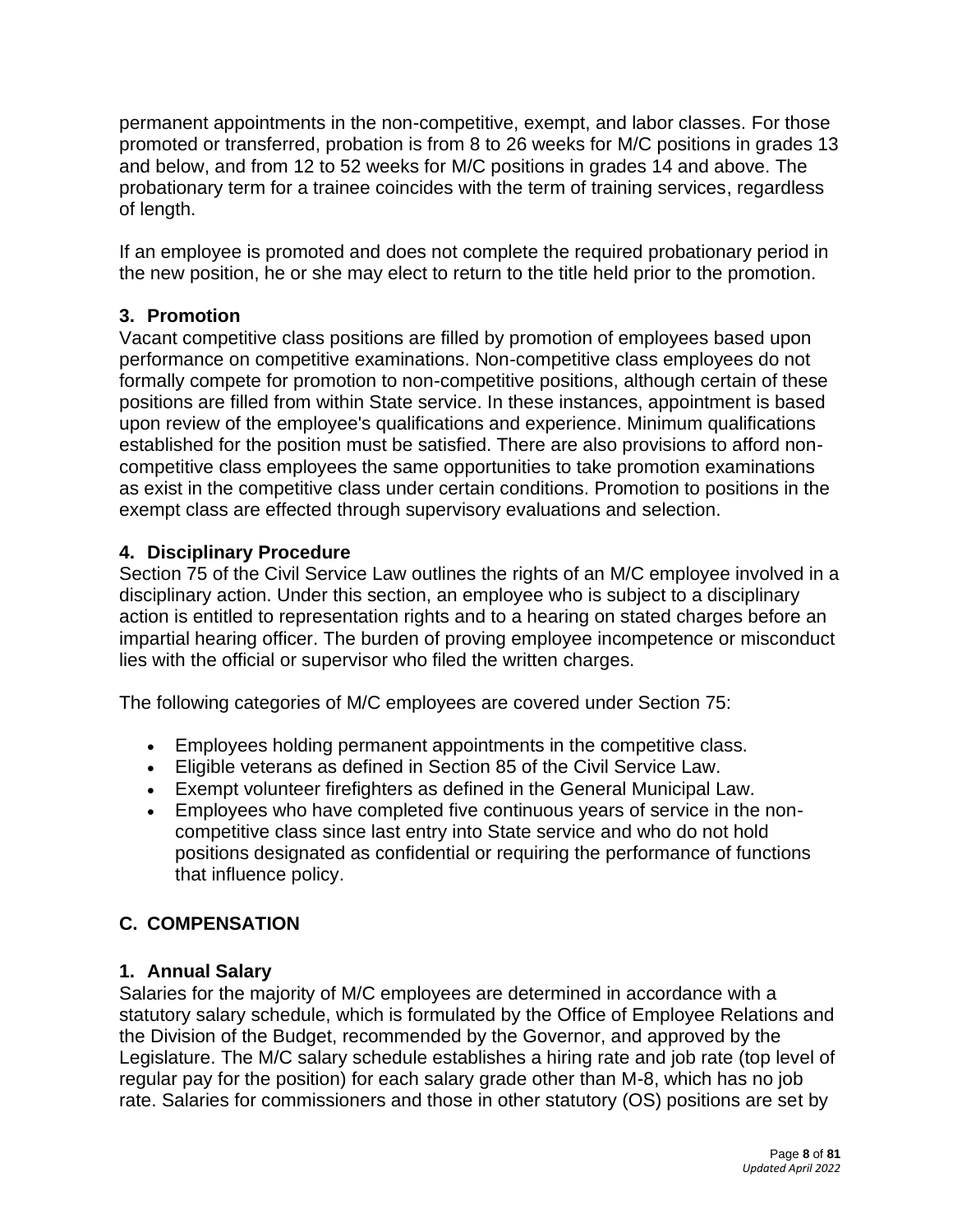permanent appointments in the non-competitive, exempt, and labor classes. For those promoted or transferred, probation is from 8 to 26 weeks for M/C positions in grades 13 and below, and from 12 to 52 weeks for M/C positions in grades 14 and above. The probationary term for a trainee coincides with the term of training services, regardless of length.

If an employee is promoted and does not complete the required probationary period in the new position, he or she may elect to return to the title held prior to the promotion.

### 3. Promotion

Vacant competitive class positions are filled by promotion of employees based upon performance on competitive examinations. Non-competitive class employees do not formally compete for promotion to non-competitive positions, although certain of these positions are filled from within State service. In these instances, appointment is based upon review of the employee's qualifications and experience. Minimum qualifications established for the position must be satisfied. There are also provisions to afford non-competitive class employees the same opportunities to take promotion examinations as exist in the competitive class under certain conditions. Promotion to positions in the exempt class are effected through supervisory evaluations and selection.

### 4. Disciplinary Procedure

Section 75 of the Civil Service Law outlines the rights of an M/C employee involved in a disciplinary action. Under this section, an employee who is subject to a disciplinary action is entitled to representation rights and to a hearing on stated charges before an impartial hearing officer. The burden of proving employee incompetence or misconduct lies with the official or supervisor who filed the written charges.

The following categories of M/C employees are covered under Section 75:

- Employees holding permanent appointments in the competitive class.
- Eligible veterans as defined in Section 85 of the Civil Service Law.
- Exempt volunteer firefighters as defined in the General Municipal Law.
- Employees who have completed five continuous years of service in the non-competitive class since last entry into State service and who do not hold positions designated as confidential or requiring the performance of functions that influence policy.

## C. COMPENSATION

### 1. Annual Salary

Salaries for the majority of M/C employees are determined in accordance with a statutory salary schedule, which is formulated by the Office of Employee Relations and the Division of the Budget, recommended by the Governor, and approved by the Legislature. The M/C salary schedule establishes a hiring rate and job rate (top level of regular pay for the position) for each salary grade other than M-8, which has no job rate. Salaries for commissioners and those in other statutory (OS) positions are set by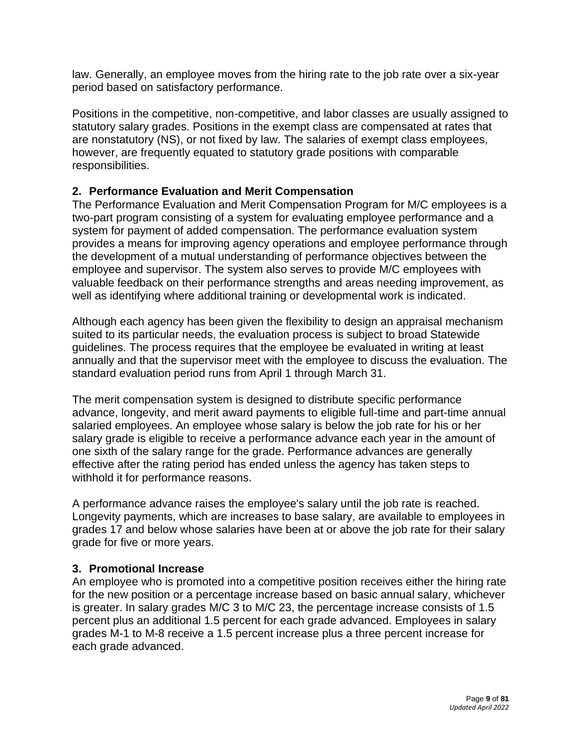law. Generally, an employee moves from the hiring rate to the job rate over a six-year period based on satisfactory performance.

Positions in the competitive, non-competitive, and labor classes are usually assigned to statutory salary grades. Positions in the exempt class are compensated at rates that are nonstatutory (NS), or not fixed by law. The salaries of exempt class employees, however, are frequently equated to statutory grade positions with comparable responsibilities.

### 2. Performance Evaluation and Merit Compensation

The Performance Evaluation and Merit Compensation Program for M/C employees is a two-part program consisting of a system for evaluating employee performance and a system for payment of added compensation. The performance evaluation system provides a means for improving agency operations and employee performance through the development of a mutual understanding of performance objectives between the employee and supervisor. The system also serves to provide M/C employees with valuable feedback on their performance strengths and areas needing improvement, as well as identifying where additional training or developmental work is indicated.

Although each agency has been given the flexibility to design an appraisal mechanism suited to its particular needs, the evaluation process is subject to broad Statewide guidelines. The process requires that the employee be evaluated in writing at least annually and that the supervisor meet with the employee to discuss the evaluation. The standard evaluation period runs from April 1 through March 31.

The merit compensation system is designed to distribute specific performance advance, longevity, and merit award payments to eligible full-time and part-time annual salaried employees. An employee whose salary is below the job rate for his or her salary grade is eligible to receive a performance advance each year in the amount of one sixth of the salary range for the grade. Performance advances are generally effective after the rating period has ended unless the agency has taken steps to withhold it for performance reasons.

A performance advance raises the employee's salary until the job rate is reached. Longevity payments, which are increases to base salary, are available to employees in grades 17 and below whose salaries have been at or above the job rate for their salary grade for five or more years.

### 3. Promotional Increase

An employee who is promoted into a competitive position receives either the hiring rate for the new position or a percentage increase based on basic annual salary, whichever is greater. In salary grades M/C 3 to M/C 23, the percentage increase consists of 1.5 percent plus an additional 1.5 percent for each grade advanced. Employees in salary grades M-1 to M-8 receive a 1.5 percent increase plus a three percent increase for each grade advanced.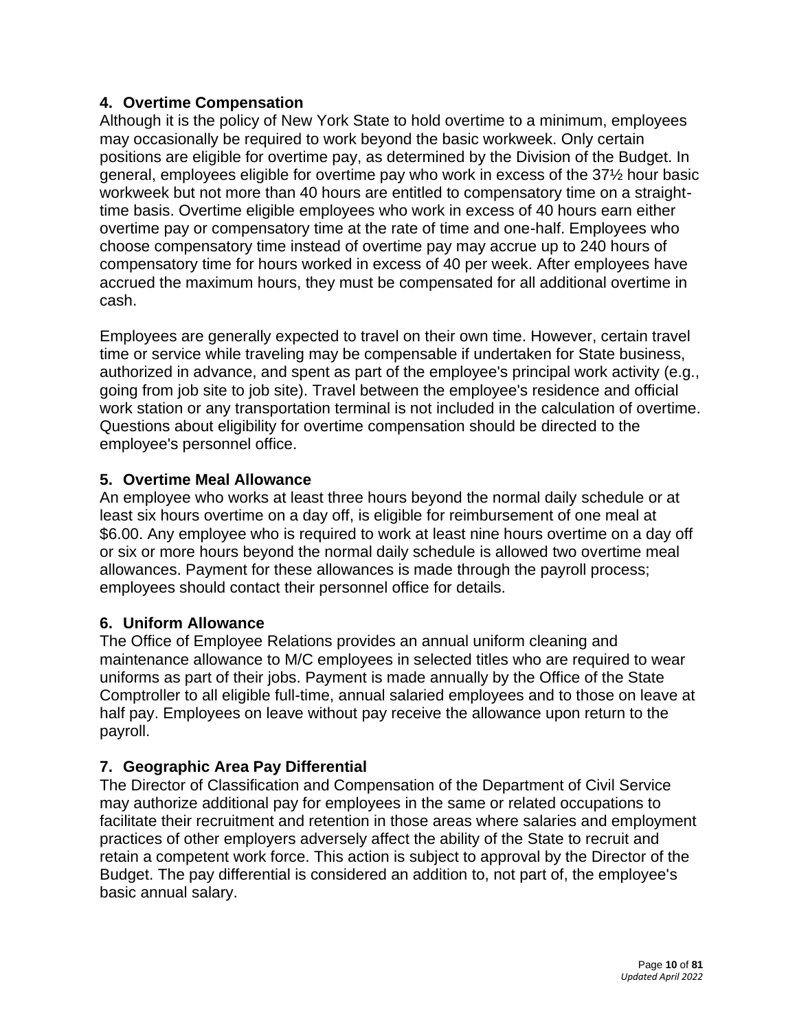### 4. Overtime Compensation

Although it is the policy of New York State to hold overtime to a minimum, employees may occasionally be required to work beyond the basic workweek. Only certain positions are eligible for overtime pay, as determined by the Division of the Budget. In general, employees eligible for overtime pay who work in excess of the 37½ hour basic workweek but not more than 40 hours are entitled to compensatory time on a straight-time basis. Overtime eligible employees who work in excess of 40 hours earn either overtime pay or compensatory time at the rate of time and one-half. Employees who choose compensatory time instead of overtime pay may accrue up to 240 hours of compensatory time for hours worked in excess of 40 per week. After employees have accrued the maximum hours, they must be compensated for all additional overtime in cash.

Employees are generally expected to travel on their own time. However, certain travel time or service while traveling may be compensable if undertaken for State business, authorized in advance, and spent as part of the employee's principal work activity (e.g., going from job site to job site). Travel between the employee's residence and official work station or any transportation terminal is not included in the calculation of overtime. Questions about eligibility for overtime compensation should be directed to the employee's personnel office.

### 5. Overtime Meal Allowance

An employee who works at least three hours beyond the normal daily schedule or at least six hours overtime on a day off, is eligible for reimbursement of one meal at $6.00. Any employee who is required to work at least nine hours overtime on a day off or six or more hours beyond the normal daily schedule is allowed two overtime meal allowances. Payment for these allowances is made through the payroll process; employees should contact their personnel office for details.

### 6. Uniform Allowance

The Office of Employee Relations provides an annual uniform cleaning and maintenance allowance to M/C employees in selected titles who are required to wear uniforms as part of their jobs. Payment is made annually by the Office of the State Comptroller to all eligible full-time, annual salaried employees and to those on leave at half pay. Employees on leave without pay receive the allowance upon return to the payroll.

### 7. Geographic Area Pay Differential

The Director of Classification and Compensation of the Department of Civil Service may authorize additional pay for employees in the same or related occupations to facilitate their recruitment and retention in those areas where salaries and employment practices of other employers adversely affect the ability of the State to recruit and retain a competent work force. This action is subject to approval by the Director of the Budget. The pay differential is considered an addition to, not part of, the employee's basic annual salary.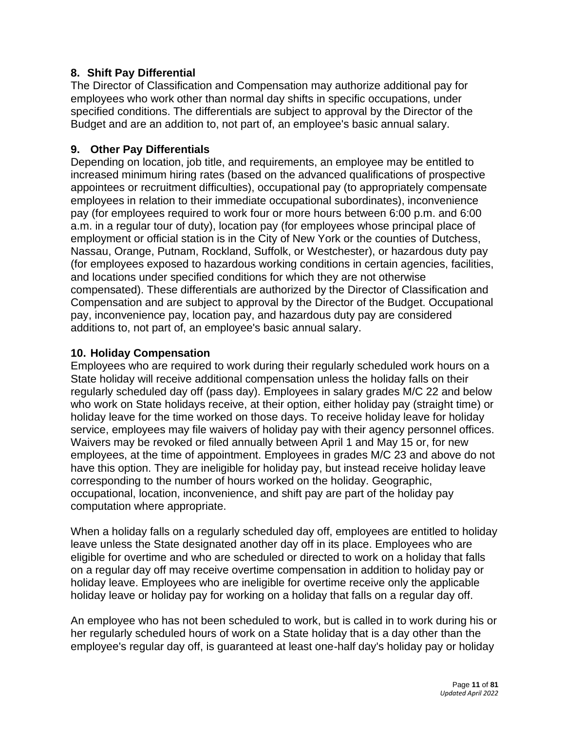## 8. Shift Pay Differential

The Director of Classification and Compensation may authorize additional pay for employees who work other than normal day shifts in specific occupations, under specified conditions. The differentials are subject to approval by the Director of the Budget and are an addition to, not part of, an employee's basic annual salary.

## 9. Other Pay Differentials

Depending on location, job title, and requirements, an employee may be entitled to increased minimum hiring rates (based on the advanced qualifications of prospective appointees or recruitment difficulties), occupational pay (to appropriately compensate employees in relation to their immediate occupational subordinates), inconvenience pay (for employees required to work four or more hours between 6:00 p.m. and 6:00 a.m. in a regular tour of duty), location pay (for employees whose principal place of employment or official station is in the City of New York or the counties of Dutchess, Nassau, Orange, Putnam, Rockland, Suffolk, or Westchester), or hazardous duty pay (for employees exposed to hazardous working conditions in certain agencies, facilities, and locations under specified conditions for which they are not otherwise compensated). These differentials are authorized by the Director of Classification and Compensation and are subject to approval by the Director of the Budget. Occupational pay, inconvenience pay, location pay, and hazardous duty pay are considered additions to, not part of, an employee's basic annual salary.

## 10. Holiday Compensation

Employees who are required to work during their regularly scheduled work hours on a State holiday will receive additional compensation unless the holiday falls on their regularly scheduled day off (pass day). Employees in salary grades M/C 22 and below who work on State holidays receive, at their option, either holiday pay (straight time) or holiday leave for the time worked on those days. To receive holiday leave for holiday service, employees may file waivers of holiday pay with their agency personnel offices. Waivers may be revoked or filed annually between April 1 and May 15 or, for new employees, at the time of appointment. Employees in grades M/C 23 and above do not have this option. They are ineligible for holiday pay, but instead receive holiday leave corresponding to the number of hours worked on the holiday. Geographic, occupational, location, inconvenience, and shift pay are part of the holiday pay computation where appropriate.

When a holiday falls on a regularly scheduled day off, employees are entitled to holiday leave unless the State designated another day off in its place. Employees who are eligible for overtime and who are scheduled or directed to work on a holiday that falls on a regular day off may receive overtime compensation in addition to holiday pay or holiday leave. Employees who are ineligible for overtime receive only the applicable holiday leave or holiday pay for working on a holiday that falls on a regular day off.

An employee who has not been scheduled to work, but is called in to work during his or her regularly scheduled hours of work on a State holiday that is a day other than the employee's regular day off, is guaranteed at least one-half day's holiday pay or holiday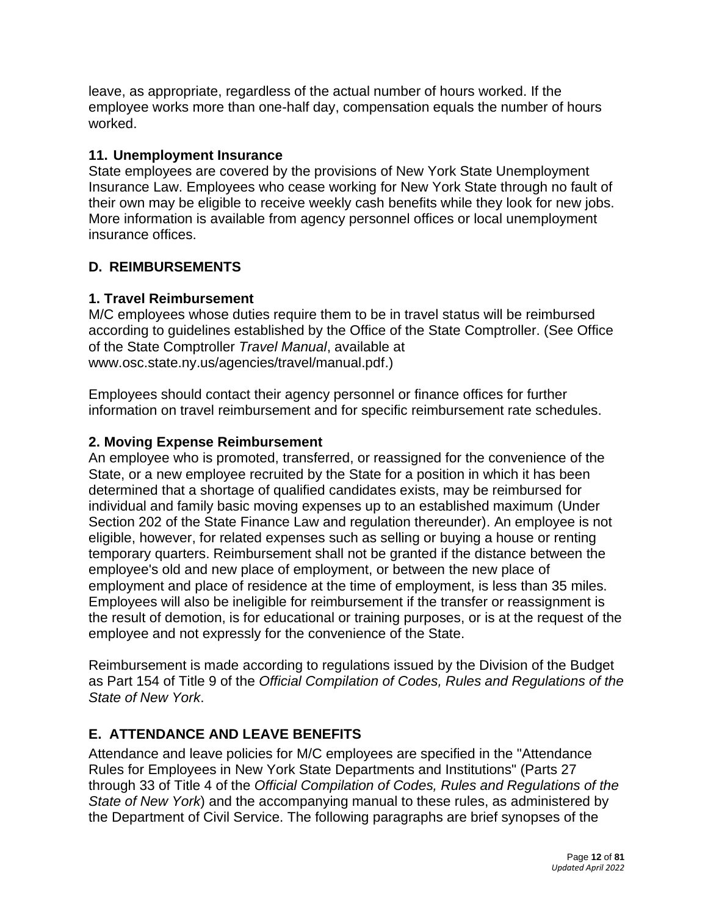leave, as appropriate, regardless of the actual number of hours worked. If the employee works more than one-half day, compensation equals the number of hours worked.

### 11. Unemployment Insurance

State employees are covered by the provisions of New York State Unemployment Insurance Law. Employees who cease working for New York State through no fault of their own may be eligible to receive weekly cash benefits while they look for new jobs. More information is available from agency personnel offices or local unemployment insurance offices.

## D. REIMBURSEMENTS

### 1. Travel Reimbursement

M/C employees whose duties require them to be in travel status will be reimbursed according to guidelines established by the Office of the State Comptroller. (See Office of the State Comptroller *Travel Manual*, available at www.osc.state.ny.us/agencies/travel/manual.pdf.)

Employees should contact their agency personnel or finance offices for further information on travel reimbursement and for specific reimbursement rate schedules.

### 2. Moving Expense Reimbursement

An employee who is promoted, transferred, or reassigned for the convenience of the State, or a new employee recruited by the State for a position in which it has been determined that a shortage of qualified candidates exists, may be reimbursed for individual and family basic moving expenses up to an established maximum (Under Section 202 of the State Finance Law and regulation thereunder). An employee is not eligible, however, for related expenses such as selling or buying a house or renting temporary quarters. Reimbursement shall not be granted if the distance between the employee's old and new place of employment, or between the new place of employment and place of residence at the time of employment, is less than 35 miles. Employees will also be ineligible for reimbursement if the transfer or reassignment is the result of demotion, is for educational or training purposes, or is at the request of the employee and not expressly for the convenience of the State.

Reimbursement is made according to regulations issued by the Division of the Budget as Part 154 of Title 9 of the *Official Compilation of Codes, Rules and Regulations of the State of New York*.

## E. ATTENDANCE AND LEAVE BENEFITS

Attendance and leave policies for M/C employees are specified in the "Attendance Rules for Employees in New York State Departments and Institutions" (Parts 27 through 33 of Title 4 of the *Official Compilation of Codes, Rules and Regulations of the State of New York*) and the accompanying manual to these rules, as administered by the Department of Civil Service. The following paragraphs are brief synopses of the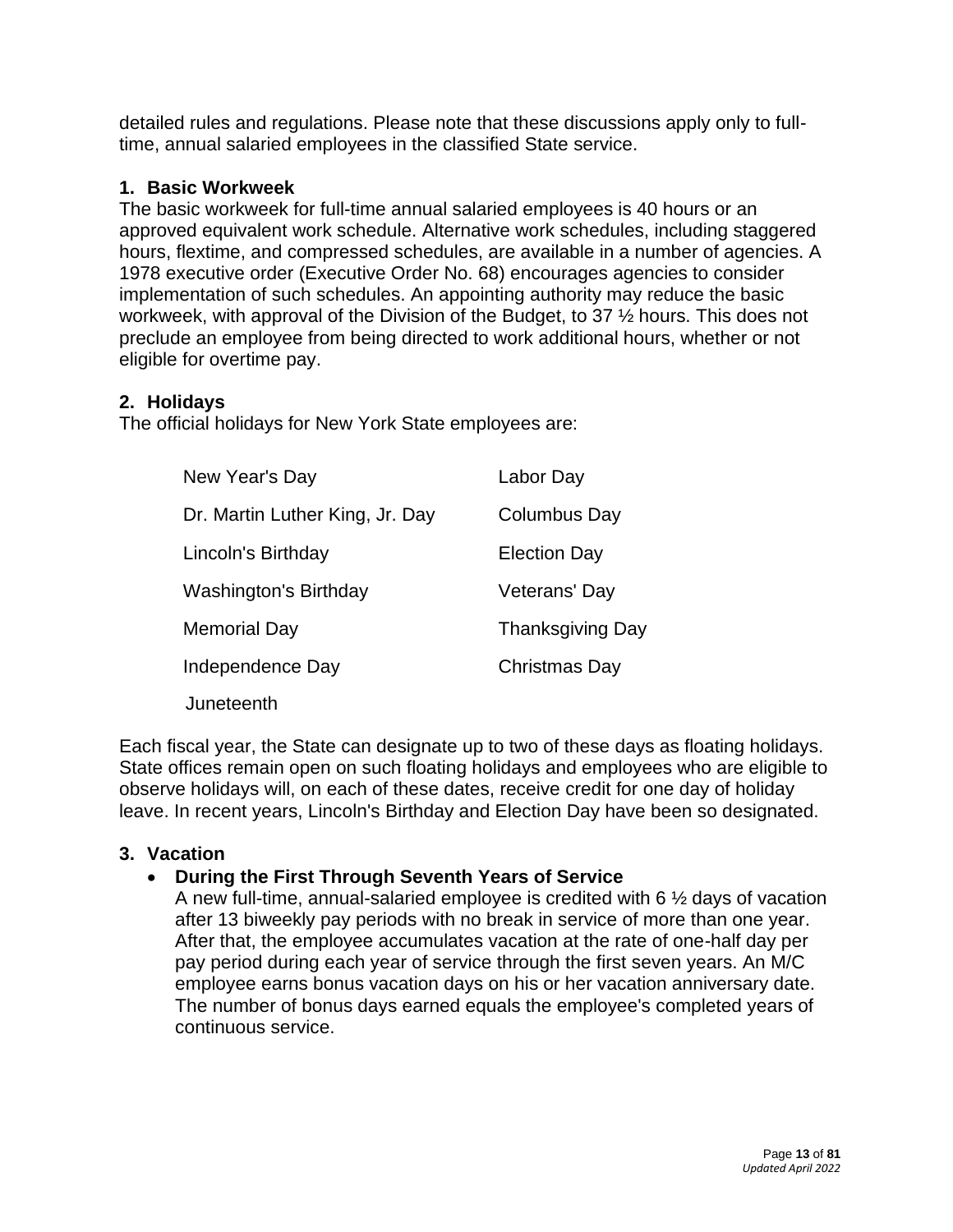detailed rules and regulations. Please note that these discussions apply only to full-time, annual salaried employees in the classified State service.

### 1. Basic Workweek

The basic workweek for full-time annual salaried employees is 40 hours or an approved equivalent work schedule. Alternative work schedules, including staggered hours, flextime, and compressed schedules, are available in a number of agencies. A 1978 executive order (Executive Order No. 68) encourages agencies to consider implementation of such schedules. An appointing authority may reduce the basic workweek, with approval of the Division of the Budget, to 37 ½ hours. This does not preclude an employee from being directed to work additional hours, whether or not eligible for overtime pay.

### 2. Holidays

The official holidays for New York State employees are:

| | |
|---|---|
| New Year's Day | Labor Day |
| Dr. Martin Luther King, Jr. Day | Columbus Day |
| Lincoln's Birthday | Election Day |
| Washington's Birthday | Veterans' Day |
| Memorial Day | Thanksgiving Day |
| Independence Day | Christmas Day |
| Juneteenth | |

Each fiscal year, the State can designate up to two of these days as floating holidays. State offices remain open on such floating holidays and employees who are eligible to observe holidays will, on each of these dates, receive credit for one day of holiday leave. In recent years, Lincoln's Birthday and Election Day have been so designated.

### 3. Vacation

- **During the First Through Seventh Years of Service**

  A new full-time, annual-salaried employee is credited with 6 ½ days of vacation after 13 biweekly pay periods with no break in service of more than one year. After that, the employee accumulates vacation at the rate of one-half day per pay period during each year of service through the first seven years. An M/C employee earns bonus vacation days on his or her vacation anniversary date. The number of bonus days earned equals the employee's completed years of continuous service.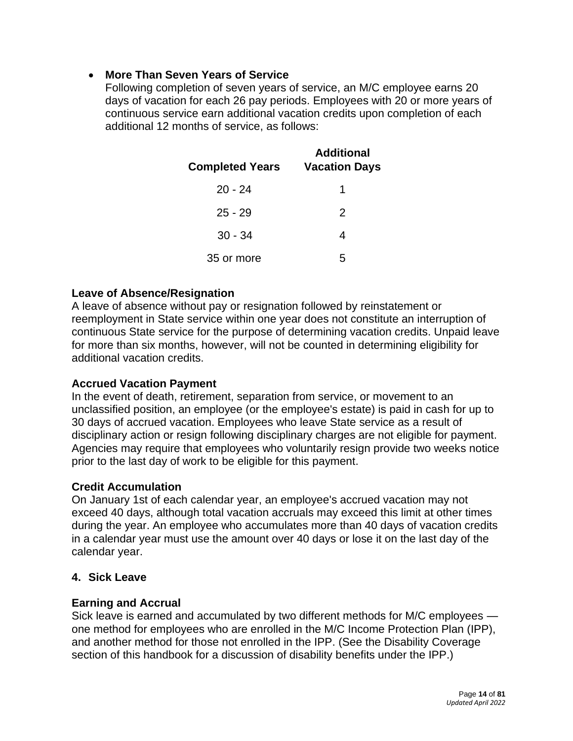- **More Than Seven Years of Service**
  Following completion of seven years of service, an M/C employee earns 20 days of vacation for each 26 pay periods. Employees with 20 or more years of continuous service earn additional vacation credits upon completion of each additional 12 months of service, as follows:

| Completed Years | Additional Vacation Days |
|---|---|
| 20 - 24 | 1 |
| 25 - 29 | 2 |
| 30 - 34 | 4 |
| 35 or more | 5 |

**Leave of Absence/Resignation**
A leave of absence without pay or resignation followed by reinstatement or reemployment in State service within one year does not constitute an interruption of continuous State service for the purpose of determining vacation credits. Unpaid leave for more than six months, however, will not be counted in determining eligibility for additional vacation credits.

**Accrued Vacation Payment**
In the event of death, retirement, separation from service, or movement to an unclassified position, an employee (or the employee's estate) is paid in cash for up to 30 days of accrued vacation. Employees who leave State service as a result of disciplinary action or resign following disciplinary charges are not eligible for payment. Agencies may require that employees who voluntarily resign provide two weeks notice prior to the last day of work to be eligible for this payment.

**Credit Accumulation**
On January 1st of each calendar year, an employee's accrued vacation may not exceed 40 days, although total vacation accruals may exceed this limit at other times during the year. An employee who accumulates more than 40 days of vacation credits in a calendar year must use the amount over 40 days or lose it on the last day of the calendar year.

## 4. Sick Leave

**Earning and Accrual**
Sick leave is earned and accumulated by two different methods for M/C employees — one method for employees who are enrolled in the M/C Income Protection Plan (IPP), and another method for those not enrolled in the IPP. (See the Disability Coverage section of this handbook for a discussion of disability benefits under the IPP.)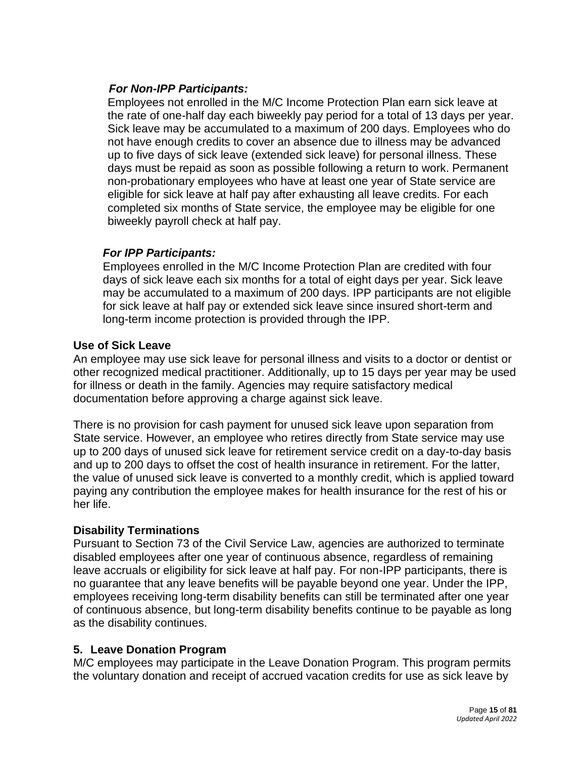***For Non-IPP Participants:***

Employees not enrolled in the M/C Income Protection Plan earn sick leave at the rate of one-half day each biweekly pay period for a total of 13 days per year. Sick leave may be accumulated to a maximum of 200 days. Employees who do not have enough credits to cover an absence due to illness may be advanced up to five days of sick leave (extended sick leave) for personal illness. These days must be repaid as soon as possible following a return to work. Permanent non-probationary employees who have at least one year of State service are eligible for sick leave at half pay after exhausting all leave credits. For each completed six months of State service, the employee may be eligible for one biweekly payroll check at half pay.

***For IPP Participants:***

Employees enrolled in the M/C Income Protection Plan are credited with four days of sick leave each six months for a total of eight days per year. Sick leave may be accumulated to a maximum of 200 days. IPP participants are not eligible for sick leave at half pay or extended sick leave since insured short-term and long-term income protection is provided through the IPP.

**Use of Sick Leave**

An employee may use sick leave for personal illness and visits to a doctor or dentist or other recognized medical practitioner. Additionally, up to 15 days per year may be used for illness or death in the family. Agencies may require satisfactory medical documentation before approving a charge against sick leave.

There is no provision for cash payment for unused sick leave upon separation from State service. However, an employee who retires directly from State service may use up to 200 days of unused sick leave for retirement service credit on a day-to-day basis and up to 200 days to offset the cost of health insurance in retirement. For the latter, the value of unused sick leave is converted to a monthly credit, which is applied toward paying any contribution the employee makes for health insurance for the rest of his or her life.

**Disability Terminations**

Pursuant to Section 73 of the Civil Service Law, agencies are authorized to terminate disabled employees after one year of continuous absence, regardless of remaining leave accruals or eligibility for sick leave at half pay. For non-IPP participants, there is no guarantee that any leave benefits will be payable beyond one year. Under the IPP, employees receiving long-term disability benefits can still be terminated after one year of continuous absence, but long-term disability benefits continue to be payable as long as the disability continues.

### 5. Leave Donation Program

M/C employees may participate in the Leave Donation Program. This program permits the voluntary donation and receipt of accrued vacation credits for use as sick leave by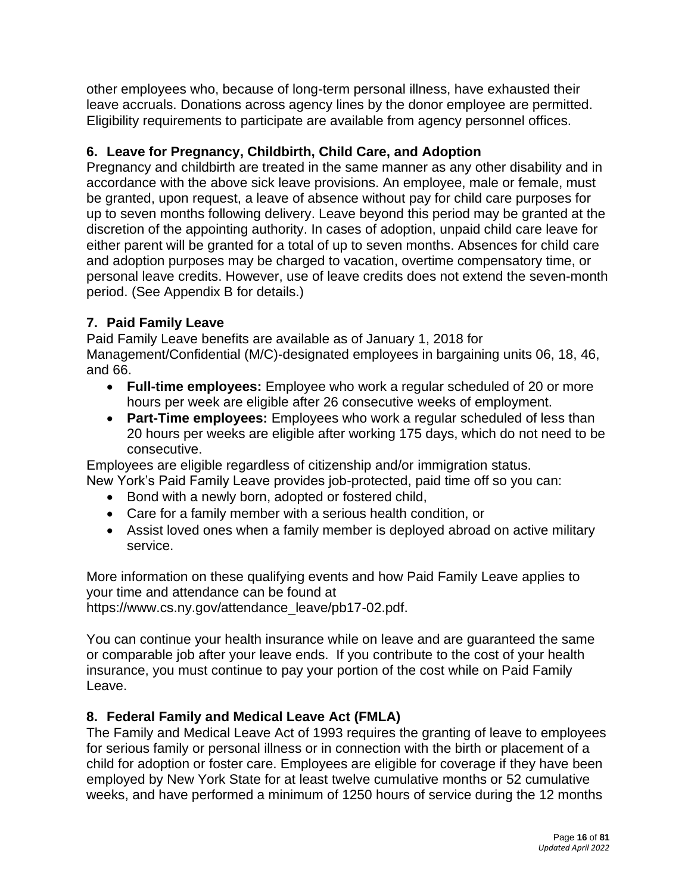other employees who, because of long-term personal illness, have exhausted their leave accruals. Donations across agency lines by the donor employee are permitted. Eligibility requirements to participate are available from agency personnel offices.

### 6. Leave for Pregnancy, Childbirth, Child Care, and Adoption

Pregnancy and childbirth are treated in the same manner as any other disability and in accordance with the above sick leave provisions. An employee, male or female, must be granted, upon request, a leave of absence without pay for child care purposes for up to seven months following delivery. Leave beyond this period may be granted at the discretion of the appointing authority. In cases of adoption, unpaid child care leave for either parent will be granted for a total of up to seven months. Absences for child care and adoption purposes may be charged to vacation, overtime compensatory time, or personal leave credits. However, use of leave credits does not extend the seven-month period. (See Appendix B for details.)

### 7. Paid Family Leave

Paid Family Leave benefits are available as of January 1, 2018 for Management/Confidential (M/C)-designated employees in bargaining units 06, 18, 46, and 66.

- **Full-time employees:** Employee who work a regular scheduled of 20 or more hours per week are eligible after 26 consecutive weeks of employment.
- **Part-Time employees:** Employees who work a regular scheduled of less than 20 hours per weeks are eligible after working 175 days, which do not need to be consecutive.

Employees are eligible regardless of citizenship and/or immigration status.
New York's Paid Family Leave provides job-protected, paid time off so you can:

- Bond with a newly born, adopted or fostered child,
- Care for a family member with a serious health condition, or
- Assist loved ones when a family member is deployed abroad on active military service.

More information on these qualifying events and how Paid Family Leave applies to your time and attendance can be found at https://www.cs.ny.gov/attendance_leave/pb17-02.pdf.

You can continue your health insurance while on leave and are guaranteed the same or comparable job after your leave ends. If you contribute to the cost of your health insurance, you must continue to pay your portion of the cost while on Paid Family Leave.

### 8. Federal Family and Medical Leave Act (FMLA)

The Family and Medical Leave Act of 1993 requires the granting of leave to employees for serious family or personal illness or in connection with the birth or placement of a child for adoption or foster care. Employees are eligible for coverage if they have been employed by New York State for at least twelve cumulative months or 52 cumulative weeks, and have performed a minimum of 1250 hours of service during the 12 months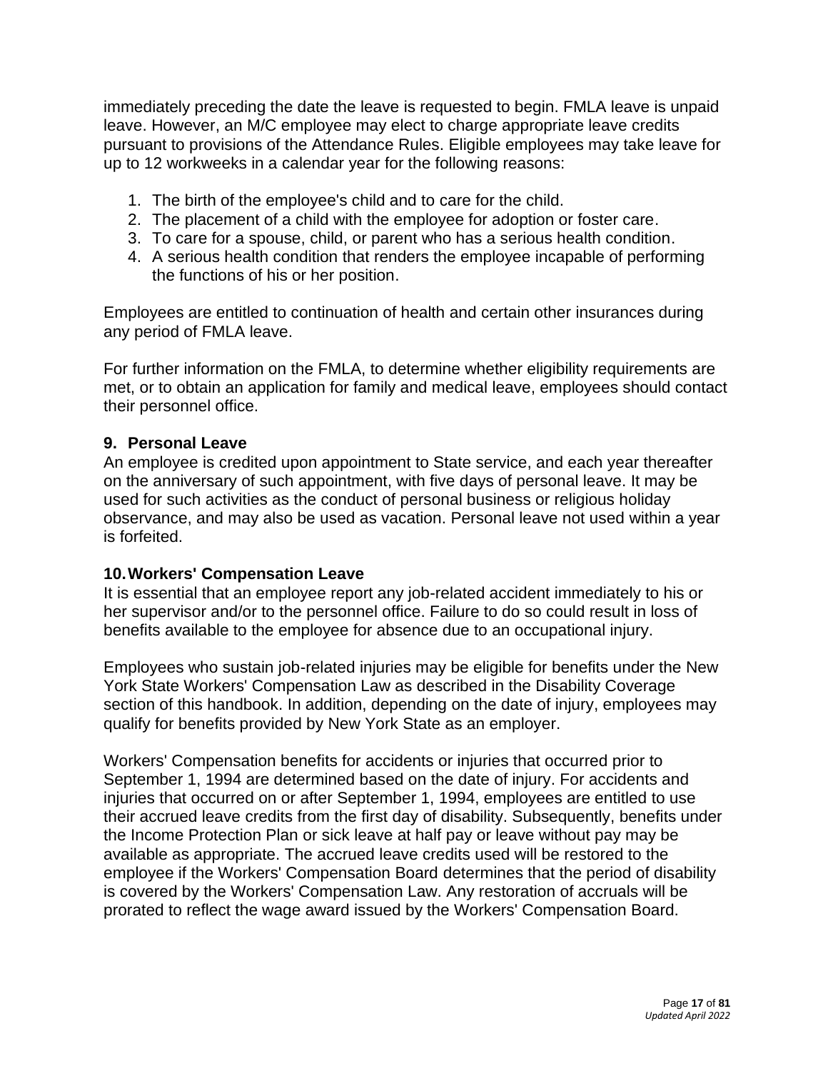immediately preceding the date the leave is requested to begin. FMLA leave is unpaid leave. However, an M/C employee may elect to charge appropriate leave credits pursuant to provisions of the Attendance Rules. Eligible employees may take leave for up to 12 workweeks in a calendar year for the following reasons:

1. The birth of the employee's child and to care for the child.
2. The placement of a child with the employee for adoption or foster care.
3. To care for a spouse, child, or parent who has a serious health condition.
4. A serious health condition that renders the employee incapable of performing the functions of his or her position.

Employees are entitled to continuation of health and certain other insurances during any period of FMLA leave.

For further information on the FMLA, to determine whether eligibility requirements are met, or to obtain an application for family and medical leave, employees should contact their personnel office.

### 9. Personal Leave

An employee is credited upon appointment to State service, and each year thereafter on the anniversary of such appointment, with five days of personal leave. It may be used for such activities as the conduct of personal business or religious holiday observance, and may also be used as vacation. Personal leave not used within a year is forfeited.

### 10. Workers' Compensation Leave

It is essential that an employee report any job-related accident immediately to his or her supervisor and/or to the personnel office. Failure to do so could result in loss of benefits available to the employee for absence due to an occupational injury.

Employees who sustain job-related injuries may be eligible for benefits under the New York State Workers' Compensation Law as described in the Disability Coverage section of this handbook. In addition, depending on the date of injury, employees may qualify for benefits provided by New York State as an employer.

Workers' Compensation benefits for accidents or injuries that occurred prior to September 1, 1994 are determined based on the date of injury. For accidents and injuries that occurred on or after September 1, 1994, employees are entitled to use their accrued leave credits from the first day of disability. Subsequently, benefits under the Income Protection Plan or sick leave at half pay or leave without pay may be available as appropriate. The accrued leave credits used will be restored to the employee if the Workers' Compensation Board determines that the period of disability is covered by the Workers' Compensation Law. Any restoration of accruals will be prorated to reflect the wage award issued by the Workers' Compensation Board.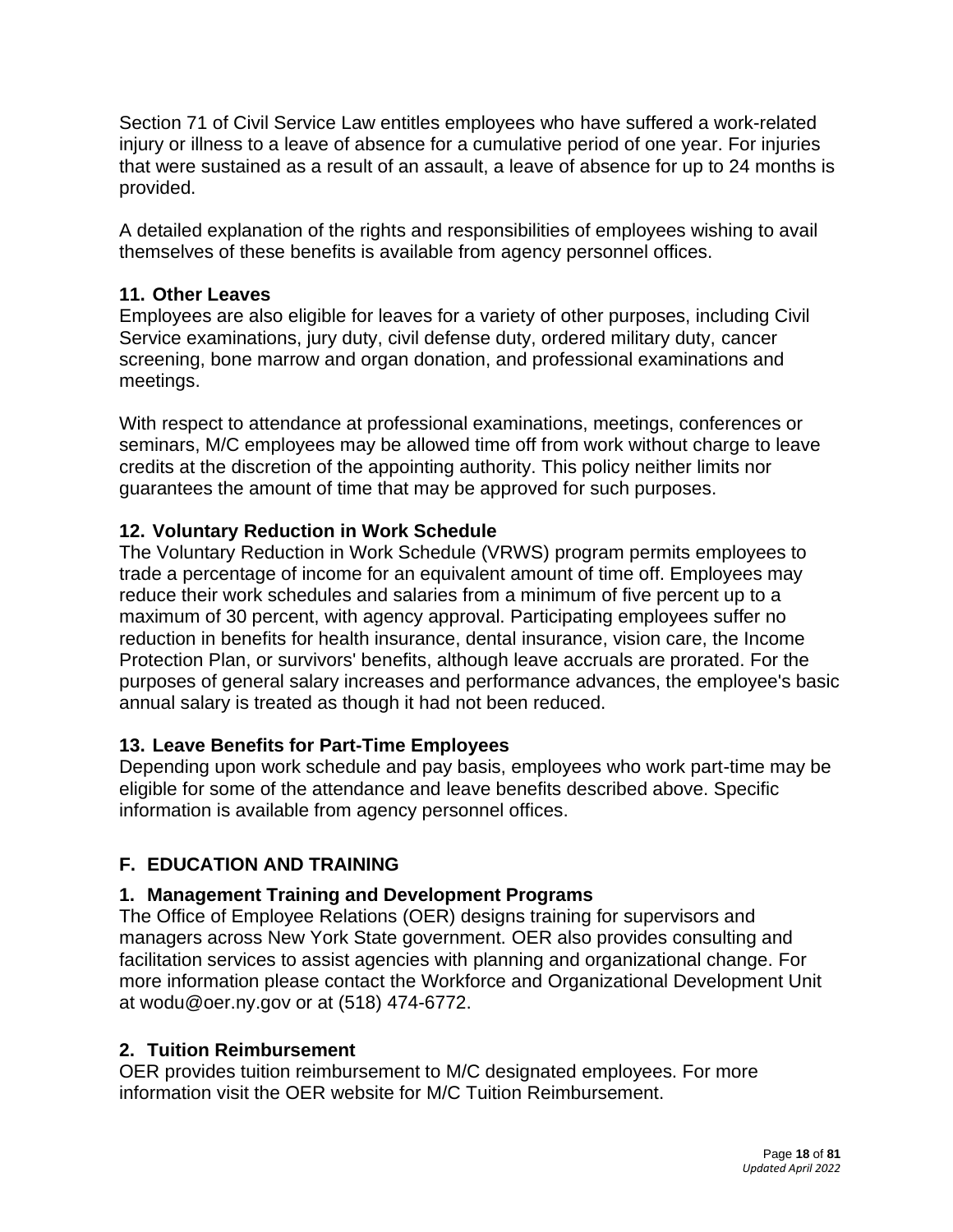Section 71 of Civil Service Law entitles employees who have suffered a work-related injury or illness to a leave of absence for a cumulative period of one year. For injuries that were sustained as a result of an assault, a leave of absence for up to 24 months is provided.

A detailed explanation of the rights and responsibilities of employees wishing to avail themselves of these benefits is available from agency personnel offices.

### 11. Other Leaves

Employees are also eligible for leaves for a variety of other purposes, including Civil Service examinations, jury duty, civil defense duty, ordered military duty, cancer screening, bone marrow and organ donation, and professional examinations and meetings.

With respect to attendance at professional examinations, meetings, conferences or seminars, M/C employees may be allowed time off from work without charge to leave credits at the discretion of the appointing authority. This policy neither limits nor guarantees the amount of time that may be approved for such purposes.

### 12. Voluntary Reduction in Work Schedule

The Voluntary Reduction in Work Schedule (VRWS) program permits employees to trade a percentage of income for an equivalent amount of time off. Employees may reduce their work schedules and salaries from a minimum of five percent up to a maximum of 30 percent, with agency approval. Participating employees suffer no reduction in benefits for health insurance, dental insurance, vision care, the Income Protection Plan, or survivors' benefits, although leave accruals are prorated. For the purposes of general salary increases and performance advances, the employee's basic annual salary is treated as though it had not been reduced.

### 13. Leave Benefits for Part-Time Employees

Depending upon work schedule and pay basis, employees who work part-time may be eligible for some of the attendance and leave benefits described above. Specific information is available from agency personnel offices.

## F. EDUCATION AND TRAINING

### 1. Management Training and Development Programs

The Office of Employee Relations (OER) designs training for supervisors and managers across New York State government. OER also provides consulting and facilitation services to assist agencies with planning and organizational change. For more information please contact the Workforce and Organizational Development Unit at wodu@oer.ny.gov or at (518) 474-6772.

### 2. Tuition Reimbursement

OER provides tuition reimbursement to M/C designated employees. For more information visit the OER website for M/C Tuition Reimbursement.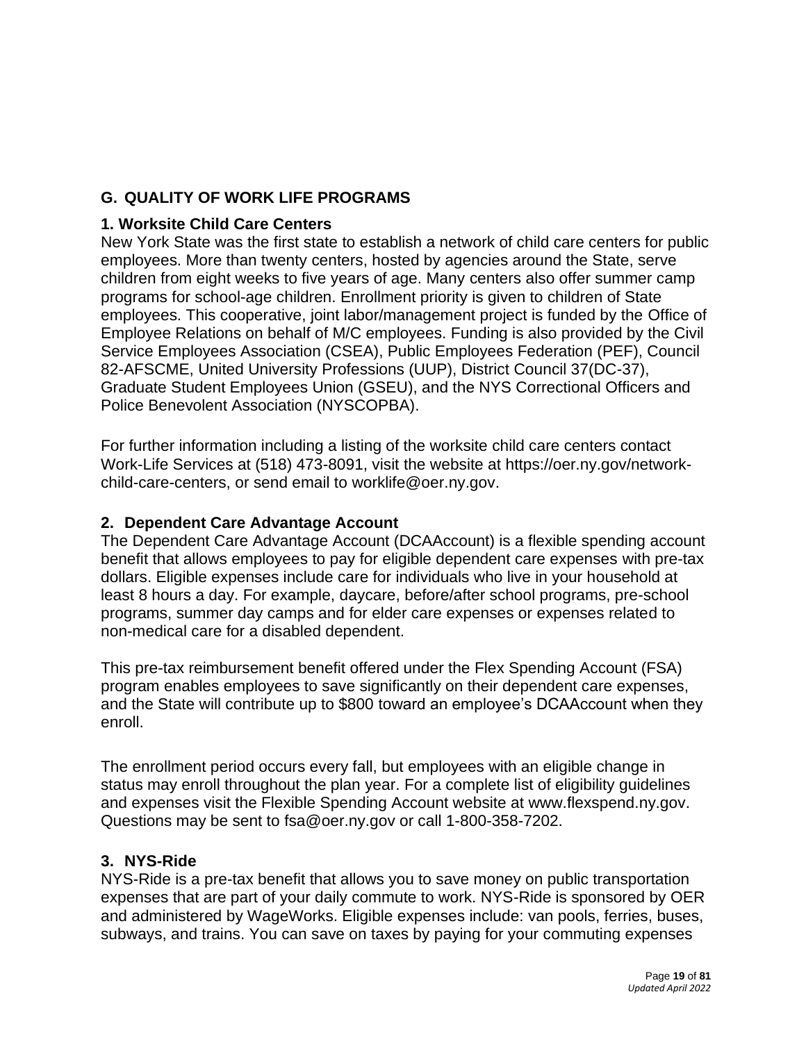## G. QUALITY OF WORK LIFE PROGRAMS

### 1. Worksite Child Care Centers

New York State was the first state to establish a network of child care centers for public employees. More than twenty centers, hosted by agencies around the State, serve children from eight weeks to five years of age. Many centers also offer summer camp programs for school-age children. Enrollment priority is given to children of State employees. This cooperative, joint labor/management project is funded by the Office of Employee Relations on behalf of M/C employees. Funding is also provided by the Civil Service Employees Association (CSEA), Public Employees Federation (PEF), Council 82-AFSCME, United University Professions (UUP), District Council 37(DC-37), Graduate Student Employees Union (GSEU), and the NYS Correctional Officers and Police Benevolent Association (NYSCOPBA).

For further information including a listing of the worksite child care centers contact Work-Life Services at (518) 473-8091, visit the website at https://oer.ny.gov/network-child-care-centers, or send email to worklife@oer.ny.gov.

### 2. Dependent Care Advantage Account

The Dependent Care Advantage Account (DCAAccount) is a flexible spending account benefit that allows employees to pay for eligible dependent care expenses with pre-tax dollars. Eligible expenses include care for individuals who live in your household at least 8 hours a day. For example, daycare, before/after school programs, pre-school programs, summer day camps and for elder care expenses or expenses related to non-medical care for a disabled dependent.

This pre-tax reimbursement benefit offered under the Flex Spending Account (FSA) program enables employees to save significantly on their dependent care expenses, and the State will contribute up to $800 toward an employee's DCAAccount when they enroll.

The enrollment period occurs every fall, but employees with an eligible change in status may enroll throughout the plan year. For a complete list of eligibility guidelines and expenses visit the Flexible Spending Account website at www.flexspend.ny.gov. Questions may be sent to fsa@oer.ny.gov or call 1-800-358-7202.

### 3. NYS-Ride

NYS-Ride is a pre-tax benefit that allows you to save money on public transportation expenses that are part of your daily commute to work. NYS-Ride is sponsored by OER and administered by WageWorks. Eligible expenses include: van pools, ferries, buses, subways, and trains. You can save on taxes by paying for your commuting expenses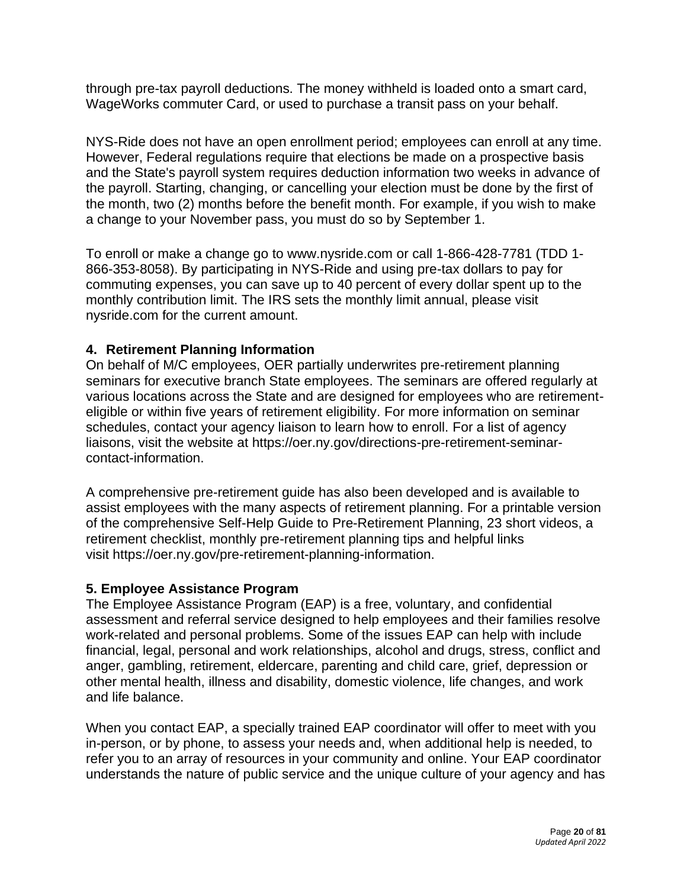through pre-tax payroll deductions. The money withheld is loaded onto a smart card, WageWorks commuter Card, or used to purchase a transit pass on your behalf.

NYS-Ride does not have an open enrollment period; employees can enroll at any time. However, Federal regulations require that elections be made on a prospective basis and the State's payroll system requires deduction information two weeks in advance of the payroll. Starting, changing, or cancelling your election must be done by the first of the month, two (2) months before the benefit month. For example, if you wish to make a change to your November pass, you must do so by September 1.

To enroll or make a change go to www.nysride.com or call 1-866-428-7781 (TDD 1-866-353-8058). By participating in NYS-Ride and using pre-tax dollars to pay for commuting expenses, you can save up to 40 percent of every dollar spent up to the monthly contribution limit. The IRS sets the monthly limit annual, please visit nysride.com for the current amount.

### 4. Retirement Planning Information

On behalf of M/C employees, OER partially underwrites pre-retirement planning seminars for executive branch State employees. The seminars are offered regularly at various locations across the State and are designed for employees who are retirement-eligible or within five years of retirement eligibility. For more information on seminar schedules, contact your agency liaison to learn how to enroll. For a list of agency liaisons, visit the website at https://oer.ny.gov/directions-pre-retirement-seminar-contact-information.

A comprehensive pre-retirement guide has also been developed and is available to assist employees with the many aspects of retirement planning. For a printable version of the comprehensive Self-Help Guide to Pre-Retirement Planning, 23 short videos, a retirement checklist, monthly pre-retirement planning tips and helpful links visit https://oer.ny.gov/pre-retirement-planning-information.

### 5. Employee Assistance Program

The Employee Assistance Program (EAP) is a free, voluntary, and confidential assessment and referral service designed to help employees and their families resolve work-related and personal problems. Some of the issues EAP can help with include financial, legal, personal and work relationships, alcohol and drugs, stress, conflict and anger, gambling, retirement, eldercare, parenting and child care, grief, depression or other mental health, illness and disability, domestic violence, life changes, and work and life balance.

When you contact EAP, a specially trained EAP coordinator will offer to meet with you in-person, or by phone, to assess your needs and, when additional help is needed, to refer you to an array of resources in your community and online. Your EAP coordinator understands the nature of public service and the unique culture of your agency and has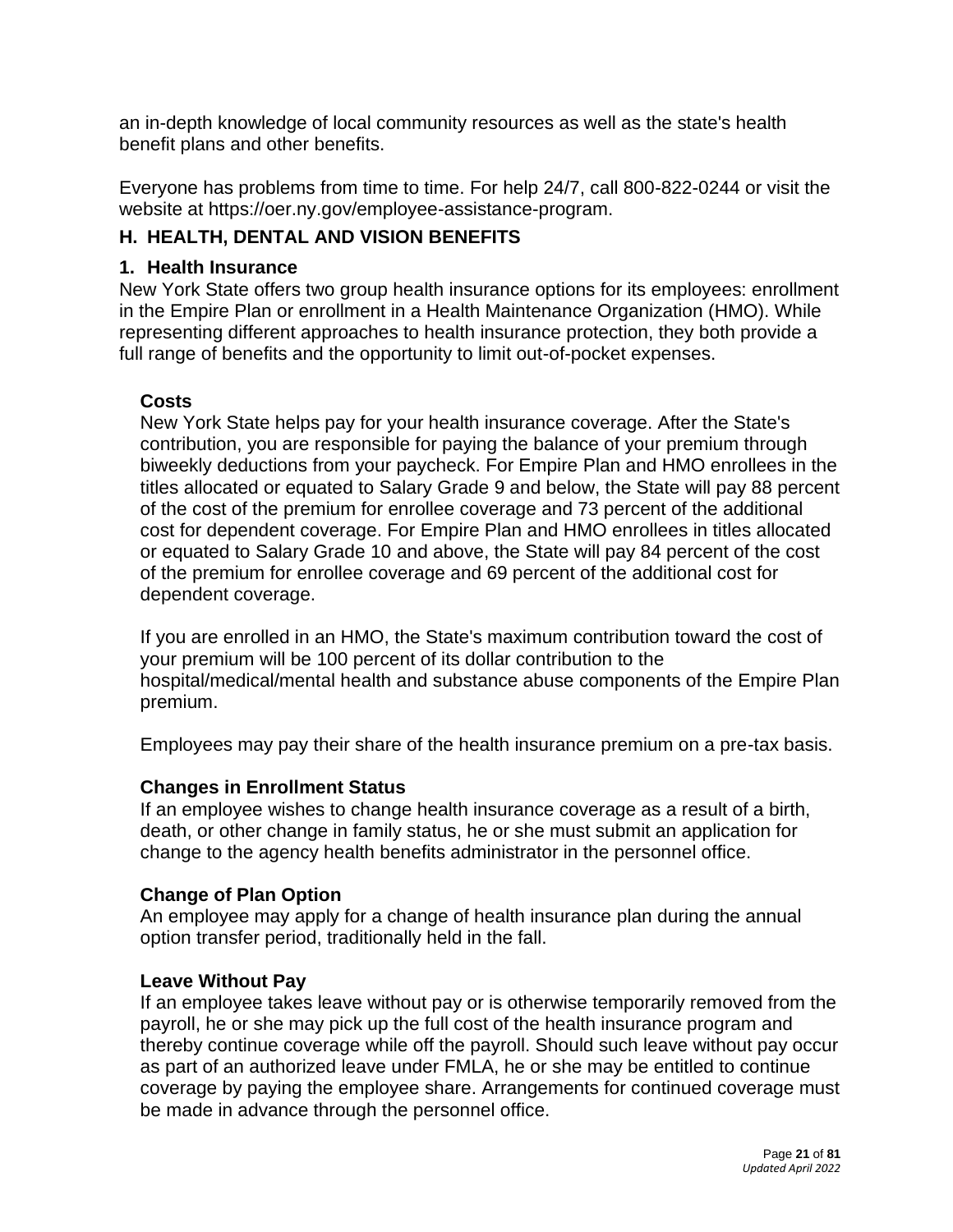an in-depth knowledge of local community resources as well as the state's health benefit plans and other benefits.

Everyone has problems from time to time. For help 24/7, call 800-822-0244 or visit the website at https://oer.ny.gov/employee-assistance-program.

## H. HEALTH, DENTAL AND VISION BENEFITS

### 1. Health Insurance

New York State offers two group health insurance options for its employees: enrollment in the Empire Plan or enrollment in a Health Maintenance Organization (HMO). While representing different approaches to health insurance protection, they both provide a full range of benefits and the opportunity to limit out-of-pocket expenses.

**Costs**

New York State helps pay for your health insurance coverage. After the State's contribution, you are responsible for paying the balance of your premium through biweekly deductions from your paycheck. For Empire Plan and HMO enrollees in the titles allocated or equated to Salary Grade 9 and below, the State will pay 88 percent of the cost of the premium for enrollee coverage and 73 percent of the additional cost for dependent coverage. For Empire Plan and HMO enrollees in titles allocated or equated to Salary Grade 10 and above, the State will pay 84 percent of the cost of the premium for enrollee coverage and 69 percent of the additional cost for dependent coverage.

If you are enrolled in an HMO, the State's maximum contribution toward the cost of your premium will be 100 percent of its dollar contribution to the hospital/medical/mental health and substance abuse components of the Empire Plan premium.

Employees may pay their share of the health insurance premium on a pre-tax basis.

**Changes in Enrollment Status**

If an employee wishes to change health insurance coverage as a result of a birth, death, or other change in family status, he or she must submit an application for change to the agency health benefits administrator in the personnel office.

**Change of Plan Option**

An employee may apply for a change of health insurance plan during the annual option transfer period, traditionally held in the fall.

**Leave Without Pay**

If an employee takes leave without pay or is otherwise temporarily removed from the payroll, he or she may pick up the full cost of the health insurance program and thereby continue coverage while off the payroll. Should such leave without pay occur as part of an authorized leave under FMLA, he or she may be entitled to continue coverage by paying the employee share. Arrangements for continued coverage must be made in advance through the personnel office.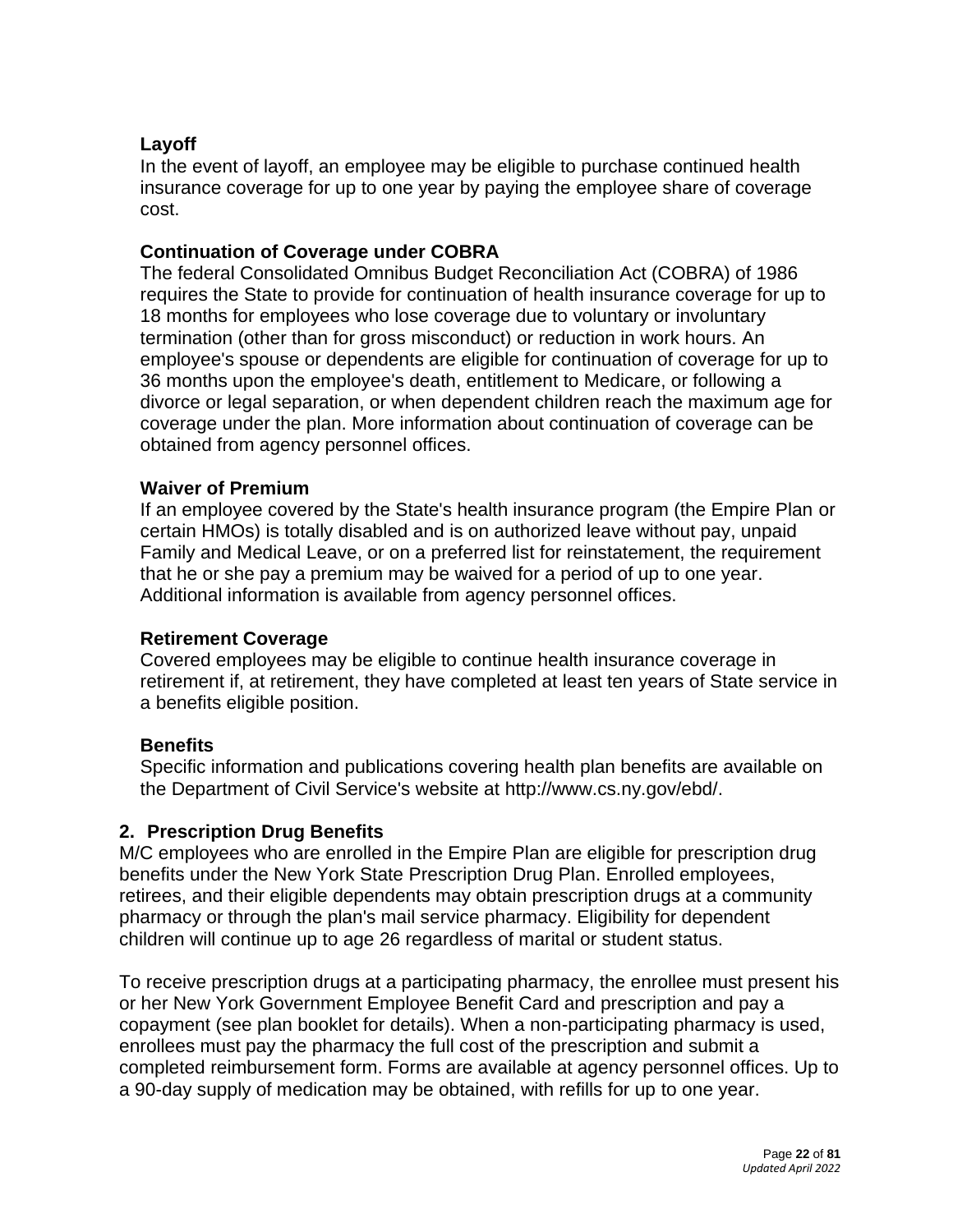### Layoff

In the event of layoff, an employee may be eligible to purchase continued health insurance coverage for up to one year by paying the employee share of coverage cost.

### Continuation of Coverage under COBRA

The federal Consolidated Omnibus Budget Reconciliation Act (COBRA) of 1986 requires the State to provide for continuation of health insurance coverage for up to 18 months for employees who lose coverage due to voluntary or involuntary termination (other than for gross misconduct) or reduction in work hours. An employee's spouse or dependents are eligible for continuation of coverage for up to 36 months upon the employee's death, entitlement to Medicare, or following a divorce or legal separation, or when dependent children reach the maximum age for coverage under the plan. More information about continuation of coverage can be obtained from agency personnel offices.

### Waiver of Premium

If an employee covered by the State's health insurance program (the Empire Plan or certain HMOs) is totally disabled and is on authorized leave without pay, unpaid Family and Medical Leave, or on a preferred list for reinstatement, the requirement that he or she pay a premium may be waived for a period of up to one year. Additional information is available from agency personnel offices.

### Retirement Coverage

Covered employees may be eligible to continue health insurance coverage in retirement if, at retirement, they have completed at least ten years of State service in a benefits eligible position.

### Benefits

Specific information and publications covering health plan benefits are available on the Department of Civil Service's website at http://www.cs.ny.gov/ebd/.

## 2. Prescription Drug Benefits

M/C employees who are enrolled in the Empire Plan are eligible for prescription drug benefits under the New York State Prescription Drug Plan. Enrolled employees, retirees, and their eligible dependents may obtain prescription drugs at a community pharmacy or through the plan's mail service pharmacy. Eligibility for dependent children will continue up to age 26 regardless of marital or student status.

To receive prescription drugs at a participating pharmacy, the enrollee must present his or her New York Government Employee Benefit Card and prescription and pay a copayment (see plan booklet for details). When a non-participating pharmacy is used, enrollees must pay the pharmacy the full cost of the prescription and submit a completed reimbursement form. Forms are available at agency personnel offices. Up to a 90-day supply of medication may be obtained, with refills for up to one year.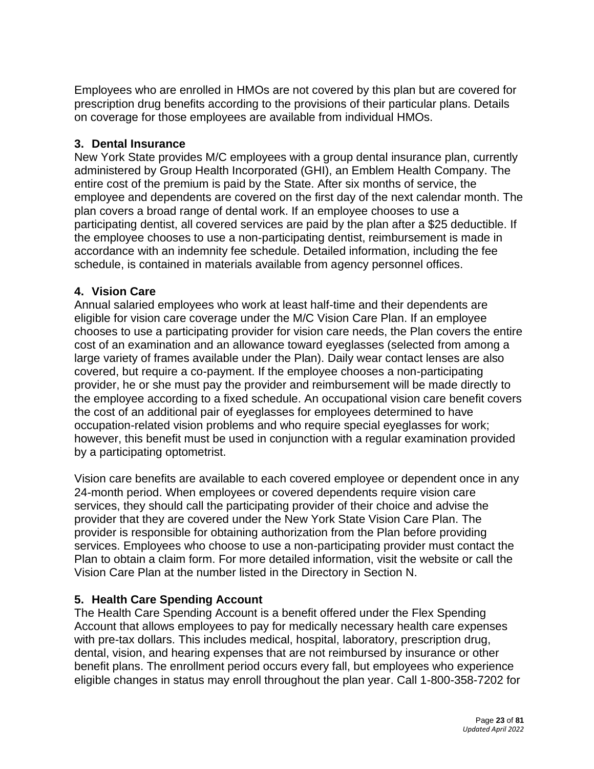Employees who are enrolled in HMOs are not covered by this plan but are covered for prescription drug benefits according to the provisions of their particular plans. Details on coverage for those employees are available from individual HMOs.

### 3. Dental Insurance

New York State provides M/C employees with a group dental insurance plan, currently administered by Group Health Incorporated (GHI), an Emblem Health Company. The entire cost of the premium is paid by the State. After six months of service, the employee and dependents are covered on the first day of the next calendar month. The plan covers a broad range of dental work. If an employee chooses to use a participating dentist, all covered services are paid by the plan after a $25 deductible. If the employee chooses to use a non-participating dentist, reimbursement is made in accordance with an indemnity fee schedule. Detailed information, including the fee schedule, is contained in materials available from agency personnel offices.

### 4. Vision Care

Annual salaried employees who work at least half-time and their dependents are eligible for vision care coverage under the M/C Vision Care Plan. If an employee chooses to use a participating provider for vision care needs, the Plan covers the entire cost of an examination and an allowance toward eyeglasses (selected from among a large variety of frames available under the Plan). Daily wear contact lenses are also covered, but require a co-payment. If the employee chooses a non-participating provider, he or she must pay the provider and reimbursement will be made directly to the employee according to a fixed schedule. An occupational vision care benefit covers the cost of an additional pair of eyeglasses for employees determined to have occupation-related vision problems and who require special eyeglasses for work; however, this benefit must be used in conjunction with a regular examination provided by a participating optometrist.

Vision care benefits are available to each covered employee or dependent once in any 24-month period. When employees or covered dependents require vision care services, they should call the participating provider of their choice and advise the provider that they are covered under the New York State Vision Care Plan. The provider is responsible for obtaining authorization from the Plan before providing services. Employees who choose to use a non-participating provider must contact the Plan to obtain a claim form. For more detailed information, visit the website or call the Vision Care Plan at the number listed in the Directory in Section N.

### 5. Health Care Spending Account

The Health Care Spending Account is a benefit offered under the Flex Spending Account that allows employees to pay for medically necessary health care expenses with pre-tax dollars. This includes medical, hospital, laboratory, prescription drug, dental, vision, and hearing expenses that are not reimbursed by insurance or other benefit plans. The enrollment period occurs every fall, but employees who experience eligible changes in status may enroll throughout the plan year. Call 1-800-358-7202 for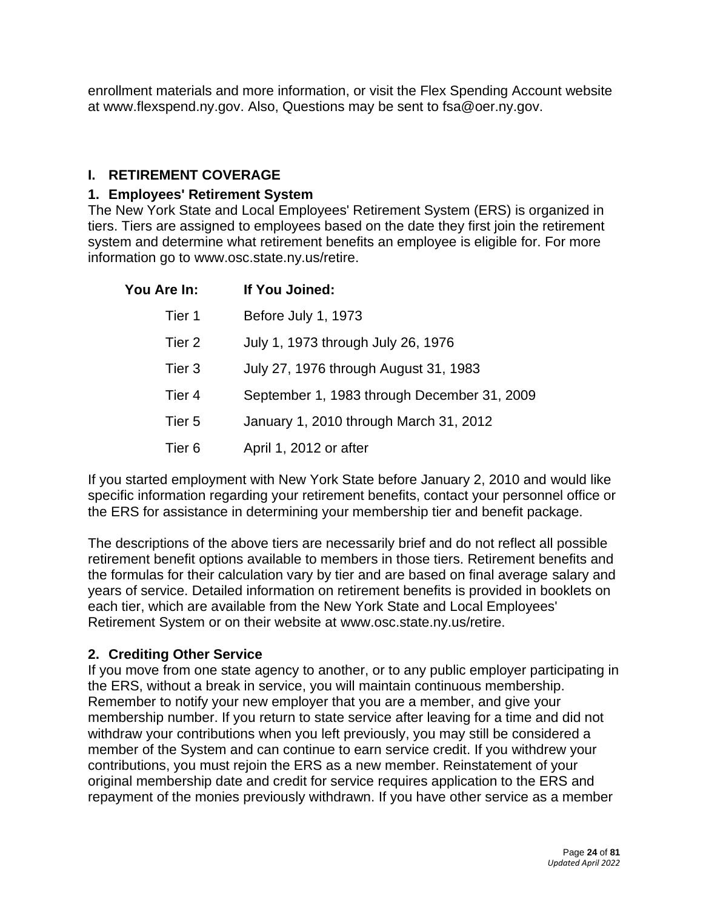enrollment materials and more information, or visit the Flex Spending Account website at www.flexspend.ny.gov. Also, Questions may be sent to fsa@oer.ny.gov.

## I. RETIREMENT COVERAGE

### 1. Employees' Retirement System

The New York State and Local Employees' Retirement System (ERS) is organized in tiers. Tiers are assigned to employees based on the date they first join the retirement system and determine what retirement benefits an employee is eligible for. For more information go to www.osc.state.ny.us/retire.

| You Are In: | If You Joined: |
|---|---|
| Tier 1 | Before July 1, 1973 |
| Tier 2 | July 1, 1973 through July 26, 1976 |
| Tier 3 | July 27, 1976 through August 31, 1983 |
| Tier 4 | September 1, 1983 through December 31, 2009 |
| Tier 5 | January 1, 2010 through March 31, 2012 |
| Tier 6 | April 1, 2012 or after |

If you started employment with New York State before January 2, 2010 and would like specific information regarding your retirement benefits, contact your personnel office or the ERS for assistance in determining your membership tier and benefit package.

The descriptions of the above tiers are necessarily brief and do not reflect all possible retirement benefit options available to members in those tiers. Retirement benefits and the formulas for their calculation vary by tier and are based on final average salary and years of service. Detailed information on retirement benefits is provided in booklets on each tier, which are available from the New York State and Local Employees' Retirement System or on their website at www.osc.state.ny.us/retire.

### 2. Crediting Other Service

If you move from one state agency to another, or to any public employer participating in the ERS, without a break in service, you will maintain continuous membership. Remember to notify your new employer that you are a member, and give your membership number. If you return to state service after leaving for a time and did not withdraw your contributions when you left previously, you may still be considered a member of the System and can continue to earn service credit. If you withdrew your contributions, you must rejoin the ERS as a new member. Reinstatement of your original membership date and credit for service requires application to the ERS and repayment of the monies previously withdrawn. If you have other service as a member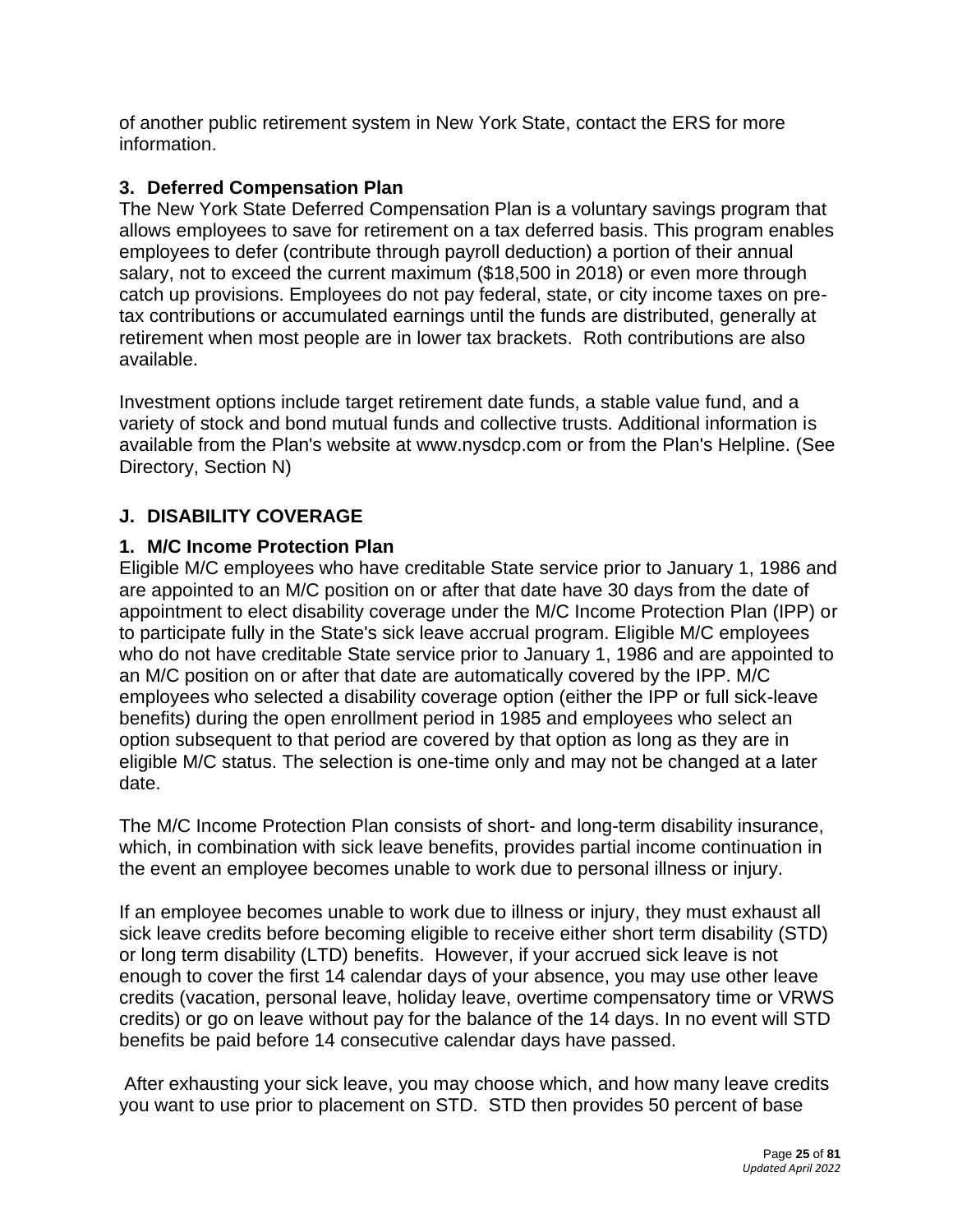of another public retirement system in New York State, contact the ERS for more information.

### 3. Deferred Compensation Plan

The New York State Deferred Compensation Plan is a voluntary savings program that allows employees to save for retirement on a tax deferred basis. This program enables employees to defer (contribute through payroll deduction) a portion of their annual salary, not to exceed the current maximum ($18,500 in 2018) or even more through catch up provisions. Employees do not pay federal, state, or city income taxes on pre-tax contributions or accumulated earnings until the funds are distributed, generally at retirement when most people are in lower tax brackets. Roth contributions are also available.

Investment options include target retirement date funds, a stable value fund, and a variety of stock and bond mutual funds and collective trusts. Additional information is available from the Plan's website at www.nysdcp.com or from the Plan's Helpline. (See Directory, Section N)

## J. DISABILITY COVERAGE

### 1. M/C Income Protection Plan

Eligible M/C employees who have creditable State service prior to January 1, 1986 and are appointed to an M/C position on or after that date have 30 days from the date of appointment to elect disability coverage under the M/C Income Protection Plan (IPP) or to participate fully in the State's sick leave accrual program. Eligible M/C employees who do not have creditable State service prior to January 1, 1986 and are appointed to an M/C position on or after that date are automatically covered by the IPP. M/C employees who selected a disability coverage option (either the IPP or full sick-leave benefits) during the open enrollment period in 1985 and employees who select an option subsequent to that period are covered by that option as long as they are in eligible M/C status. The selection is one-time only and may not be changed at a later date.

The M/C Income Protection Plan consists of short- and long-term disability insurance, which, in combination with sick leave benefits, provides partial income continuation in the event an employee becomes unable to work due to personal illness or injury.

If an employee becomes unable to work due to illness or injury, they must exhaust all sick leave credits before becoming eligible to receive either short term disability (STD) or long term disability (LTD) benefits. However, if your accrued sick leave is not enough to cover the first 14 calendar days of your absence, you may use other leave credits (vacation, personal leave, holiday leave, overtime compensatory time or VRWS credits) or go on leave without pay for the balance of the 14 days. In no event will STD benefits be paid before 14 consecutive calendar days have passed.

After exhausting your sick leave, you may choose which, and how many leave credits you want to use prior to placement on STD. STD then provides 50 percent of base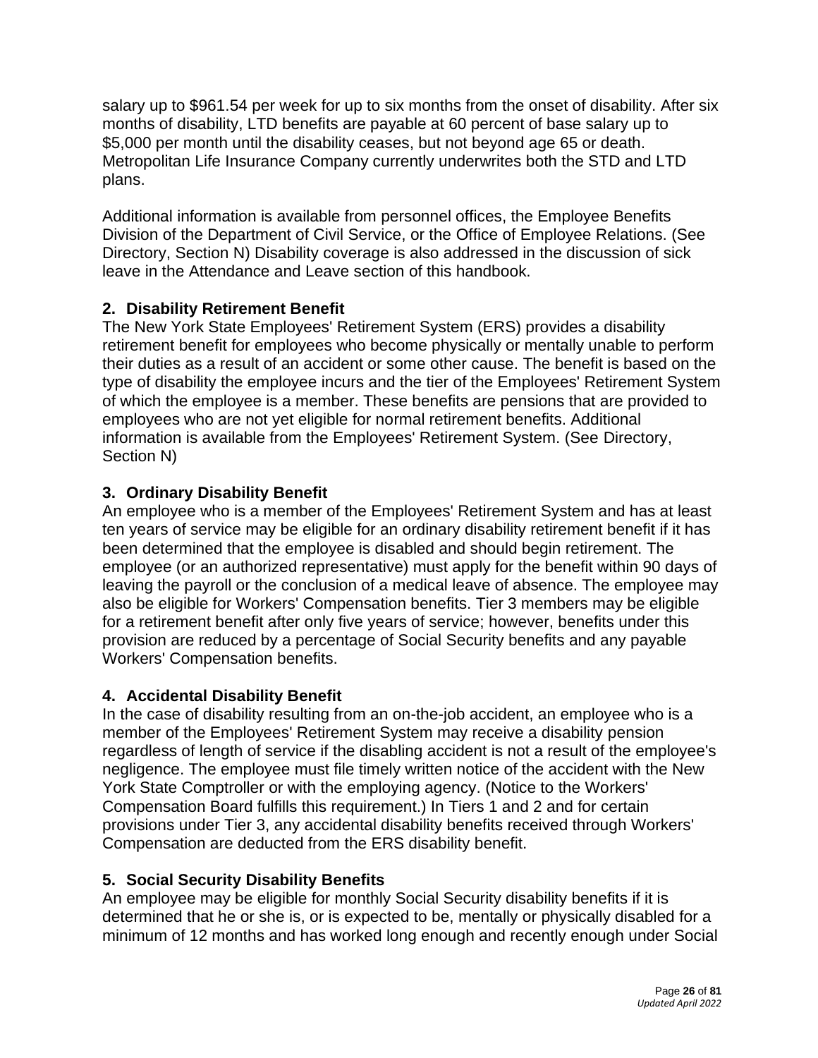salary up to $961.54 per week for up to six months from the onset of disability. After six months of disability, LTD benefits are payable at 60 percent of base salary up to $5,000 per month until the disability ceases, but not beyond age 65 or death. Metropolitan Life Insurance Company currently underwrites both the STD and LTD plans.

Additional information is available from personnel offices, the Employee Benefits Division of the Department of Civil Service, or the Office of Employee Relations. (See Directory, Section N) Disability coverage is also addressed in the discussion of sick leave in the Attendance and Leave section of this handbook.

### 2. Disability Retirement Benefit

The New York State Employees' Retirement System (ERS) provides a disability retirement benefit for employees who become physically or mentally unable to perform their duties as a result of an accident or some other cause. The benefit is based on the type of disability the employee incurs and the tier of the Employees' Retirement System of which the employee is a member. These benefits are pensions that are provided to employees who are not yet eligible for normal retirement benefits. Additional information is available from the Employees' Retirement System. (See Directory, Section N)

### 3. Ordinary Disability Benefit

An employee who is a member of the Employees' Retirement System and has at least ten years of service may be eligible for an ordinary disability retirement benefit if it has been determined that the employee is disabled and should begin retirement. The employee (or an authorized representative) must apply for the benefit within 90 days of leaving the payroll or the conclusion of a medical leave of absence. The employee may also be eligible for Workers' Compensation benefits. Tier 3 members may be eligible for a retirement benefit after only five years of service; however, benefits under this provision are reduced by a percentage of Social Security benefits and any payable Workers' Compensation benefits.

### 4. Accidental Disability Benefit

In the case of disability resulting from an on-the-job accident, an employee who is a member of the Employees' Retirement System may receive a disability pension regardless of length of service if the disabling accident is not a result of the employee's negligence. The employee must file timely written notice of the accident with the New York State Comptroller or with the employing agency. (Notice to the Workers' Compensation Board fulfills this requirement.) In Tiers 1 and 2 and for certain provisions under Tier 3, any accidental disability benefits received through Workers' Compensation are deducted from the ERS disability benefit.

### 5. Social Security Disability Benefits

An employee may be eligible for monthly Social Security disability benefits if it is determined that he or she is, or is expected to be, mentally or physically disabled for a minimum of 12 months and has worked long enough and recently enough under Social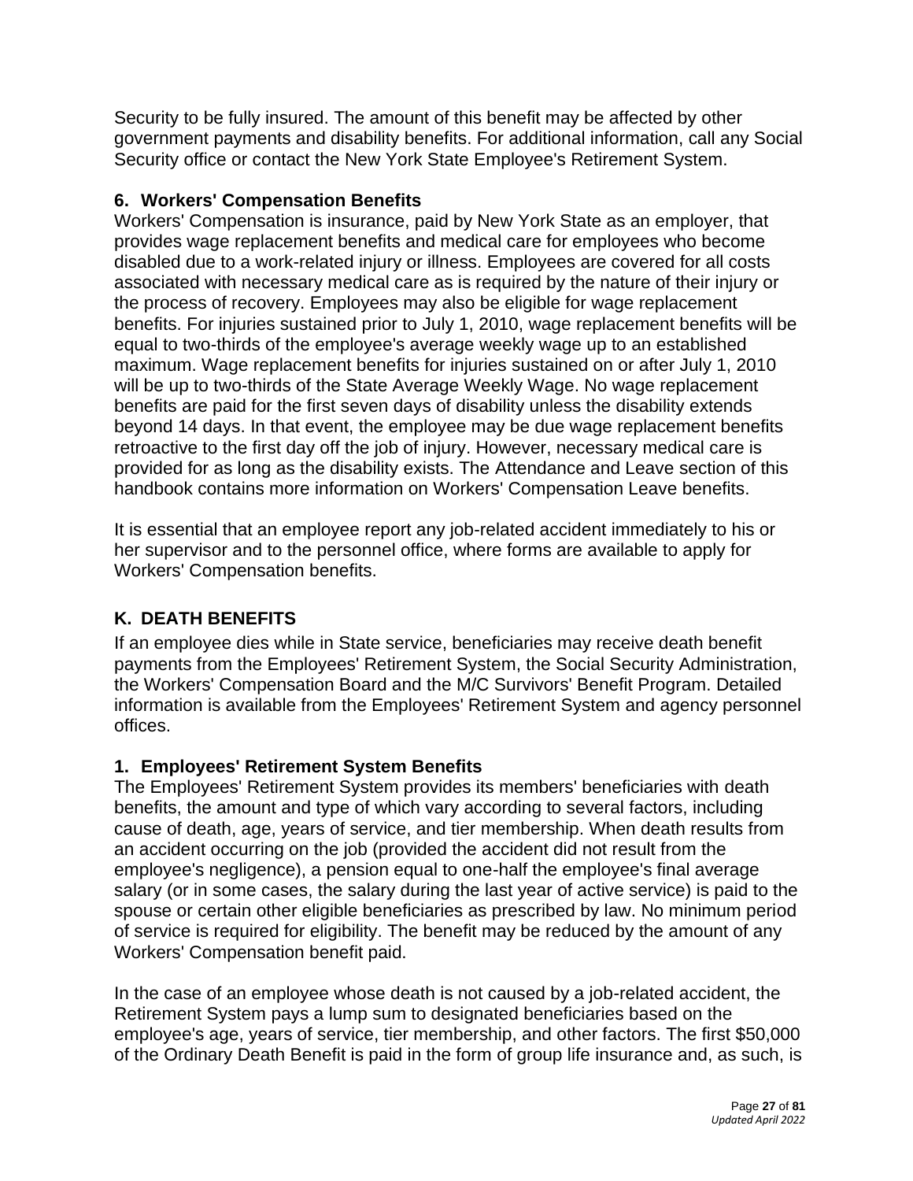Security to be fully insured. The amount of this benefit may be affected by other government payments and disability benefits. For additional information, call any Social Security office or contact the New York State Employee's Retirement System.

### 6. Workers' Compensation Benefits

Workers' Compensation is insurance, paid by New York State as an employer, that provides wage replacement benefits and medical care for employees who become disabled due to a work-related injury or illness. Employees are covered for all costs associated with necessary medical care as is required by the nature of their injury or the process of recovery. Employees may also be eligible for wage replacement benefits. For injuries sustained prior to July 1, 2010, wage replacement benefits will be equal to two-thirds of the employee's average weekly wage up to an established maximum. Wage replacement benefits for injuries sustained on or after July 1, 2010 will be up to two-thirds of the State Average Weekly Wage. No wage replacement benefits are paid for the first seven days of disability unless the disability extends beyond 14 days. In that event, the employee may be due wage replacement benefits retroactive to the first day off the job of injury. However, necessary medical care is provided for as long as the disability exists. The Attendance and Leave section of this handbook contains more information on Workers' Compensation Leave benefits.

It is essential that an employee report any job-related accident immediately to his or her supervisor and to the personnel office, where forms are available to apply for Workers' Compensation benefits.

## K. DEATH BENEFITS

If an employee dies while in State service, beneficiaries may receive death benefit payments from the Employees' Retirement System, the Social Security Administration, the Workers' Compensation Board and the M/C Survivors' Benefit Program. Detailed information is available from the Employees' Retirement System and agency personnel offices.

### 1. Employees' Retirement System Benefits

The Employees' Retirement System provides its members' beneficiaries with death benefits, the amount and type of which vary according to several factors, including cause of death, age, years of service, and tier membership. When death results from an accident occurring on the job (provided the accident did not result from the employee's negligence), a pension equal to one-half the employee's final average salary (or in some cases, the salary during the last year of active service) is paid to the spouse or certain other eligible beneficiaries as prescribed by law. No minimum period of service is required for eligibility. The benefit may be reduced by the amount of any Workers' Compensation benefit paid.

In the case of an employee whose death is not caused by a job-related accident, the Retirement System pays a lump sum to designated beneficiaries based on the employee's age, years of service, tier membership, and other factors. The first $50,000 of the Ordinary Death Benefit is paid in the form of group life insurance and, as such, is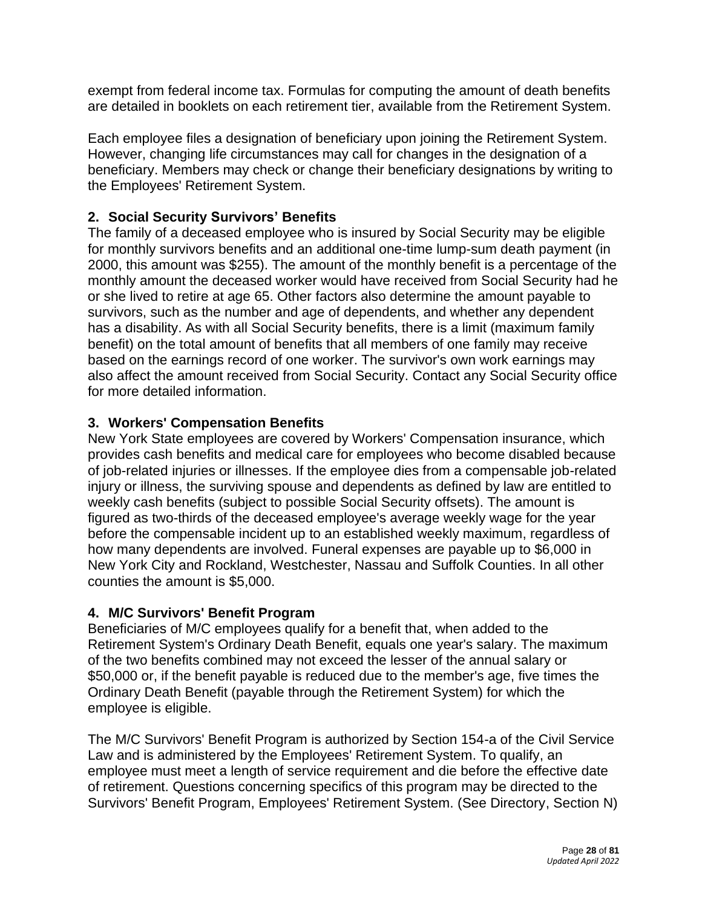exempt from federal income tax. Formulas for computing the amount of death benefits are detailed in booklets on each retirement tier, available from the Retirement System.

Each employee files a designation of beneficiary upon joining the Retirement System. However, changing life circumstances may call for changes in the designation of a beneficiary. Members may check or change their beneficiary designations by writing to the Employees' Retirement System.

### 2. Social Security Survivors' Benefits

The family of a deceased employee who is insured by Social Security may be eligible for monthly survivors benefits and an additional one-time lump-sum death payment (in 2000, this amount was $255). The amount of the monthly benefit is a percentage of the monthly amount the deceased worker would have received from Social Security had he or she lived to retire at age 65. Other factors also determine the amount payable to survivors, such as the number and age of dependents, and whether any dependent has a disability. As with all Social Security benefits, there is a limit (maximum family benefit) on the total amount of benefits that all members of one family may receive based on the earnings record of one worker. The survivor's own work earnings may also affect the amount received from Social Security. Contact any Social Security office for more detailed information.

### 3. Workers' Compensation Benefits

New York State employees are covered by Workers' Compensation insurance, which provides cash benefits and medical care for employees who become disabled because of job-related injuries or illnesses. If the employee dies from a compensable job-related injury or illness, the surviving spouse and dependents as defined by law are entitled to weekly cash benefits (subject to possible Social Security offsets). The amount is figured as two-thirds of the deceased employee's average weekly wage for the year before the compensable incident up to an established weekly maximum, regardless of how many dependents are involved. Funeral expenses are payable up to $6,000 in New York City and Rockland, Westchester, Nassau and Suffolk Counties. In all other counties the amount is $5,000.

### 4. M/C Survivors' Benefit Program

Beneficiaries of M/C employees qualify for a benefit that, when added to the Retirement System's Ordinary Death Benefit, equals one year's salary. The maximum of the two benefits combined may not exceed the lesser of the annual salary or $50,000 or, if the benefit payable is reduced due to the member's age, five times the Ordinary Death Benefit (payable through the Retirement System) for which the employee is eligible.

The M/C Survivors' Benefit Program is authorized by Section 154-a of the Civil Service Law and is administered by the Employees' Retirement System. To qualify, an employee must meet a length of service requirement and die before the effective date of retirement. Questions concerning specifics of this program may be directed to the Survivors' Benefit Program, Employees' Retirement System. (See Directory, Section N)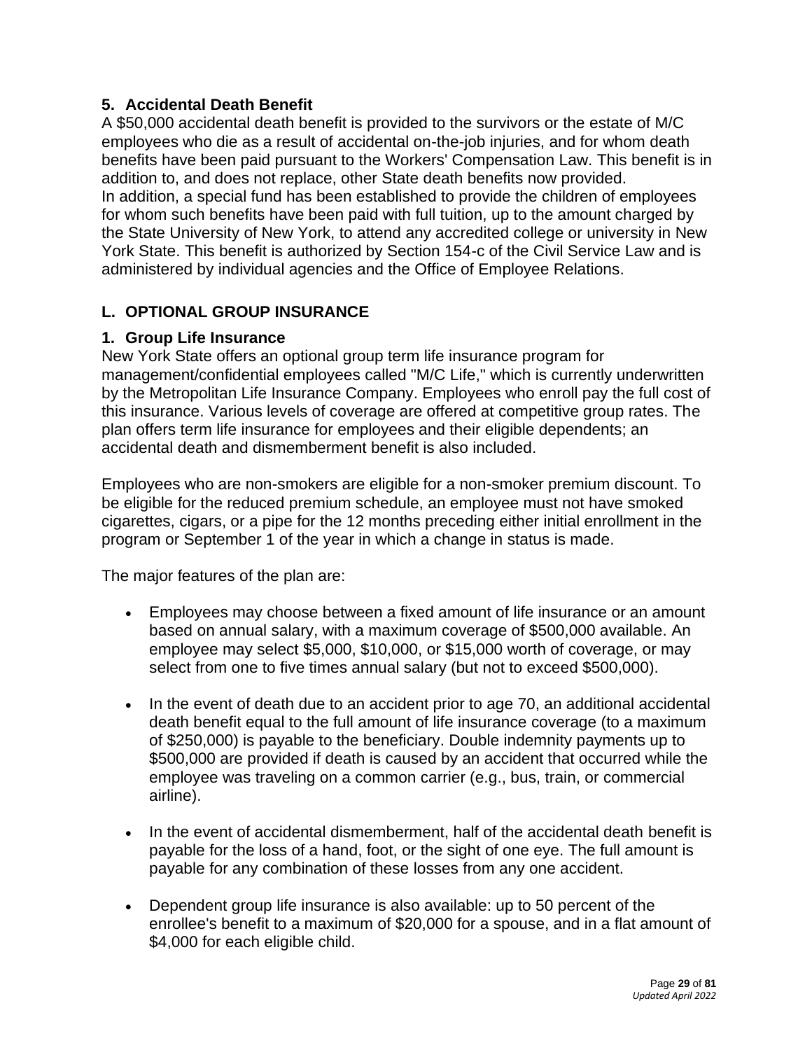### 5. Accidental Death Benefit

A $50,000 accidental death benefit is provided to the survivors or the estate of M/C employees who die as a result of accidental on-the-job injuries, and for whom death benefits have been paid pursuant to the Workers' Compensation Law. This benefit is in addition to, and does not replace, other State death benefits now provided.
In addition, a special fund has been established to provide the children of employees for whom such benefits have been paid with full tuition, up to the amount charged by the State University of New York, to attend any accredited college or university in New York State. This benefit is authorized by Section 154-c of the Civil Service Law and is administered by individual agencies and the Office of Employee Relations.

## L. OPTIONAL GROUP INSURANCE

### 1. Group Life Insurance

New York State offers an optional group term life insurance program for management/confidential employees called "M/C Life," which is currently underwritten by the Metropolitan Life Insurance Company. Employees who enroll pay the full cost of this insurance. Various levels of coverage are offered at competitive group rates. The plan offers term life insurance for employees and their eligible dependents; an accidental death and dismemberment benefit is also included.

Employees who are non-smokers are eligible for a non-smoker premium discount. To be eligible for the reduced premium schedule, an employee must not have smoked cigarettes, cigars, or a pipe for the 12 months preceding either initial enrollment in the program or September 1 of the year in which a change in status is made.

The major features of the plan are:

- Employees may choose between a fixed amount of life insurance or an amount based on annual salary, with a maximum coverage of $500,000 available. An employee may select $5,000, $10,000, or $15,000 worth of coverage, or may select from one to five times annual salary (but not to exceed $500,000).
- In the event of death due to an accident prior to age 70, an additional accidental death benefit equal to the full amount of life insurance coverage (to a maximum of $250,000) is payable to the beneficiary. Double indemnity payments up to $500,000 are provided if death is caused by an accident that occurred while the employee was traveling on a common carrier (e.g., bus, train, or commercial airline).
- In the event of accidental dismemberment, half of the accidental death benefit is payable for the loss of a hand, foot, or the sight of one eye. The full amount is payable for any combination of these losses from any one accident.
- Dependent group life insurance is also available: up to 50 percent of the enrollee's benefit to a maximum of $20,000 for a spouse, and in a flat amount of $4,000 for each eligible child.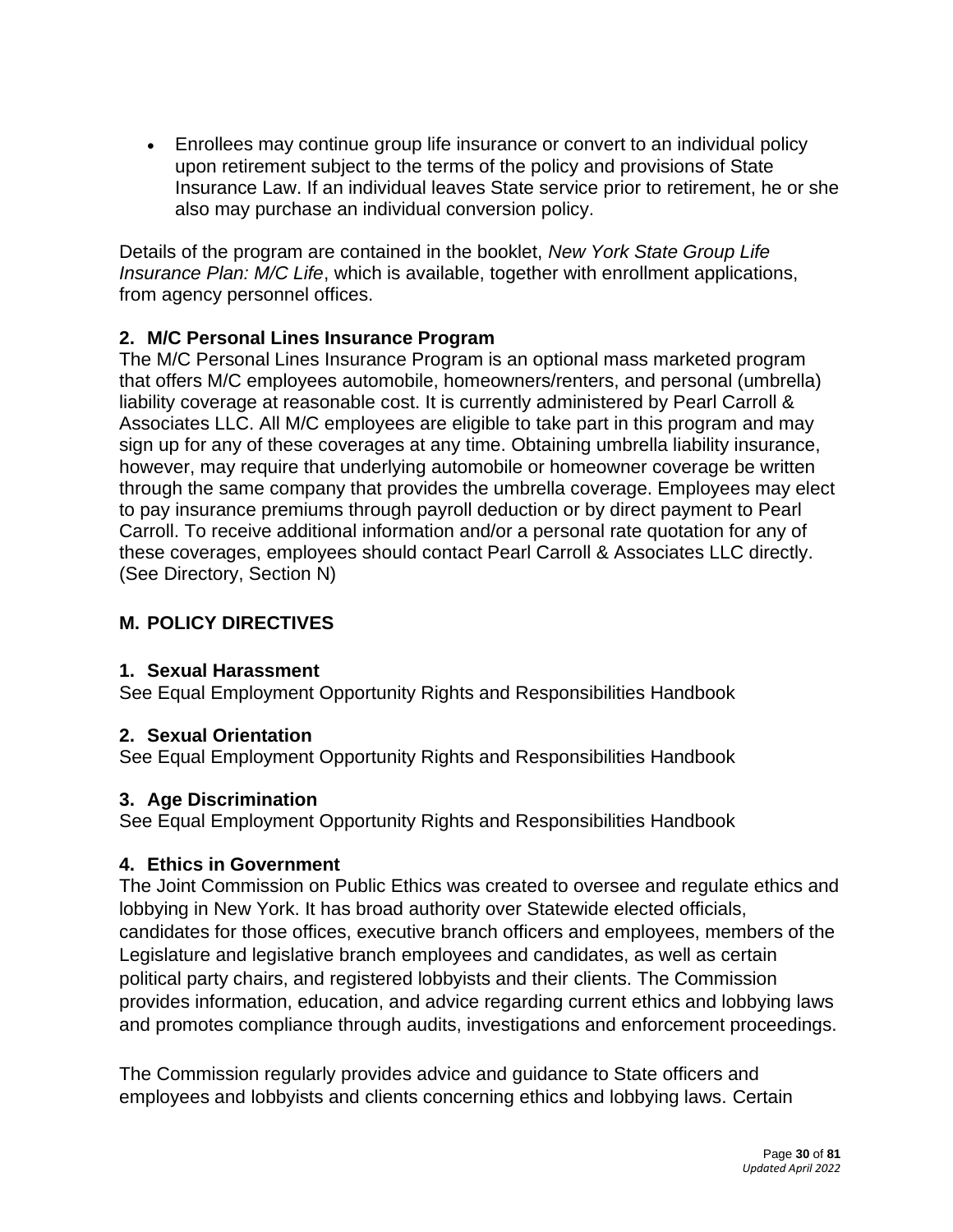- Enrollees may continue group life insurance or convert to an individual policy upon retirement subject to the terms of the policy and provisions of State Insurance Law. If an individual leaves State service prior to retirement, he or she also may purchase an individual conversion policy.

Details of the program are contained in the booklet, *New York State Group Life Insurance Plan: M/C Life*, which is available, together with enrollment applications, from agency personnel offices.

### 2. M/C Personal Lines Insurance Program

The M/C Personal Lines Insurance Program is an optional mass marketed program that offers M/C employees automobile, homeowners/renters, and personal (umbrella) liability coverage at reasonable cost. It is currently administered by Pearl Carroll & Associates LLC. All M/C employees are eligible to take part in this program and may sign up for any of these coverages at any time. Obtaining umbrella liability insurance, however, may require that underlying automobile or homeowner coverage be written through the same company that provides the umbrella coverage. Employees may elect to pay insurance premiums through payroll deduction or by direct payment to Pearl Carroll. To receive additional information and/or a personal rate quotation for any of these coverages, employees should contact Pearl Carroll & Associates LLC directly. (See Directory, Section N)

## M. POLICY DIRECTIVES

### 1. Sexual Harassment

See Equal Employment Opportunity Rights and Responsibilities Handbook

### 2. Sexual Orientation

See Equal Employment Opportunity Rights and Responsibilities Handbook

### 3. Age Discrimination

See Equal Employment Opportunity Rights and Responsibilities Handbook

### 4. Ethics in Government

The Joint Commission on Public Ethics was created to oversee and regulate ethics and lobbying in New York. It has broad authority over Statewide elected officials, candidates for those offices, executive branch officers and employees, members of the Legislature and legislative branch employees and candidates, as well as certain political party chairs, and registered lobbyists and their clients. The Commission provides information, education, and advice regarding current ethics and lobbying laws and promotes compliance through audits, investigations and enforcement proceedings.

The Commission regularly provides advice and guidance to State officers and employees and lobbyists and clients concerning ethics and lobbying laws. Certain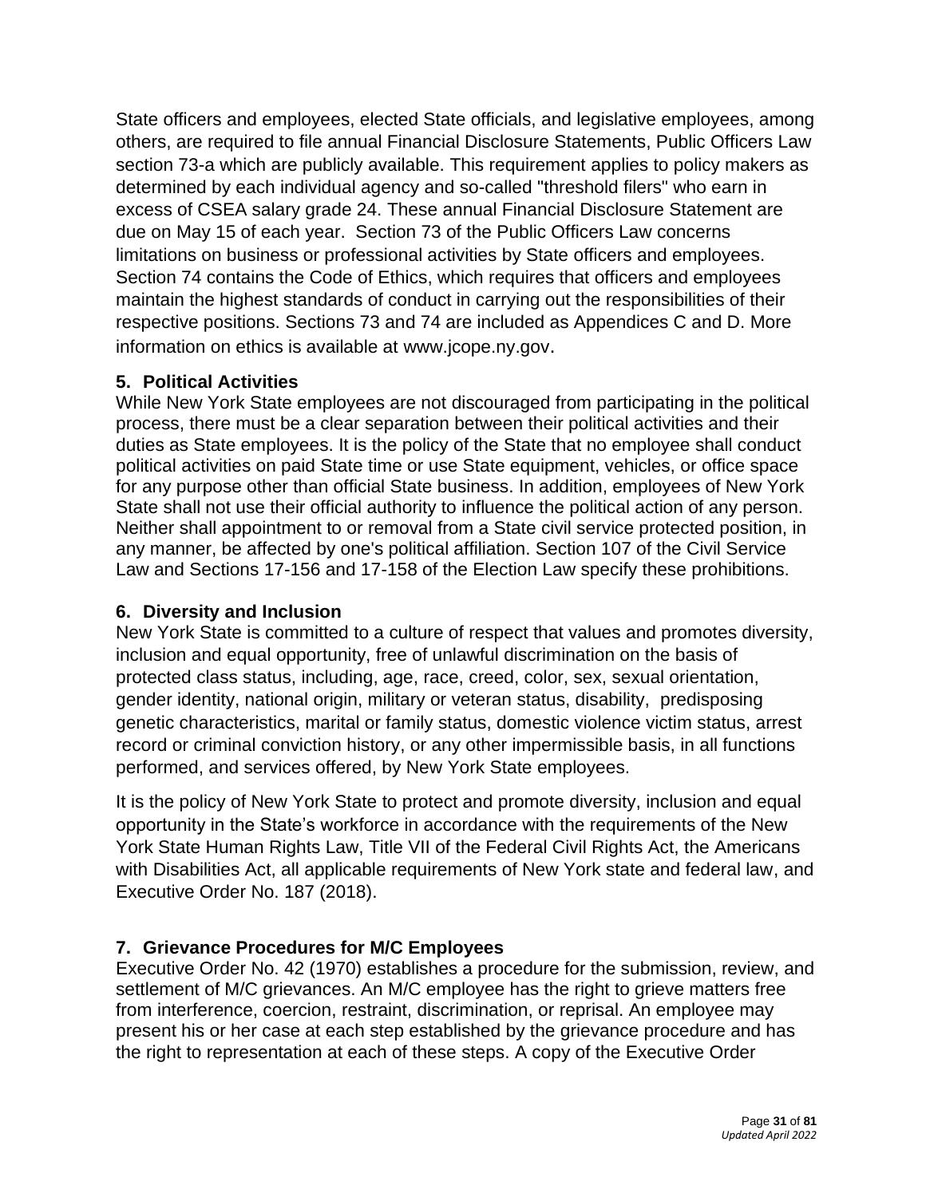State officers and employees, elected State officials, and legislative employees, among others, are required to file annual Financial Disclosure Statements, Public Officers Law section 73-a which are publicly available. This requirement applies to policy makers as determined by each individual agency and so-called "threshold filers" who earn in excess of CSEA salary grade 24. These annual Financial Disclosure Statement are due on May 15 of each year. Section 73 of the Public Officers Law concerns limitations on business or professional activities by State officers and employees. Section 74 contains the Code of Ethics, which requires that officers and employees maintain the highest standards of conduct in carrying out the responsibilities of their respective positions. Sections 73 and 74 are included as Appendices C and D. More information on ethics is available at www.jcope.ny.gov.

### 5. Political Activities

While New York State employees are not discouraged from participating in the political process, there must be a clear separation between their political activities and their duties as State employees. It is the policy of the State that no employee shall conduct political activities on paid State time or use State equipment, vehicles, or office space for any purpose other than official State business. In addition, employees of New York State shall not use their official authority to influence the political action of any person. Neither shall appointment to or removal from a State civil service protected position, in any manner, be affected by one's political affiliation. Section 107 of the Civil Service Law and Sections 17-156 and 17-158 of the Election Law specify these prohibitions.

### 6. Diversity and Inclusion

New York State is committed to a culture of respect that values and promotes diversity, inclusion and equal opportunity, free of unlawful discrimination on the basis of protected class status, including, age, race, creed, color, sex, sexual orientation, gender identity, national origin, military or veteran status, disability, predisposing genetic characteristics, marital or family status, domestic violence victim status, arrest record or criminal conviction history, or any other impermissible basis, in all functions performed, and services offered, by New York State employees.

It is the policy of New York State to protect and promote diversity, inclusion and equal opportunity in the State's workforce in accordance with the requirements of the New York State Human Rights Law, Title VII of the Federal Civil Rights Act, the Americans with Disabilities Act, all applicable requirements of New York state and federal law, and Executive Order No. 187 (2018).

### 7. Grievance Procedures for M/C Employees

Executive Order No. 42 (1970) establishes a procedure for the submission, review, and settlement of M/C grievances. An M/C employee has the right to grieve matters free from interference, coercion, restraint, discrimination, or reprisal. An employee may present his or her case at each step established by the grievance procedure and has the right to representation at each of these steps. A copy of the Executive Order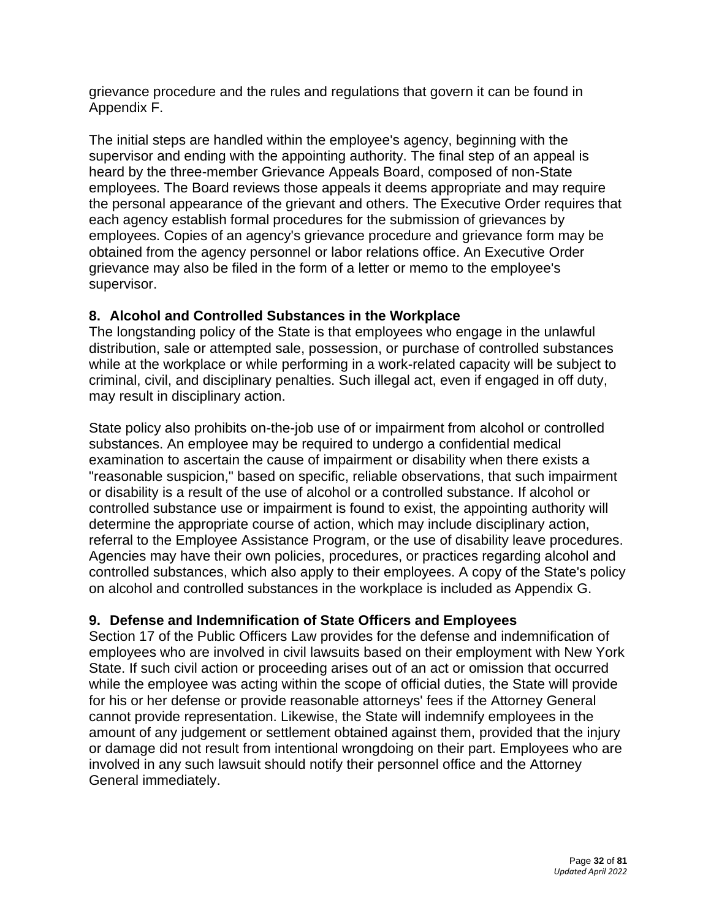grievance procedure and the rules and regulations that govern it can be found in Appendix F.

The initial steps are handled within the employee's agency, beginning with the supervisor and ending with the appointing authority. The final step of an appeal is heard by the three-member Grievance Appeals Board, composed of non-State employees. The Board reviews those appeals it deems appropriate and may require the personal appearance of the grievant and others. The Executive Order requires that each agency establish formal procedures for the submission of grievances by employees. Copies of an agency's grievance procedure and grievance form may be obtained from the agency personnel or labor relations office. An Executive Order grievance may also be filed in the form of a letter or memo to the employee's supervisor.

### 8. Alcohol and Controlled Substances in the Workplace

The longstanding policy of the State is that employees who engage in the unlawful distribution, sale or attempted sale, possession, or purchase of controlled substances while at the workplace or while performing in a work-related capacity will be subject to criminal, civil, and disciplinary penalties. Such illegal act, even if engaged in off duty, may result in disciplinary action.

State policy also prohibits on-the-job use of or impairment from alcohol or controlled substances. An employee may be required to undergo a confidential medical examination to ascertain the cause of impairment or disability when there exists a "reasonable suspicion," based on specific, reliable observations, that such impairment or disability is a result of the use of alcohol or a controlled substance. If alcohol or controlled substance use or impairment is found to exist, the appointing authority will determine the appropriate course of action, which may include disciplinary action, referral to the Employee Assistance Program, or the use of disability leave procedures. Agencies may have their own policies, procedures, or practices regarding alcohol and controlled substances, which also apply to their employees. A copy of the State's policy on alcohol and controlled substances in the workplace is included as Appendix G.

### 9. Defense and Indemnification of State Officers and Employees

Section 17 of the Public Officers Law provides for the defense and indemnification of employees who are involved in civil lawsuits based on their employment with New York State. If such civil action or proceeding arises out of an act or omission that occurred while the employee was acting within the scope of official duties, the State will provide for his or her defense or provide reasonable attorneys' fees if the Attorney General cannot provide representation. Likewise, the State will indemnify employees in the amount of any judgement or settlement obtained against them, provided that the injury or damage did not result from intentional wrongdoing on their part. Employees who are involved in any such lawsuit should notify their personnel office and the Attorney General immediately.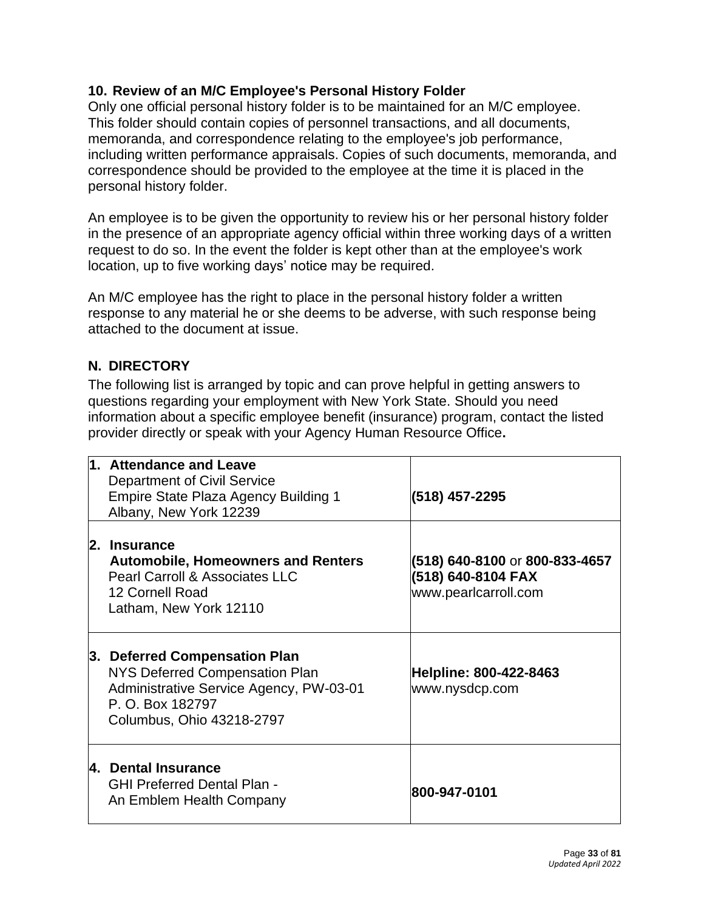### 10. Review of an M/C Employee's Personal History Folder

Only one official personal history folder is to be maintained for an M/C employee. This folder should contain copies of personnel transactions, and all documents, memoranda, and correspondence relating to the employee's job performance, including written performance appraisals. Copies of such documents, memoranda, and correspondence should be provided to the employee at the time it is placed in the personal history folder.

An employee is to be given the opportunity to review his or her personal history folder in the presence of an appropriate agency official within three working days of a written request to do so. In the event the folder is kept other than at the employee's work location, up to five working days' notice may be required.

An M/C employee has the right to place in the personal history folder a written response to any material he or she deems to be adverse, with such response being attached to the document at issue.

## N. DIRECTORY

The following list is arranged by topic and can prove helpful in getting answers to questions regarding your employment with New York State. Should you need information about a specific employee benefit (insurance) program, contact the listed provider directly or speak with your Agency Human Resource Office**.**

| | |
|---|---|
| **1. Attendance and Leave**<br>Department of Civil Service<br>Empire State Plaza Agency Building 1<br>Albany, New York 12239 | **(518) 457-2295** |
| **2. Insurance**<br>**Automobile, Homeowners and Renters**<br>Pearl Carroll & Associates LLC<br>12 Cornell Road<br>Latham, New York 12110 | **(518) 640-8100** or **800-833-4657**<br>**(518) 640-8104 FAX**<br>www.pearlcarroll.com |
| **3. Deferred Compensation Plan**<br>NYS Deferred Compensation Plan<br>Administrative Service Agency, PW-03-01<br>P. O. Box 182797<br>Columbus, Ohio 43218-2797 | **Helpline: 800-422-8463**<br>www.nysdcp.com |
| **4. Dental Insurance**<br>GHI Preferred Dental Plan -<br>An Emblem Health Company | **800-947-0101** |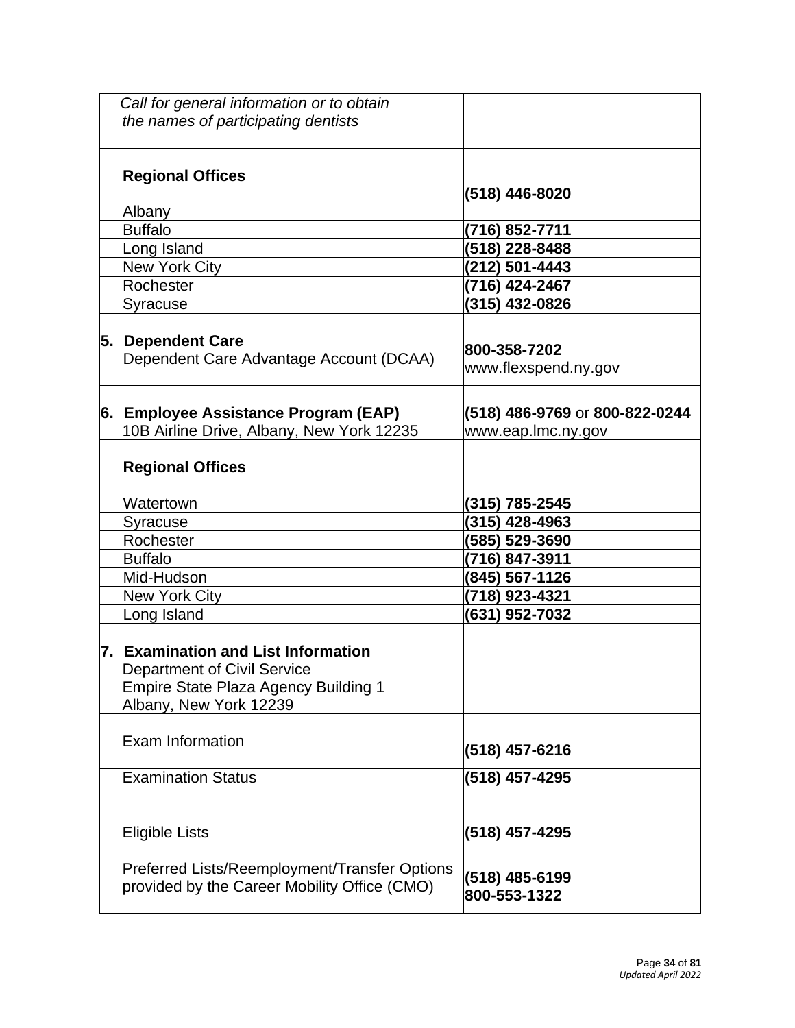| | |
|---|---|
| *Call for general information or to obtain the names of participating dentists* | |
| **Regional Offices** | |
| Albany | **(518) 446-8020** |
| Buffalo | **(716) 852-7711** |
| Long Island | **(518) 228-8488** |
| New York City | **(212) 501-4443** |
| Rochester | **(716) 424-2467** |
| Syracuse | **(315) 432-0826** |
| **5. Dependent Care** Dependent Care Advantage Account (DCAA) | **800-358-7202** www.flexspend.ny.gov |
| **6. Employee Assistance Program (EAP)** 10B Airline Drive, Albany, New York 12235 | **(518) 486-9769** or **800-822-0244** www.eap.lmc.ny.gov |
| **Regional Offices** | |
| Watertown | **(315) 785-2545** |
| Syracuse | **(315) 428-4963** |
| Rochester | **(585) 529-3690** |
| Buffalo | **(716) 847-3911** |
| Mid-Hudson | **(845) 567-1126** |
| New York City | **(718) 923-4321** |
| Long Island | **(631) 952-7032** |
| **7. Examination and List Information** Department of Civil Service Empire State Plaza Agency Building 1 Albany, New York 12239 | |
| Exam Information | **(518) 457-6216** |
| Examination Status | **(518) 457-4295** |
| Eligible Lists | **(518) 457-4295** |
| Preferred Lists/Reemployment/Transfer Options provided by the Career Mobility Office (CMO) | **(518) 485-6199** **800-553-1322** |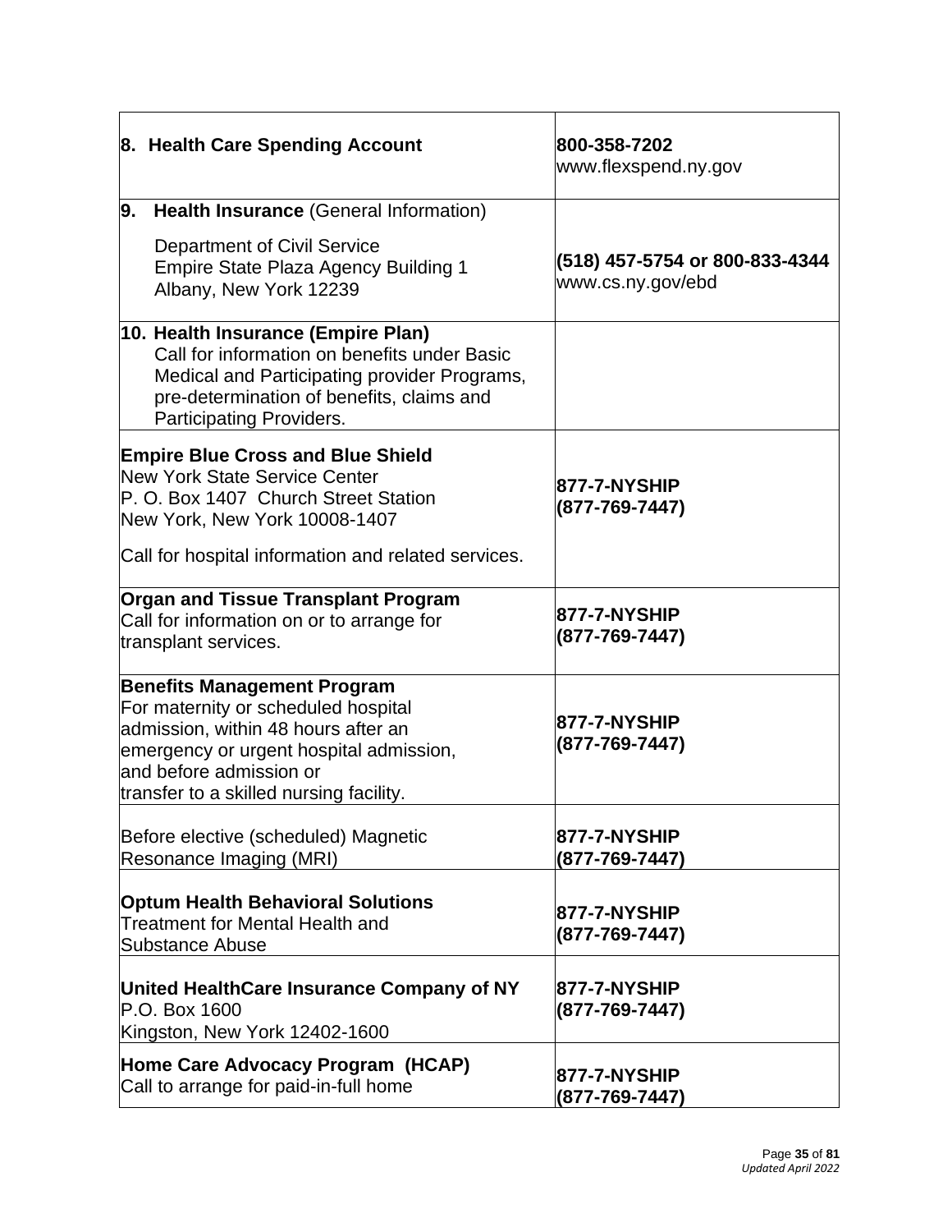| | |
|---|---|
| **8. Health Care Spending Account** | **800-358-7202**<br>www.flexspend.ny.gov |
| **9. Health Insurance** (General Information)<br><br>Department of Civil Service<br>Empire State Plaza Agency Building 1<br>Albany, New York 12239 | **(518) 457-5754 or 800-833-4344**<br>www.cs.ny.gov/ebd |
| **10. Health Insurance (Empire Plan)**<br>Call for information on benefits under Basic Medical and Participating provider Programs, pre-determination of benefits, claims and Participating Providers. | |
| **Empire Blue Cross and Blue Shield**<br>New York State Service Center<br>P. O. Box 1407 Church Street Station<br>New York, New York 10008-1407<br><br>Call for hospital information and related services. | **877-7-NYSHIP**<br>**(877-769-7447)** |
| **Organ and Tissue Transplant Program**<br>Call for information on or to arrange for transplant services. | **877-7-NYSHIP**<br>**(877-769-7447)** |
| **Benefits Management Program**<br>For maternity or scheduled hospital admission, within 48 hours after an emergency or urgent hospital admission, and before admission or transfer to a skilled nursing facility. | **877-7-NYSHIP**<br>**(877-769-7447)** |
| Before elective (scheduled) Magnetic Resonance Imaging (MRI) | **877-7-NYSHIP**<br>**(877-769-7447)** |
| **Optum Health Behavioral Solutions**<br>Treatment for Mental Health and Substance Abuse | **877-7-NYSHIP**<br>**(877-769-7447)** |
| **United HealthCare Insurance Company of NY**<br>P.O. Box 1600<br>Kingston, New York 12402-1600 | **877-7-NYSHIP**<br>**(877-769-7447)** |
| **Home Care Advocacy Program (HCAP)**<br>Call to arrange for paid-in-full home | **877-7-NYSHIP**<br>**(877-769-7447)** |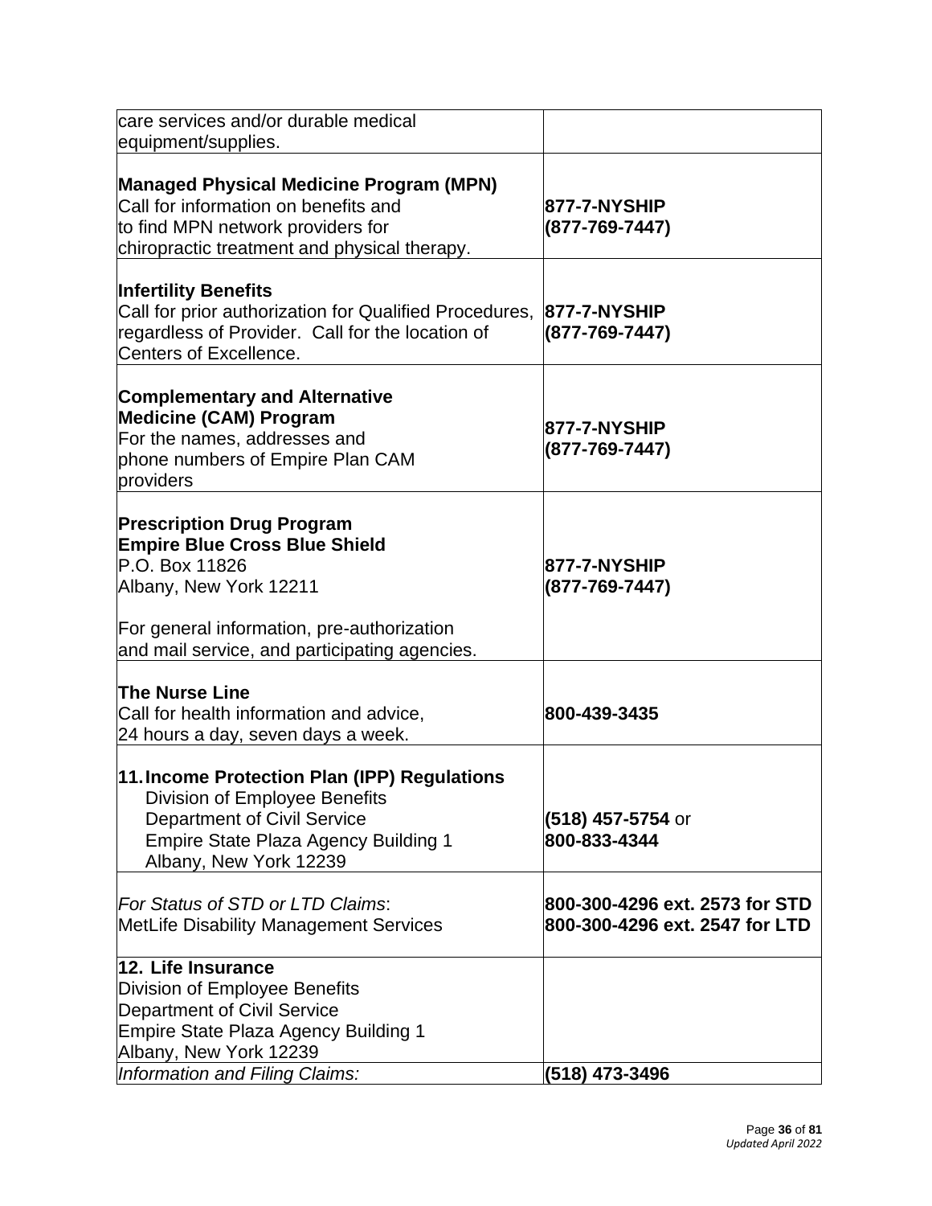| | |
|---|---|
| care services and/or durable medical equipment/supplies. | |
| **Managed Physical Medicine Program (MPN)**<br>Call for information on benefits and to find MPN network providers for chiropractic treatment and physical therapy. | **877-7-NYSHIP (877-769-7447)** |
| **Infertility Benefits**<br>Call for prior authorization for Qualified Procedures, regardless of Provider. Call for the location of Centers of Excellence. | **877-7-NYSHIP (877-769-7447)** |
| **Complementary and Alternative Medicine (CAM) Program**<br>For the names, addresses and phone numbers of Empire Plan CAM providers | **877-7-NYSHIP (877-769-7447)** |
| **Prescription Drug Program**<br>**Empire Blue Cross Blue Shield**<br>P.O. Box 11826<br>Albany, New York 12211<br><br>For general information, pre-authorization and mail service, and participating agencies. | **877-7-NYSHIP (877-769-7447)** |
| **The Nurse Line**<br>Call for health information and advice, 24 hours a day, seven days a week. | **800-439-3435** |
| **11. Income Protection Plan (IPP) Regulations**<br>Division of Employee Benefits<br>Department of Civil Service<br>Empire State Plaza Agency Building 1<br>Albany, New York 12239 | **(518) 457-5754** or **800-833-4344** |
| *For Status of STD or LTD Claims*:<br>MetLife Disability Management Services | **800-300-4296 ext. 2573 for STD**<br>**800-300-4296 ext. 2547 for LTD** |
| **12. Life Insurance**<br>Division of Employee Benefits<br>Department of Civil Service<br>Empire State Plaza Agency Building 1<br>Albany, New York 12239 | |
| *Information and Filing Claims:* | **(518) 473-3496** |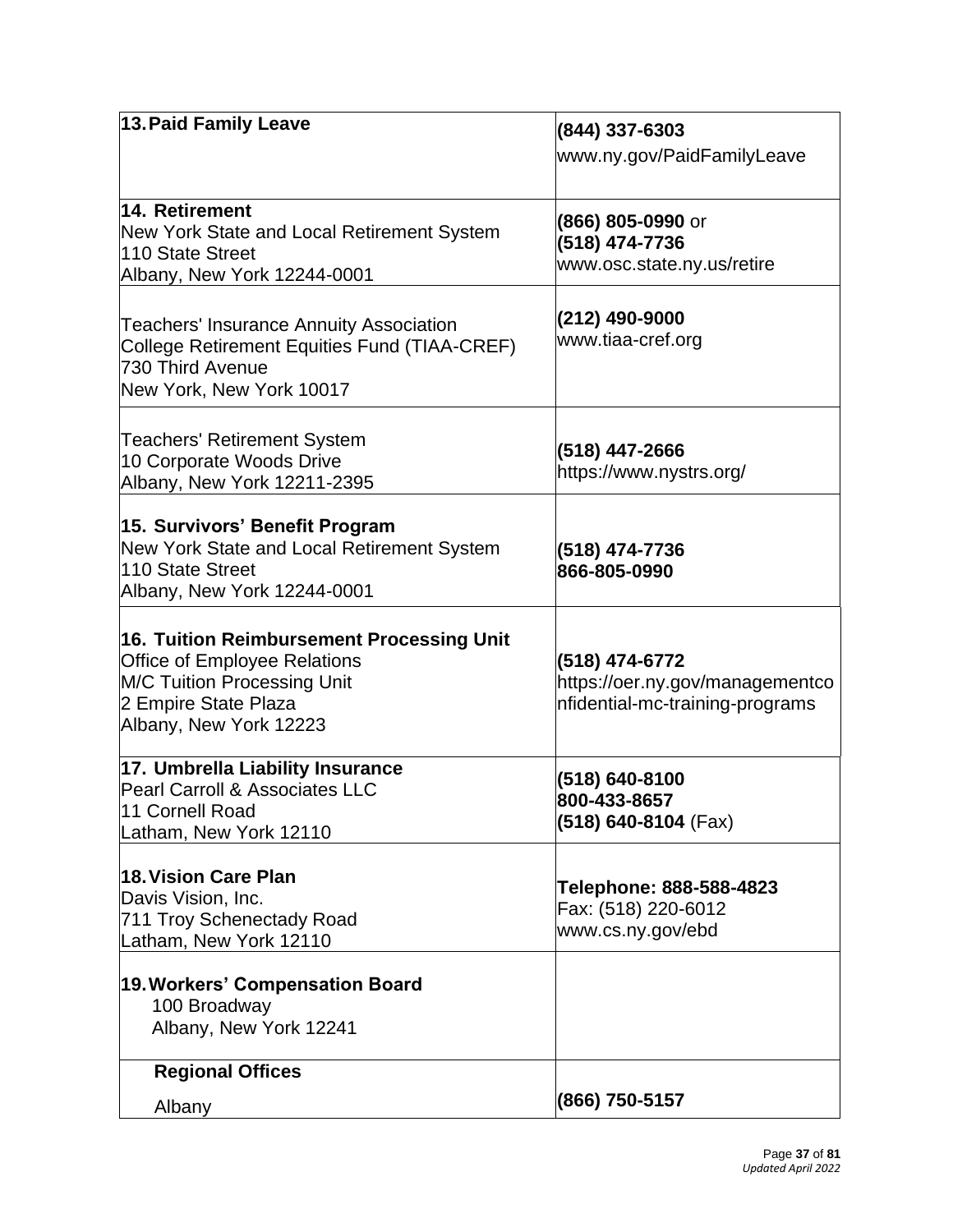| | |
|---|---|
| **13. Paid Family Leave** | **(844) 337-6303**<br>www.ny.gov/PaidFamilyLeave |
| **14. Retirement**<br>New York State and Local Retirement System<br>110 State Street<br>Albany, New York 12244-0001 | **(866) 805-0990** or<br>**(518) 474-7736**<br>www.osc.state.ny.us/retire |
| Teachers' Insurance Annuity Association<br>College Retirement Equities Fund (TIAA-CREF)<br>730 Third Avenue<br>New York, New York 10017 | **(212) 490-9000**<br>www.tiaa-cref.org |
| Teachers' Retirement System<br>10 Corporate Woods Drive<br>Albany, New York 12211-2395 | **(518) 447-2666**<br>https://www.nystrs.org/ |
| **15. Survivors' Benefit Program**<br>New York State and Local Retirement System<br>110 State Street<br>Albany, New York 12244-0001 | **(518) 474-7736**<br>**866-805-0990** |
| **16. Tuition Reimbursement Processing Unit**<br>Office of Employee Relations<br>M/C Tuition Processing Unit<br>2 Empire State Plaza<br>Albany, New York 12223 | **(518) 474-6772**<br>https://oer.ny.gov/managementconfidential-mc-training-programs |
| **17. Umbrella Liability Insurance**<br>Pearl Carroll & Associates LLC<br>11 Cornell Road<br>Latham, New York 12110 | **(518) 640-8100**<br>**800-433-8657**<br>**(518) 640-8104** (Fax) |
| **18. Vision Care Plan**<br>Davis Vision, Inc.<br>711 Troy Schenectady Road<br>Latham, New York 12110 | **Telephone: 888-588-4823**<br>Fax: (518) 220-6012<br>www.cs.ny.gov/ebd |
| **19. Workers' Compensation Board**<br>100 Broadway<br>Albany, New York 12241 | |
| **Regional Offices**<br>Albany | **(866) 750-5157** |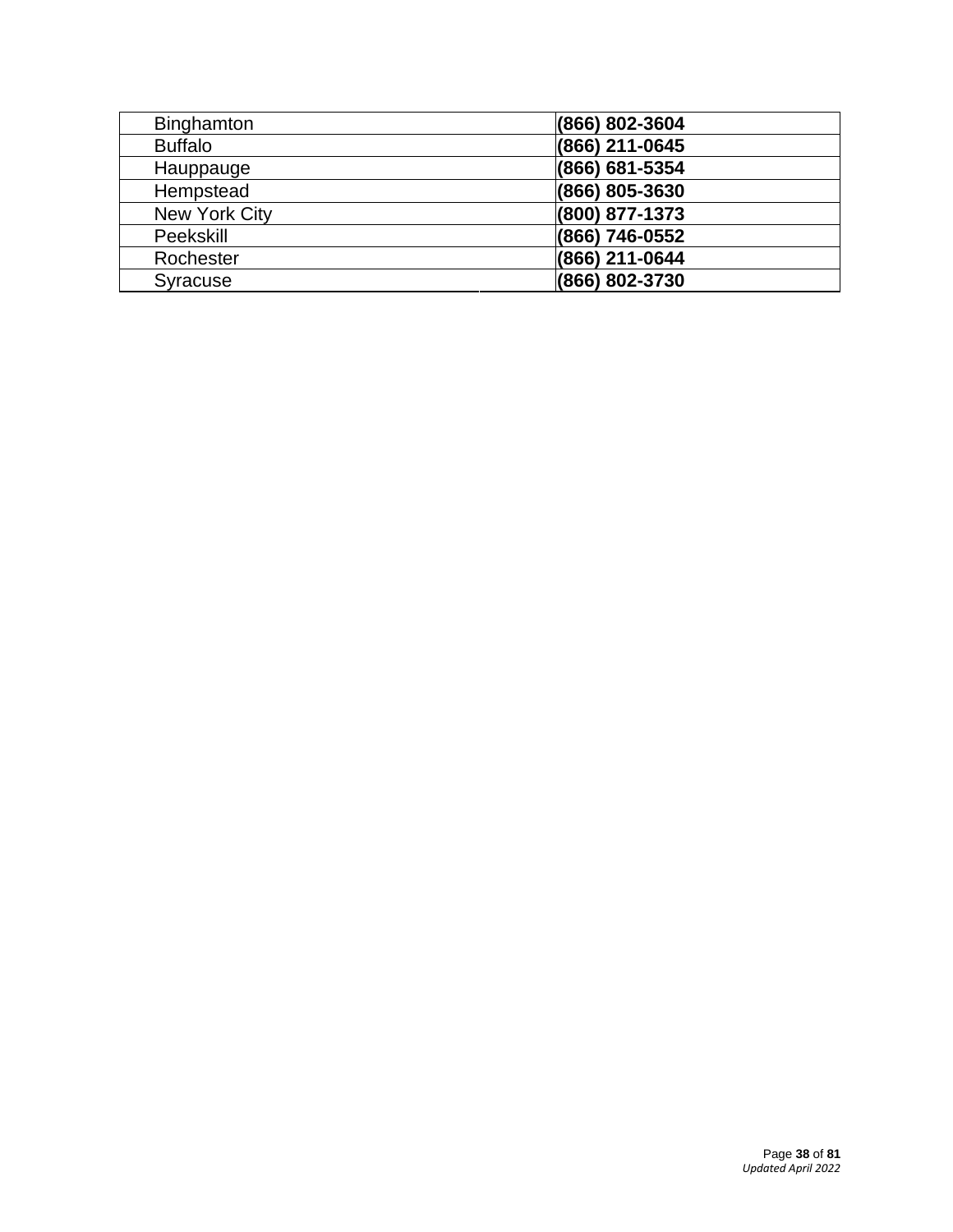| | |
|---|---|
| Binghamton | **(866) 802-3604** |
| Buffalo | **(866) 211-0645** |
| Hauppauge | **(866) 681-5354** |
| Hempstead | **(866) 805-3630** |
| New York City | **(800) 877-1373** |
| Peekskill | **(866) 746-0552** |
| Rochester | **(866) 211-0644** |
| Syracuse | **(866) 802-3730** |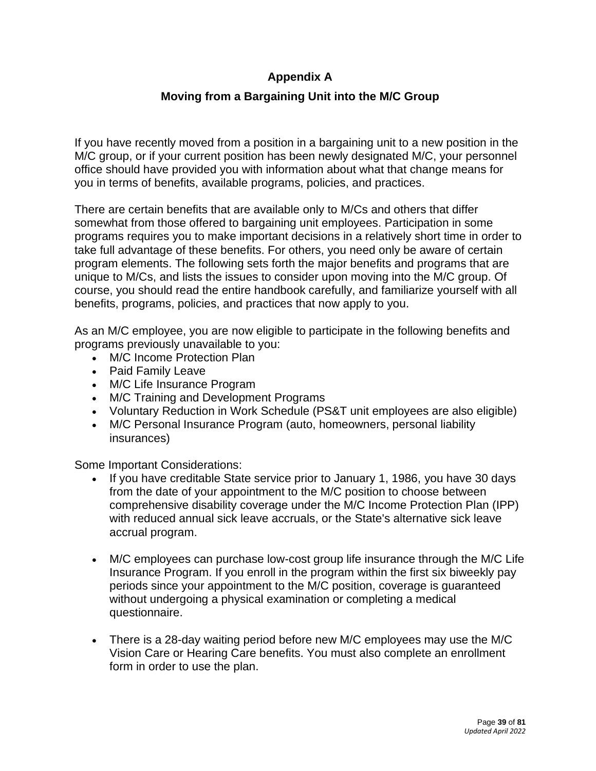# Appendix A

## Moving from a Bargaining Unit into the M/C Group

If you have recently moved from a position in a bargaining unit to a new position in the M/C group, or if your current position has been newly designated M/C, your personnel office should have provided you with information about what that change means for you in terms of benefits, available programs, policies, and practices.

There are certain benefits that are available only to M/Cs and others that differ somewhat from those offered to bargaining unit employees. Participation in some programs requires you to make important decisions in a relatively short time in order to take full advantage of these benefits. For others, you need only be aware of certain program elements. The following sets forth the major benefits and programs that are unique to M/Cs, and lists the issues to consider upon moving into the M/C group. Of course, you should read the entire handbook carefully, and familiarize yourself with all benefits, programs, policies, and practices that now apply to you.

As an M/C employee, you are now eligible to participate in the following benefits and programs previously unavailable to you:

- M/C Income Protection Plan
- Paid Family Leave
- M/C Life Insurance Program
- M/C Training and Development Programs
- Voluntary Reduction in Work Schedule (PS&T unit employees are also eligible)
- M/C Personal Insurance Program (auto, homeowners, personal liability insurances)

Some Important Considerations:

- If you have creditable State service prior to January 1, 1986, you have 30 days from the date of your appointment to the M/C position to choose between comprehensive disability coverage under the M/C Income Protection Plan (IPP) with reduced annual sick leave accruals, or the State's alternative sick leave accrual program.

- M/C employees can purchase low-cost group life insurance through the M/C Life Insurance Program. If you enroll in the program within the first six biweekly pay periods since your appointment to the M/C position, coverage is guaranteed without undergoing a physical examination or completing a medical questionnaire.

- There is a 28-day waiting period before new M/C employees may use the M/C Vision Care or Hearing Care benefits. You must also complete an enrollment form in order to use the plan.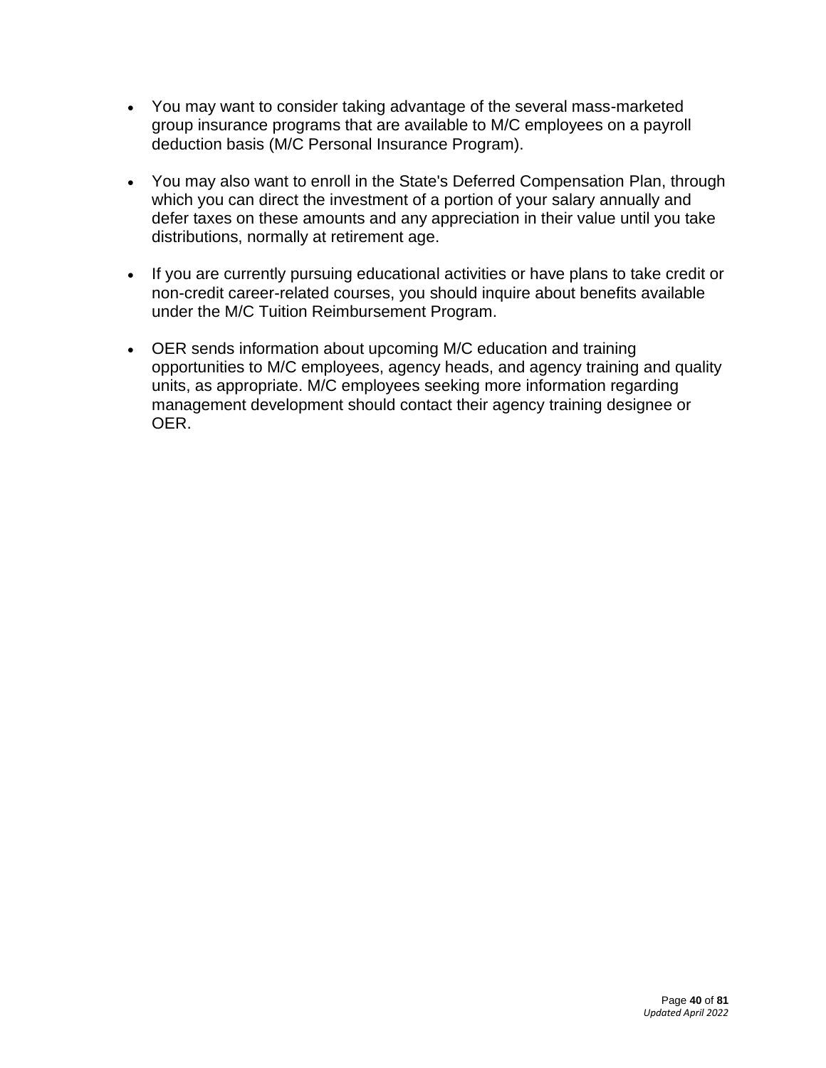- You may want to consider taking advantage of the several mass-marketed group insurance programs that are available to M/C employees on a payroll deduction basis (M/C Personal Insurance Program).

- You may also want to enroll in the State's Deferred Compensation Plan, through which you can direct the investment of a portion of your salary annually and defer taxes on these amounts and any appreciation in their value until you take distributions, normally at retirement age.

- If you are currently pursuing educational activities or have plans to take credit or non-credit career-related courses, you should inquire about benefits available under the M/C Tuition Reimbursement Program.

- OER sends information about upcoming M/C education and training opportunities to M/C employees, agency heads, and agency training and quality units, as appropriate. M/C employees seeking more information regarding management development should contact their agency training designee or OER.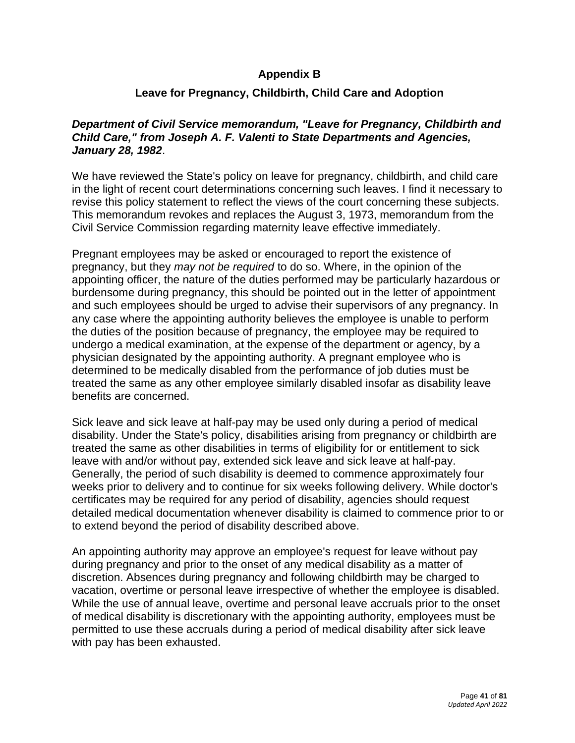## Appendix B

## Leave for Pregnancy, Childbirth, Child Care and Adoption

***Department of Civil Service memorandum, "Leave for Pregnancy, Childbirth and Child Care," from Joseph A. F. Valenti to State Departments and Agencies, January 28, 1982***.

We have reviewed the State's policy on leave for pregnancy, childbirth, and child care in the light of recent court determinations concerning such leaves. I find it necessary to revise this policy statement to reflect the views of the court concerning these subjects. This memorandum revokes and replaces the August 3, 1973, memorandum from the Civil Service Commission regarding maternity leave effective immediately.

Pregnant employees may be asked or encouraged to report the existence of pregnancy, but they *may not be required* to do so. Where, in the opinion of the appointing officer, the nature of the duties performed may be particularly hazardous or burdensome during pregnancy, this should be pointed out in the letter of appointment and such employees should be urged to advise their supervisors of any pregnancy. In any case where the appointing authority believes the employee is unable to perform the duties of the position because of pregnancy, the employee may be required to undergo a medical examination, at the expense of the department or agency, by a physician designated by the appointing authority. A pregnant employee who is determined to be medically disabled from the performance of job duties must be treated the same as any other employee similarly disabled insofar as disability leave benefits are concerned.

Sick leave and sick leave at half-pay may be used only during a period of medical disability. Under the State's policy, disabilities arising from pregnancy or childbirth are treated the same as other disabilities in terms of eligibility for or entitlement to sick leave with and/or without pay, extended sick leave and sick leave at half-pay. Generally, the period of such disability is deemed to commence approximately four weeks prior to delivery and to continue for six weeks following delivery. While doctor's certificates may be required for any period of disability, agencies should request detailed medical documentation whenever disability is claimed to commence prior to or to extend beyond the period of disability described above.

An appointing authority may approve an employee's request for leave without pay during pregnancy and prior to the onset of any medical disability as a matter of discretion. Absences during pregnancy and following childbirth may be charged to vacation, overtime or personal leave irrespective of whether the employee is disabled. While the use of annual leave, overtime and personal leave accruals prior to the onset of medical disability is discretionary with the appointing authority, employees must be permitted to use these accruals during a period of medical disability after sick leave with pay has been exhausted.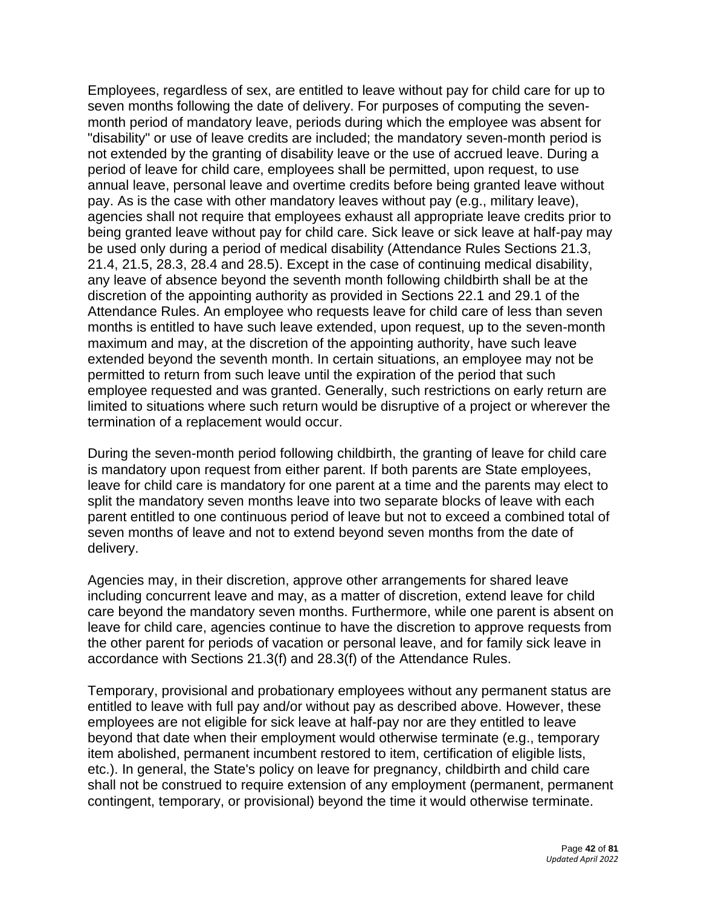Employees, regardless of sex, are entitled to leave without pay for child care for up to seven months following the date of delivery. For purposes of computing the seven-month period of mandatory leave, periods during which the employee was absent for "disability" or use of leave credits are included; the mandatory seven-month period is not extended by the granting of disability leave or the use of accrued leave. During a period of leave for child care, employees shall be permitted, upon request, to use annual leave, personal leave and overtime credits before being granted leave without pay. As is the case with other mandatory leaves without pay (e.g., military leave), agencies shall not require that employees exhaust all appropriate leave credits prior to being granted leave without pay for child care. Sick leave or sick leave at half-pay may be used only during a period of medical disability (Attendance Rules Sections 21.3, 21.4, 21.5, 28.3, 28.4 and 28.5). Except in the case of continuing medical disability, any leave of absence beyond the seventh month following childbirth shall be at the discretion of the appointing authority as provided in Sections 22.1 and 29.1 of the Attendance Rules. An employee who requests leave for child care of less than seven months is entitled to have such leave extended, upon request, up to the seven-month maximum and may, at the discretion of the appointing authority, have such leave extended beyond the seventh month. In certain situations, an employee may not be permitted to return from such leave until the expiration of the period that such employee requested and was granted. Generally, such restrictions on early return are limited to situations where such return would be disruptive of a project or wherever the termination of a replacement would occur.

During the seven-month period following childbirth, the granting of leave for child care is mandatory upon request from either parent. If both parents are State employees, leave for child care is mandatory for one parent at a time and the parents may elect to split the mandatory seven months leave into two separate blocks of leave with each parent entitled to one continuous period of leave but not to exceed a combined total of seven months of leave and not to extend beyond seven months from the date of delivery.

Agencies may, in their discretion, approve other arrangements for shared leave including concurrent leave and may, as a matter of discretion, extend leave for child care beyond the mandatory seven months. Furthermore, while one parent is absent on leave for child care, agencies continue to have the discretion to approve requests from the other parent for periods of vacation or personal leave, and for family sick leave in accordance with Sections 21.3(f) and 28.3(f) of the Attendance Rules.

Temporary, provisional and probationary employees without any permanent status are entitled to leave with full pay and/or without pay as described above. However, these employees are not eligible for sick leave at half-pay nor are they entitled to leave beyond that date when their employment would otherwise terminate (e.g., temporary item abolished, permanent incumbent restored to item, certification of eligible lists, etc.). In general, the State's policy on leave for pregnancy, childbirth and child care shall not be construed to require extension of any employment (permanent, permanent contingent, temporary, or provisional) beyond the time it would otherwise terminate.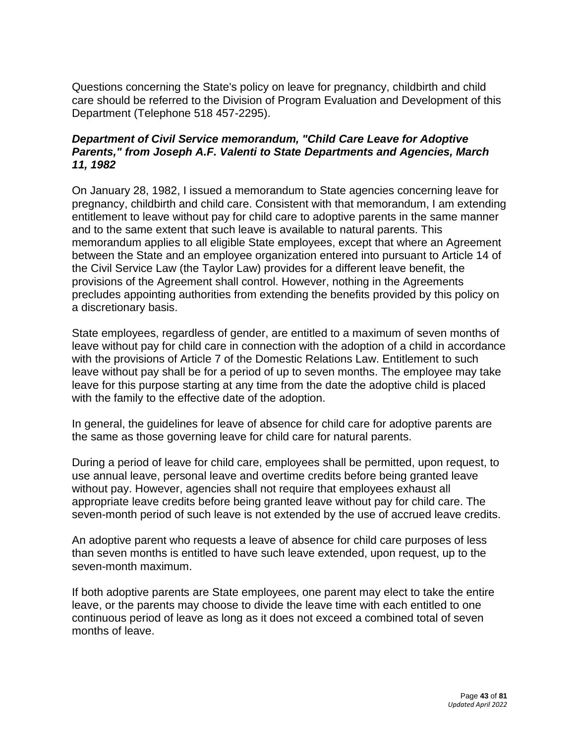Questions concerning the State's policy on leave for pregnancy, childbirth and child care should be referred to the Division of Program Evaluation and Development of this Department (Telephone 518 457-2295).

***Department of Civil Service memorandum, "Child Care Leave for Adoptive Parents," from Joseph A.F. Valenti to State Departments and Agencies, March 11, 1982***

On January 28, 1982, I issued a memorandum to State agencies concerning leave for pregnancy, childbirth and child care. Consistent with that memorandum, I am extending entitlement to leave without pay for child care to adoptive parents in the same manner and to the same extent that such leave is available to natural parents. This memorandum applies to all eligible State employees, except that where an Agreement between the State and an employee organization entered into pursuant to Article 14 of the Civil Service Law (the Taylor Law) provides for a different leave benefit, the provisions of the Agreement shall control. However, nothing in the Agreements precludes appointing authorities from extending the benefits provided by this policy on a discretionary basis.

State employees, regardless of gender, are entitled to a maximum of seven months of leave without pay for child care in connection with the adoption of a child in accordance with the provisions of Article 7 of the Domestic Relations Law. Entitlement to such leave without pay shall be for a period of up to seven months. The employee may take leave for this purpose starting at any time from the date the adoptive child is placed with the family to the effective date of the adoption.

In general, the guidelines for leave of absence for child care for adoptive parents are the same as those governing leave for child care for natural parents.

During a period of leave for child care, employees shall be permitted, upon request, to use annual leave, personal leave and overtime credits before being granted leave without pay. However, agencies shall not require that employees exhaust all appropriate leave credits before being granted leave without pay for child care. The seven-month period of such leave is not extended by the use of accrued leave credits.

An adoptive parent who requests a leave of absence for child care purposes of less than seven months is entitled to have such leave extended, upon request, up to the seven-month maximum.

If both adoptive parents are State employees, one parent may elect to take the entire leave, or the parents may choose to divide the leave time with each entitled to one continuous period of leave as long as it does not exceed a combined total of seven months of leave.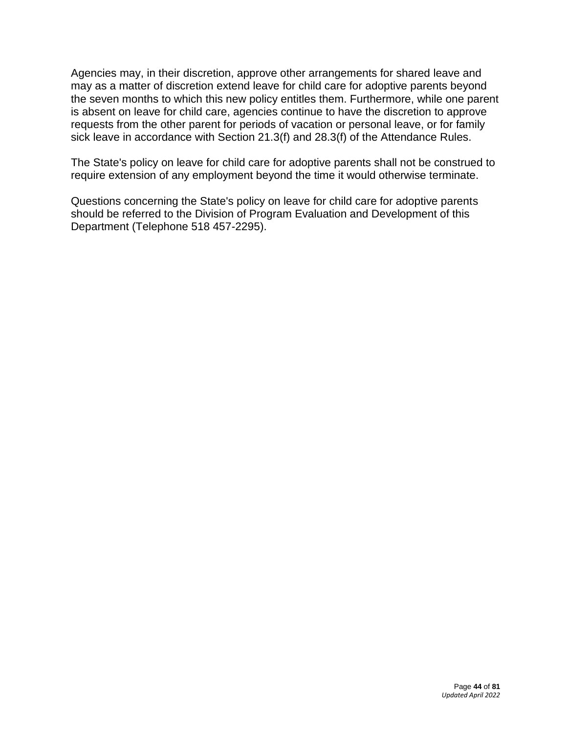Agencies may, in their discretion, approve other arrangements for shared leave and may as a matter of discretion extend leave for child care for adoptive parents beyond the seven months to which this new policy entitles them. Furthermore, while one parent is absent on leave for child care, agencies continue to have the discretion to approve requests from the other parent for periods of vacation or personal leave, or for family sick leave in accordance with Section 21.3(f) and 28.3(f) of the Attendance Rules.

The State's policy on leave for child care for adoptive parents shall not be construed to require extension of any employment beyond the time it would otherwise terminate.

Questions concerning the State's policy on leave for child care for adoptive parents should be referred to the Division of Program Evaluation and Development of this Department (Telephone 518 457-2295).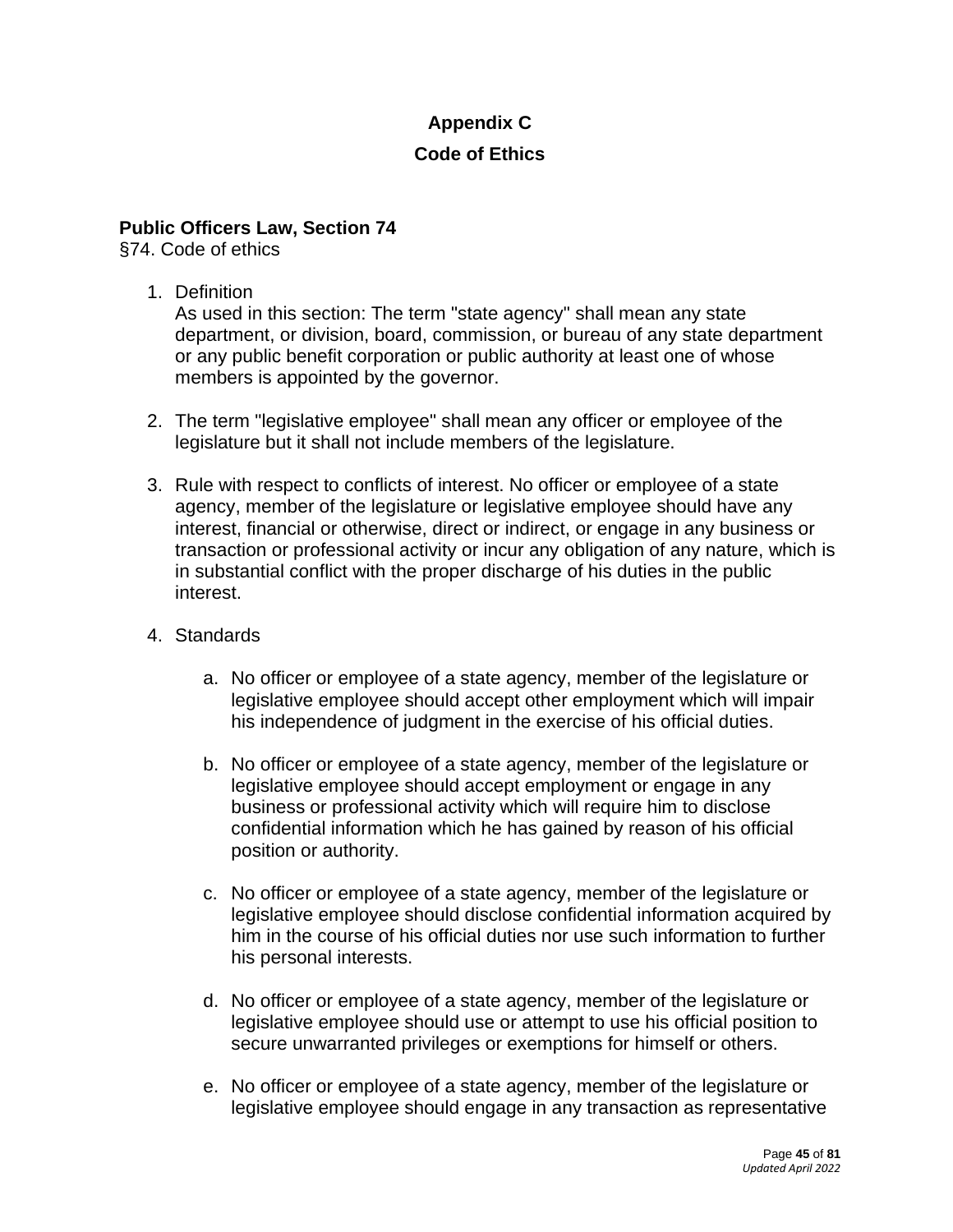## Appendix C

## Code of Ethics

**Public Officers Law, Section 74**

§74. Code of ethics

1. Definition
   As used in this section: The term "state agency" shall mean any state department, or division, board, commission, or bureau of any state department or any public benefit corporation or public authority at least one of whose members is appointed by the governor.

2. The term "legislative employee" shall mean any officer or employee of the legislature but it shall not include members of the legislature.

3. Rule with respect to conflicts of interest. No officer or employee of a state agency, member of the legislature or legislative employee should have any interest, financial or otherwise, direct or indirect, or engage in any business or transaction or professional activity or incur any obligation of any nature, which is in substantial conflict with the proper discharge of his duties in the public interest.

4. Standards

   a. No officer or employee of a state agency, member of the legislature or legislative employee should accept other employment which will impair his independence of judgment in the exercise of his official duties.

   b. No officer or employee of a state agency, member of the legislature or legislative employee should accept employment or engage in any business or professional activity which will require him to disclose confidential information which he has gained by reason of his official position or authority.

   c. No officer or employee of a state agency, member of the legislature or legislative employee should disclose confidential information acquired by him in the course of his official duties nor use such information to further his personal interests.

   d. No officer or employee of a state agency, member of the legislature or legislative employee should use or attempt to use his official position to secure unwarranted privileges or exemptions for himself or others.

   e. No officer or employee of a state agency, member of the legislature or legislative employee should engage in any transaction as representative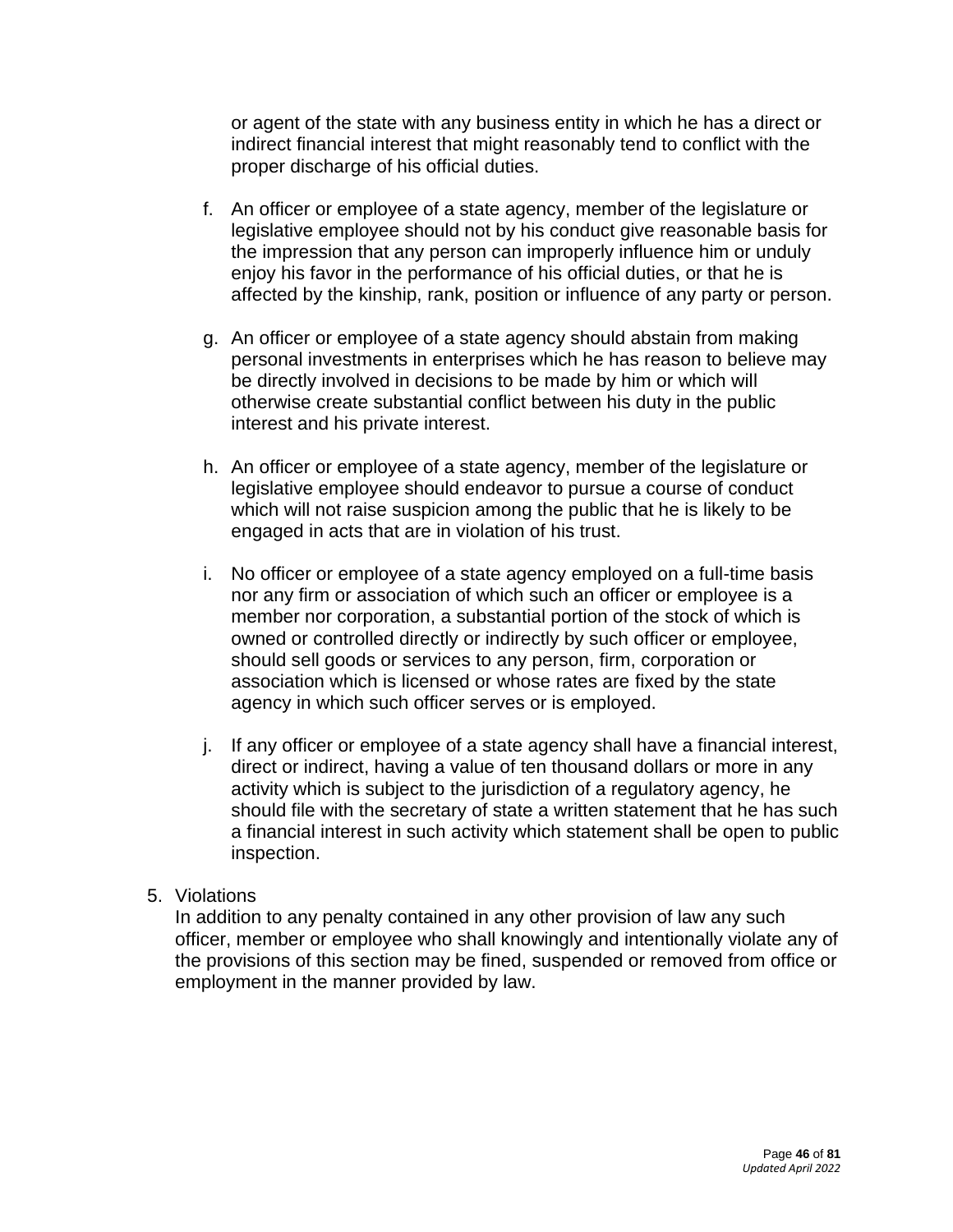or agent of the state with any business entity in which he has a direct or indirect financial interest that might reasonably tend to conflict with the proper discharge of his official duties.

f. An officer or employee of a state agency, member of the legislature or legislative employee should not by his conduct give reasonable basis for the impression that any person can improperly influence him or unduly enjoy his favor in the performance of his official duties, or that he is affected by the kinship, rank, position or influence of any party or person.

g. An officer or employee of a state agency should abstain from making personal investments in enterprises which he has reason to believe may be directly involved in decisions to be made by him or which will otherwise create substantial conflict between his duty in the public interest and his private interest.

h. An officer or employee of a state agency, member of the legislature or legislative employee should endeavor to pursue a course of conduct which will not raise suspicion among the public that he is likely to be engaged in acts that are in violation of his trust.

i. No officer or employee of a state agency employed on a full-time basis nor any firm or association of which such an officer or employee is a member nor corporation, a substantial portion of the stock of which is owned or controlled directly or indirectly by such officer or employee, should sell goods or services to any person, firm, corporation or association which is licensed or whose rates are fixed by the state agency in which such officer serves or is employed.

j. If any officer or employee of a state agency shall have a financial interest, direct or indirect, having a value of ten thousand dollars or more in any activity which is subject to the jurisdiction of a regulatory agency, he should file with the secretary of state a written statement that he has such a financial interest in such activity which statement shall be open to public inspection.

5. Violations
   In addition to any penalty contained in any other provision of law any such officer, member or employee who shall knowingly and intentionally violate any of the provisions of this section may be fined, suspended or removed from office or employment in the manner provided by law.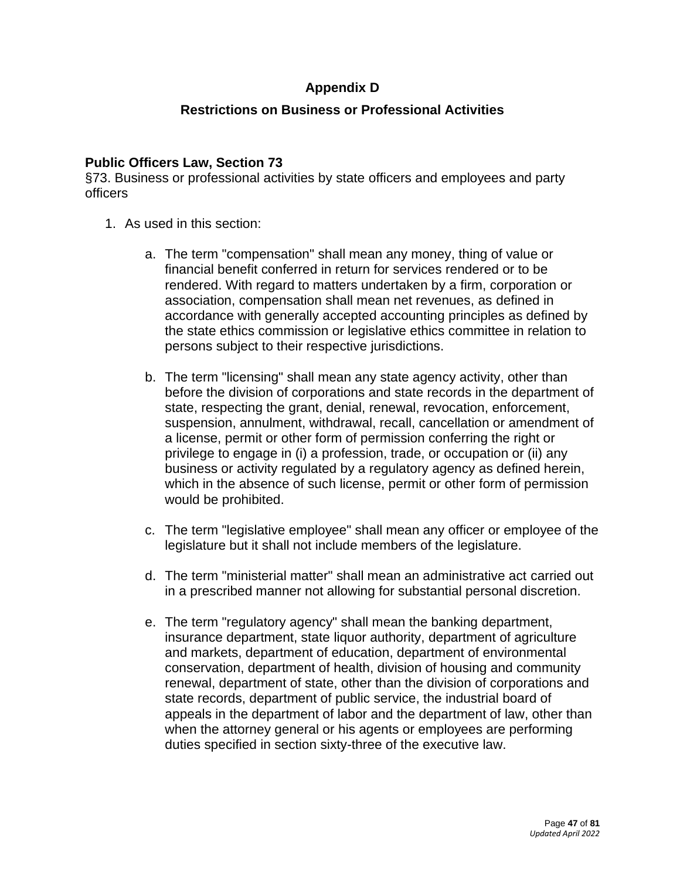## Appendix D

## Restrictions on Business or Professional Activities

**Public Officers Law, Section 73**
§73. Business or professional activities by state officers and employees and party officers

1. As used in this section:

    a. The term "compensation" shall mean any money, thing of value or financial benefit conferred in return for services rendered or to be rendered. With regard to matters undertaken by a firm, corporation or association, compensation shall mean net revenues, as defined in accordance with generally accepted accounting principles as defined by the state ethics commission or legislative ethics committee in relation to persons subject to their respective jurisdictions.

    b. The term "licensing" shall mean any state agency activity, other than before the division of corporations and state records in the department of state, respecting the grant, denial, renewal, revocation, enforcement, suspension, annulment, withdrawal, recall, cancellation or amendment of a license, permit or other form of permission conferring the right or privilege to engage in (i) a profession, trade, or occupation or (ii) any business or activity regulated by a regulatory agency as defined herein, which in the absence of such license, permit or other form of permission would be prohibited.

    c. The term "legislative employee" shall mean any officer or employee of the legislature but it shall not include members of the legislature.

    d. The term "ministerial matter" shall mean an administrative act carried out in a prescribed manner not allowing for substantial personal discretion.

    e. The term "regulatory agency" shall mean the banking department, insurance department, state liquor authority, department of agriculture and markets, department of education, department of environmental conservation, department of health, division of housing and community renewal, department of state, other than the division of corporations and state records, department of public service, the industrial board of appeals in the department of labor and the department of law, other than when the attorney general or his agents or employees are performing duties specified in section sixty-three of the executive law.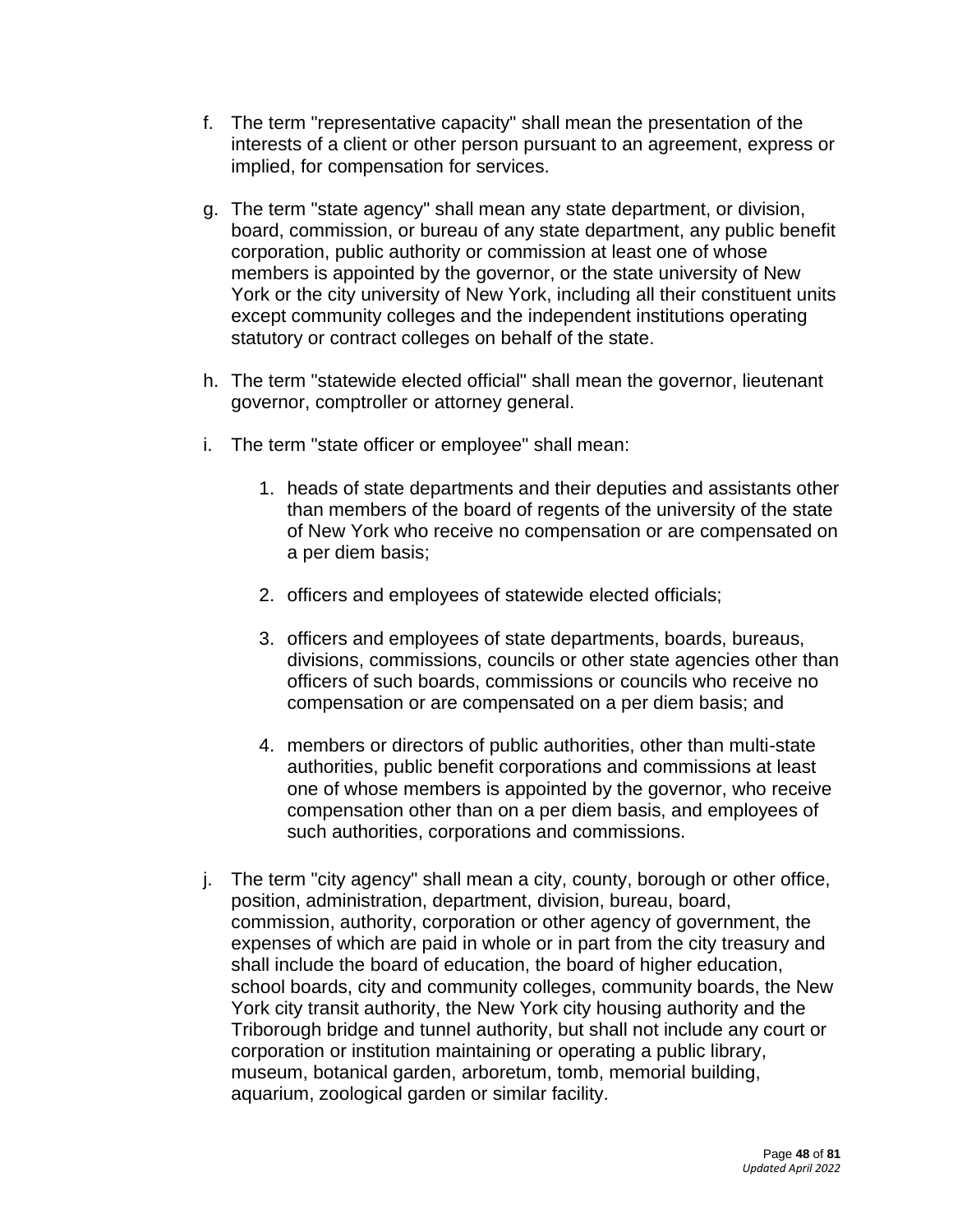f. The term "representative capacity" shall mean the presentation of the interests of a client or other person pursuant to an agreement, express or implied, for compensation for services.

g. The term "state agency" shall mean any state department, or division, board, commission, or bureau of any state department, any public benefit corporation, public authority or commission at least one of whose members is appointed by the governor, or the state university of New York or the city university of New York, including all their constituent units except community colleges and the independent institutions operating statutory or contract colleges on behalf of the state.

h. The term "statewide elected official" shall mean the governor, lieutenant governor, comptroller or attorney general.

i. The term "state officer or employee" shall mean:

   1. heads of state departments and their deputies and assistants other than members of the board of regents of the university of the state of New York who receive no compensation or are compensated on a per diem basis;

   2. officers and employees of statewide elected officials;

   3. officers and employees of state departments, boards, bureaus, divisions, commissions, councils or other state agencies other than officers of such boards, commissions or councils who receive no compensation or are compensated on a per diem basis; and

   4. members or directors of public authorities, other than multi-state authorities, public benefit corporations and commissions at least one of whose members is appointed by the governor, who receive compensation other than on a per diem basis, and employees of such authorities, corporations and commissions.

j. The term "city agency" shall mean a city, county, borough or other office, position, administration, department, division, bureau, board, commission, authority, corporation or other agency of government, the expenses of which are paid in whole or in part from the city treasury and shall include the board of education, the board of higher education, school boards, city and community colleges, community boards, the New York city transit authority, the New York city housing authority and the Triborough bridge and tunnel authority, but shall not include any court or corporation or institution maintaining or operating a public library, museum, botanical garden, arboretum, tomb, memorial building, aquarium, zoological garden or similar facility.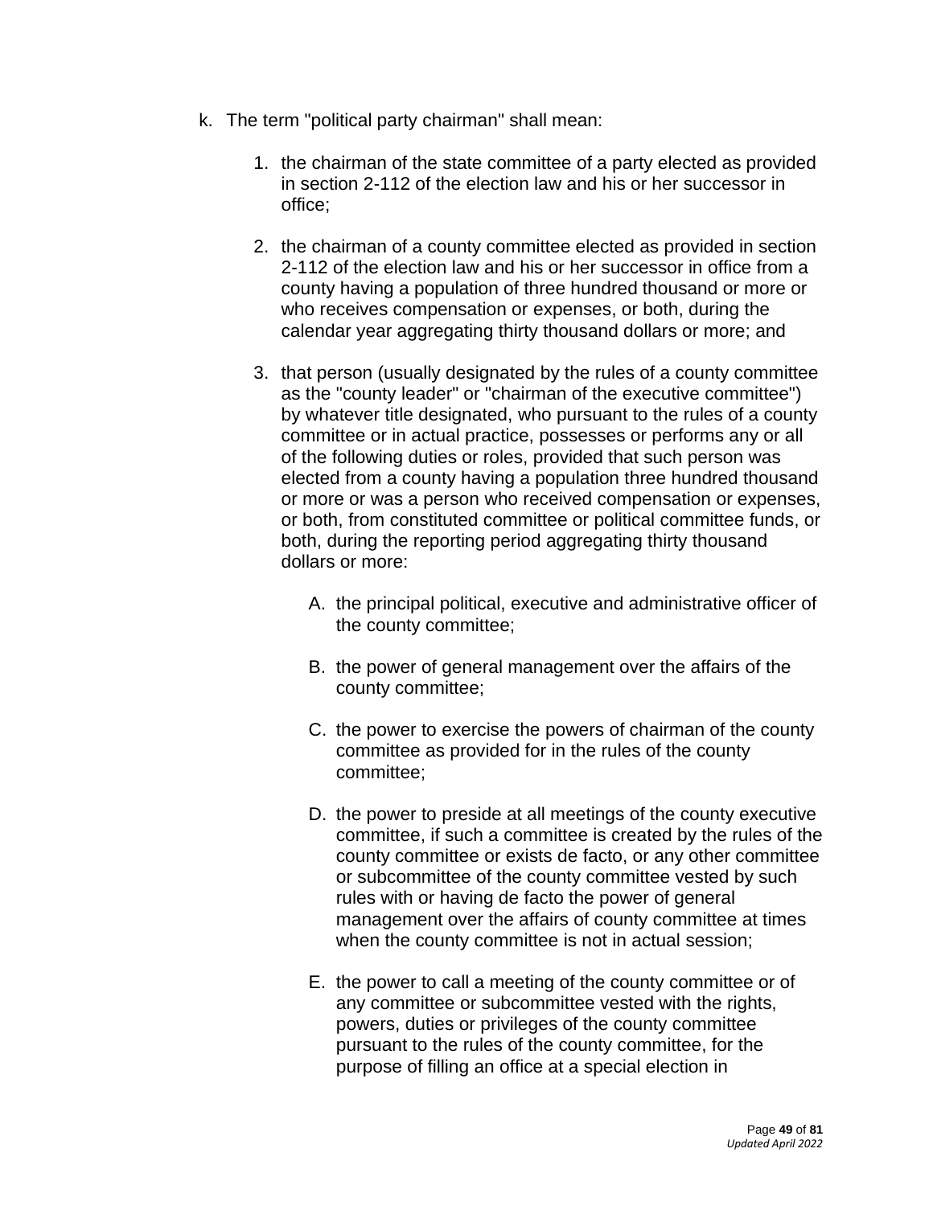k. The term "political party chairman" shall mean:

   1. the chairman of the state committee of a party elected as provided in section 2-112 of the election law and his or her successor in office;

   2. the chairman of a county committee elected as provided in section 2-112 of the election law and his or her successor in office from a county having a population of three hundred thousand or more or who receives compensation or expenses, or both, during the calendar year aggregating thirty thousand dollars or more; and

   3. that person (usually designated by the rules of a county committee as the "county leader" or "chairman of the executive committee") by whatever title designated, who pursuant to the rules of a county committee or in actual practice, possesses or performs any or all of the following duties or roles, provided that such person was elected from a county having a population three hundred thousand or more or was a person who received compensation or expenses, or both, from constituted committee or political committee funds, or both, during the reporting period aggregating thirty thousand dollars or more:

      A. the principal political, executive and administrative officer of the county committee;

      B. the power of general management over the affairs of the county committee;

      C. the power to exercise the powers of chairman of the county committee as provided for in the rules of the county committee;

      D. the power to preside at all meetings of the county executive committee, if such a committee is created by the rules of the county committee or exists de facto, or any other committee or subcommittee of the county committee vested by such rules with or having de facto the power of general management over the affairs of county committee at times when the county committee is not in actual session;

      E. the power to call a meeting of the county committee or of any committee or subcommittee vested with the rights, powers, duties or privileges of the county committee pursuant to the rules of the county committee, for the purpose of filling an office at a special election in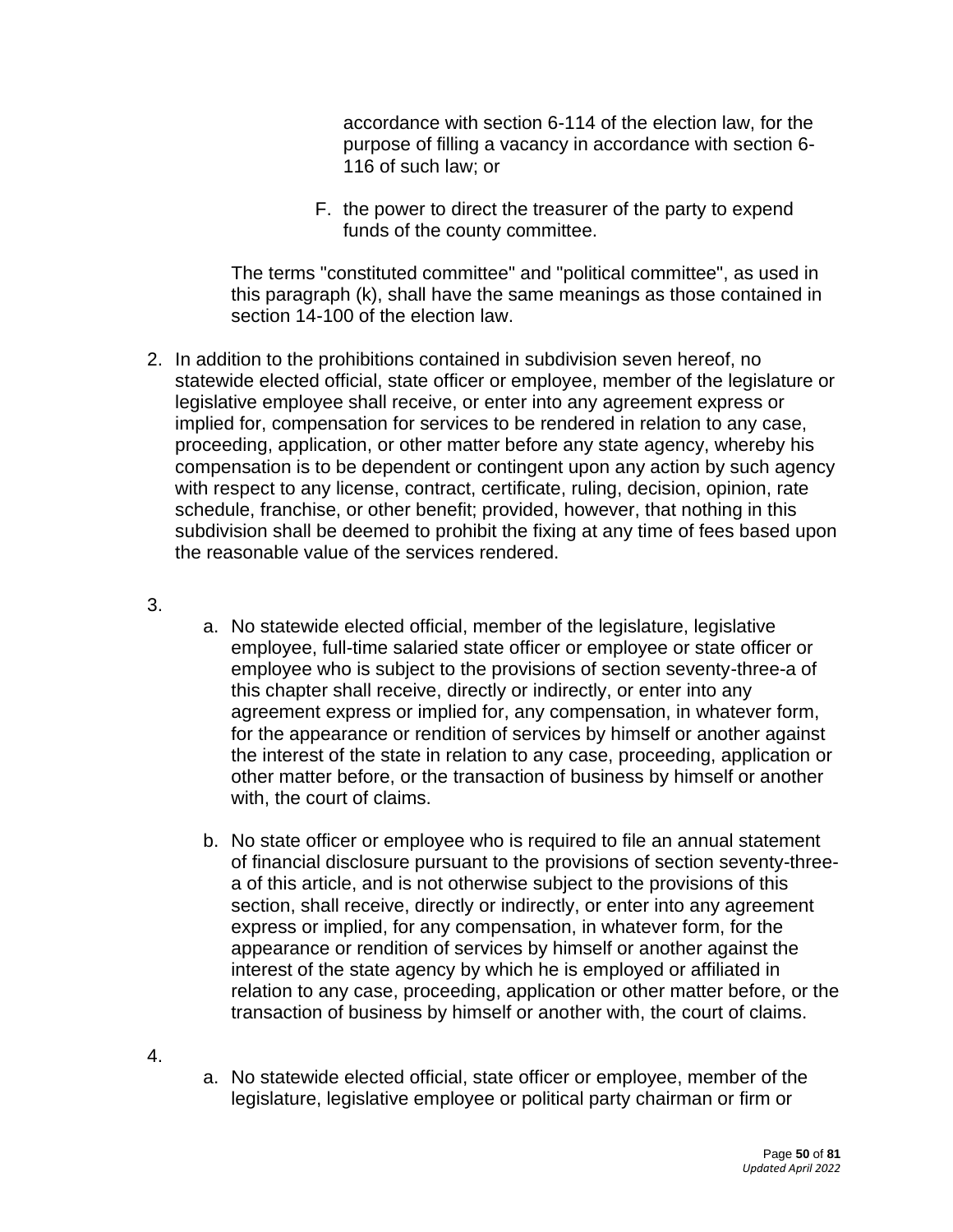accordance with section 6-114 of the election law, for the purpose of filling a vacancy in accordance with section 6-116 of such law; or

F. the power to direct the treasurer of the party to expend funds of the county committee.

The terms "constituted committee" and "political committee", as used in this paragraph (k), shall have the same meanings as those contained in section 14-100 of the election law.

2. In addition to the prohibitions contained in subdivision seven hereof, no statewide elected official, state officer or employee, member of the legislature or legislative employee shall receive, or enter into any agreement express or implied for, compensation for services to be rendered in relation to any case, proceeding, application, or other matter before any state agency, whereby his compensation is to be dependent or contingent upon any action by such agency with respect to any license, contract, certificate, ruling, decision, opinion, rate schedule, franchise, or other benefit; provided, however, that nothing in this subdivision shall be deemed to prohibit the fixing at any time of fees based upon the reasonable value of the services rendered.

3.
   a. No statewide elected official, member of the legislature, legislative employee, full-time salaried state officer or employee or state officer or employee who is subject to the provisions of section seventy-three-a of this chapter shall receive, directly or indirectly, or enter into any agreement express or implied for, any compensation, in whatever form, for the appearance or rendition of services by himself or another against the interest of the state in relation to any case, proceeding, application or other matter before, or the transaction of business by himself or another with, the court of claims.

   b. No state officer or employee who is required to file an annual statement of financial disclosure pursuant to the provisions of section seventy-three-a of this article, and is not otherwise subject to the provisions of this section, shall receive, directly or indirectly, or enter into any agreement express or implied, for any compensation, in whatever form, for the appearance or rendition of services by himself or another against the interest of the state agency by which he is employed or affiliated in relation to any case, proceeding, application or other matter before, or the transaction of business by himself or another with, the court of claims.

4.
   a. No statewide elected official, state officer or employee, member of the legislature, legislative employee or political party chairman or firm or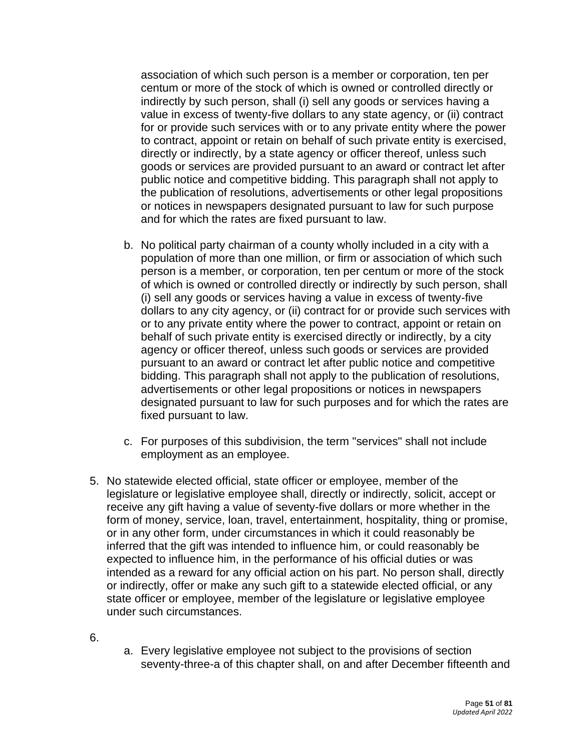association of which such person is a member or corporation, ten per centum or more of the stock of which is owned or controlled directly or indirectly by such person, shall (i) sell any goods or services having a value in excess of twenty-five dollars to any state agency, or (ii) contract for or provide such services with or to any private entity where the power to contract, appoint or retain on behalf of such private entity is exercised, directly or indirectly, by a state agency or officer thereof, unless such goods or services are provided pursuant to an award or contract let after public notice and competitive bidding. This paragraph shall not apply to the publication of resolutions, advertisements or other legal propositions or notices in newspapers designated pursuant to law for such purpose and for which the rates are fixed pursuant to law.

   b. No political party chairman of a county wholly included in a city with a population of more than one million, or firm or association of which such person is a member, or corporation, ten per centum or more of the stock of which is owned or controlled directly or indirectly by such person, shall (i) sell any goods or services having a value in excess of twenty-five dollars to any city agency, or (ii) contract for or provide such services with or to any private entity where the power to contract, appoint or retain on behalf of such private entity is exercised directly or indirectly, by a city agency or officer thereof, unless such goods or services are provided pursuant to an award or contract let after public notice and competitive bidding. This paragraph shall not apply to the publication of resolutions, advertisements or other legal propositions or notices in newspapers designated pursuant to law for such purposes and for which the rates are fixed pursuant to law.

   c. For purposes of this subdivision, the term "services" shall not include employment as an employee.

5. No statewide elected official, state officer or employee, member of the legislature or legislative employee shall, directly or indirectly, solicit, accept or receive any gift having a value of seventy-five dollars or more whether in the form of money, service, loan, travel, entertainment, hospitality, thing or promise, or in any other form, under circumstances in which it could reasonably be inferred that the gift was intended to influence him, or could reasonably be expected to influence him, in the performance of his official duties or was intended as a reward for any official action on his part. No person shall, directly or indirectly, offer or make any such gift to a statewide elected official, or any state officer or employee, member of the legislature or legislative employee under such circumstances.

6. 
   a. Every legislative employee not subject to the provisions of section seventy-three-a of this chapter shall, on and after December fifteenth and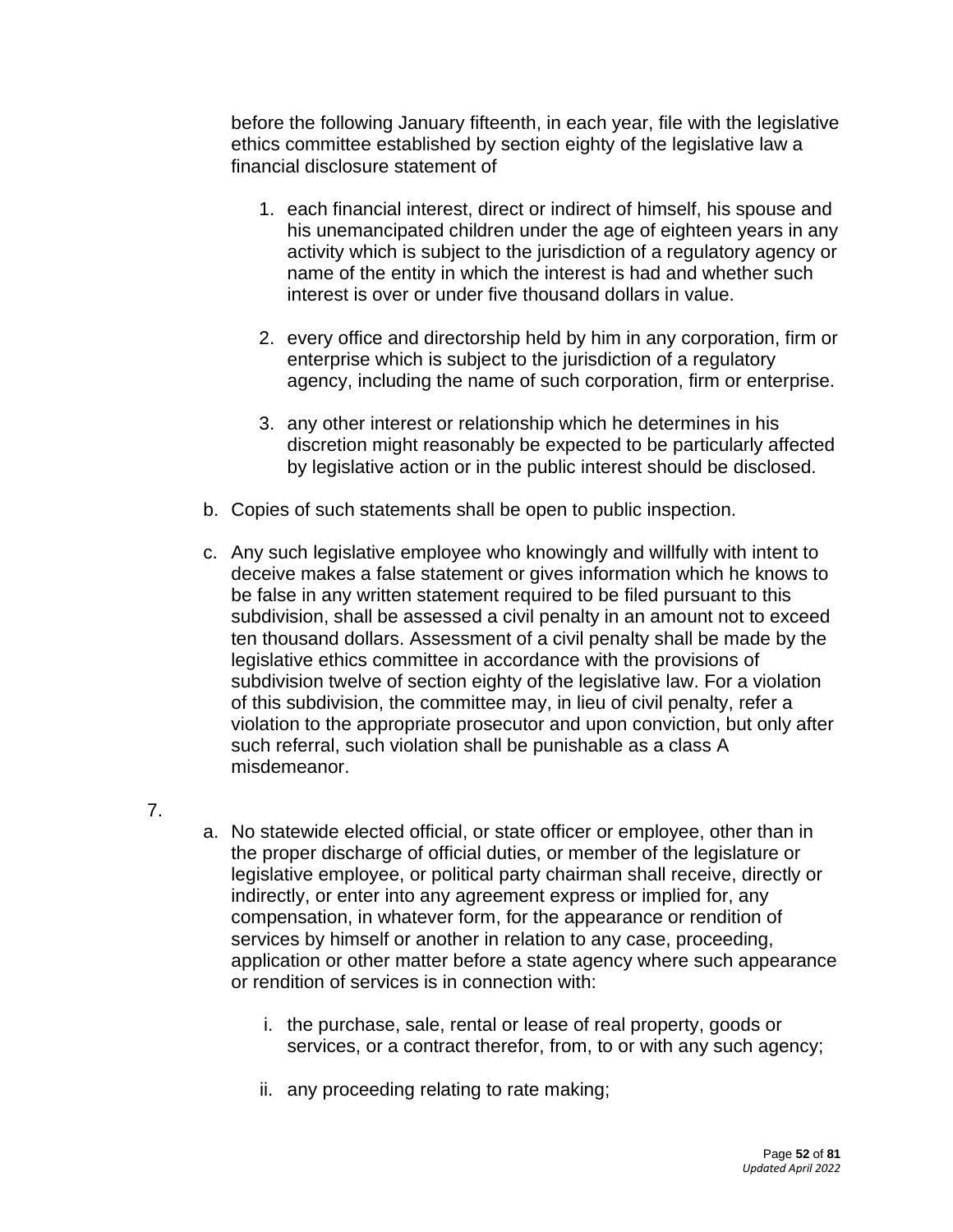before the following January fifteenth, in each year, file with the legislative ethics committee established by section eighty of the legislative law a financial disclosure statement of

1. each financial interest, direct or indirect of himself, his spouse and his unemancipated children under the age of eighteen years in any activity which is subject to the jurisdiction of a regulatory agency or name of the entity in which the interest is had and whether such interest is over or under five thousand dollars in value.

2. every office and directorship held by him in any corporation, firm or enterprise which is subject to the jurisdiction of a regulatory agency, including the name of such corporation, firm or enterprise.

3. any other interest or relationship which he determines in his discretion might reasonably be expected to be particularly affected by legislative action or in the public interest should be disclosed.

b. Copies of such statements shall be open to public inspection.

c. Any such legislative employee who knowingly and willfully with intent to deceive makes a false statement or gives information which he knows to be false in any written statement required to be filed pursuant to this subdivision, shall be assessed a civil penalty in an amount not to exceed ten thousand dollars. Assessment of a civil penalty shall be made by the legislative ethics committee in accordance with the provisions of subdivision twelve of section eighty of the legislative law. For a violation of this subdivision, the committee may, in lieu of civil penalty, refer a violation to the appropriate prosecutor and upon conviction, but only after such referral, such violation shall be punishable as a class A misdemeanor.

7.

a. No statewide elected official, or state officer or employee, other than in the proper discharge of official duties, or member of the legislature or legislative employee, or political party chairman shall receive, directly or indirectly, or enter into any agreement express or implied for, any compensation, in whatever form, for the appearance or rendition of services by himself or another in relation to any case, proceeding, application or other matter before a state agency where such appearance or rendition of services is in connection with:

   i. the purchase, sale, rental or lease of real property, goods or services, or a contract therefor, from, to or with any such agency;

   ii. any proceeding relating to rate making;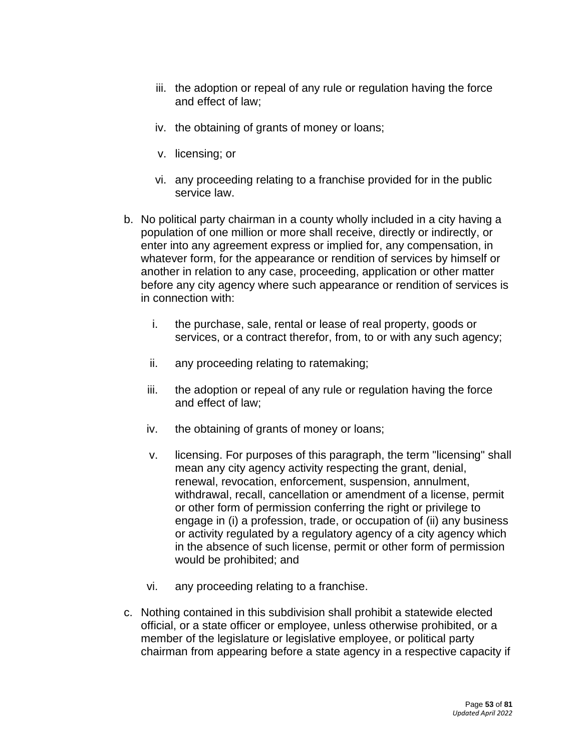iii. the adoption or repeal of any rule or regulation having the force and effect of law;

iv. the obtaining of grants of money or loans;

v. licensing; or

vi. any proceeding relating to a franchise provided for in the public service law.

b. No political party chairman in a county wholly included in a city having a population of one million or more shall receive, directly or indirectly, or enter into any agreement express or implied for, any compensation, in whatever form, for the appearance or rendition of services by himself or another in relation to any case, proceeding, application or other matter before any city agency where such appearance or rendition of services is in connection with:

   i. the purchase, sale, rental or lease of real property, goods or services, or a contract therefor, from, to or with any such agency;

   ii. any proceeding relating to ratemaking;

   iii. the adoption or repeal of any rule or regulation having the force and effect of law;

   iv. the obtaining of grants of money or loans;

   v. licensing. For purposes of this paragraph, the term "licensing" shall mean any city agency activity respecting the grant, denial, renewal, revocation, enforcement, suspension, annulment, withdrawal, recall, cancellation or amendment of a license, permit or other form of permission conferring the right or privilege to engage in (i) a profession, trade, or occupation of (ii) any business or activity regulated by a regulatory agency of a city agency which in the absence of such license, permit or other form of permission would be prohibited; and

   vi. any proceeding relating to a franchise.

c. Nothing contained in this subdivision shall prohibit a statewide elected official, or a state officer or employee, unless otherwise prohibited, or a member of the legislature or legislative employee, or political party chairman from appearing before a state agency in a respective capacity if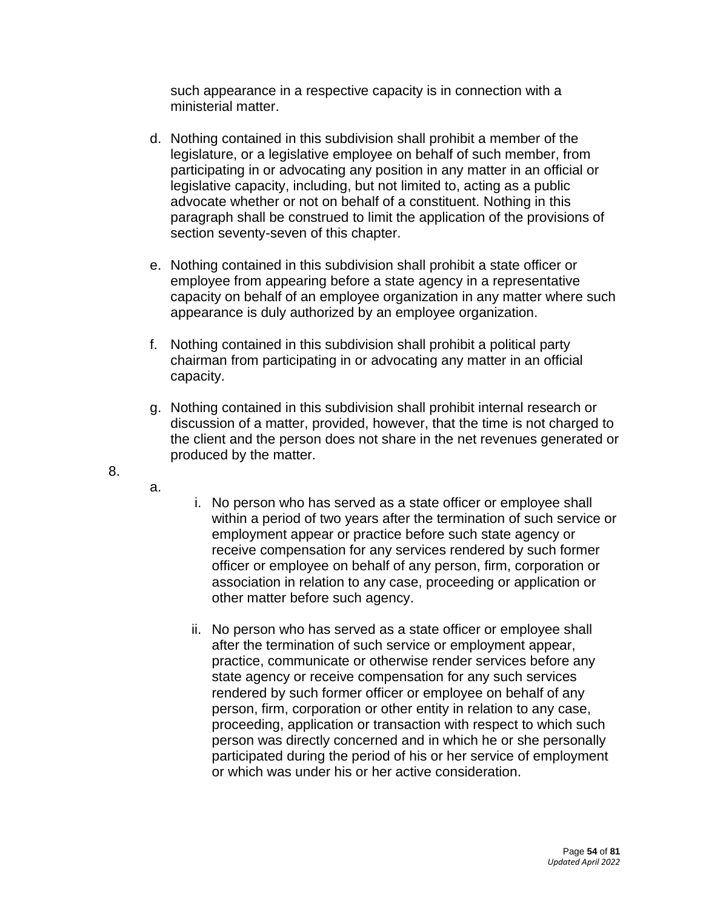such appearance in a respective capacity is in connection with a ministerial matter.

d. Nothing contained in this subdivision shall prohibit a member of the legislature, or a legislative employee on behalf of such member, from participating in or advocating any position in any matter in an official or legislative capacity, including, but not limited to, acting as a public advocate whether or not on behalf of a constituent. Nothing in this paragraph shall be construed to limit the application of the provisions of section seventy-seven of this chapter.

e. Nothing contained in this subdivision shall prohibit a state officer or employee from appearing before a state agency in a representative capacity on behalf of an employee organization in any matter where such appearance is duly authorized by an employee organization.

f. Nothing contained in this subdivision shall prohibit a political party chairman from participating in or advocating any matter in an official capacity.

g. Nothing contained in this subdivision shall prohibit internal research or discussion of a matter, provided, however, that the time is not charged to the client and the person does not share in the net revenues generated or produced by the matter.

8.

a.

i. No person who has served as a state officer or employee shall within a period of two years after the termination of such service or employment appear or practice before such state agency or receive compensation for any services rendered by such former officer or employee on behalf of any person, firm, corporation or association in relation to any case, proceeding or application or other matter before such agency.

ii. No person who has served as a state officer or employee shall after the termination of such service or employment appear, practice, communicate or otherwise render services before any state agency or receive compensation for any such services rendered by such former officer or employee on behalf of any person, firm, corporation or other entity in relation to any case, proceeding, application or transaction with respect to which such person was directly concerned and in which he or she personally participated during the period of his or her service of employment or which was under his or her active consideration.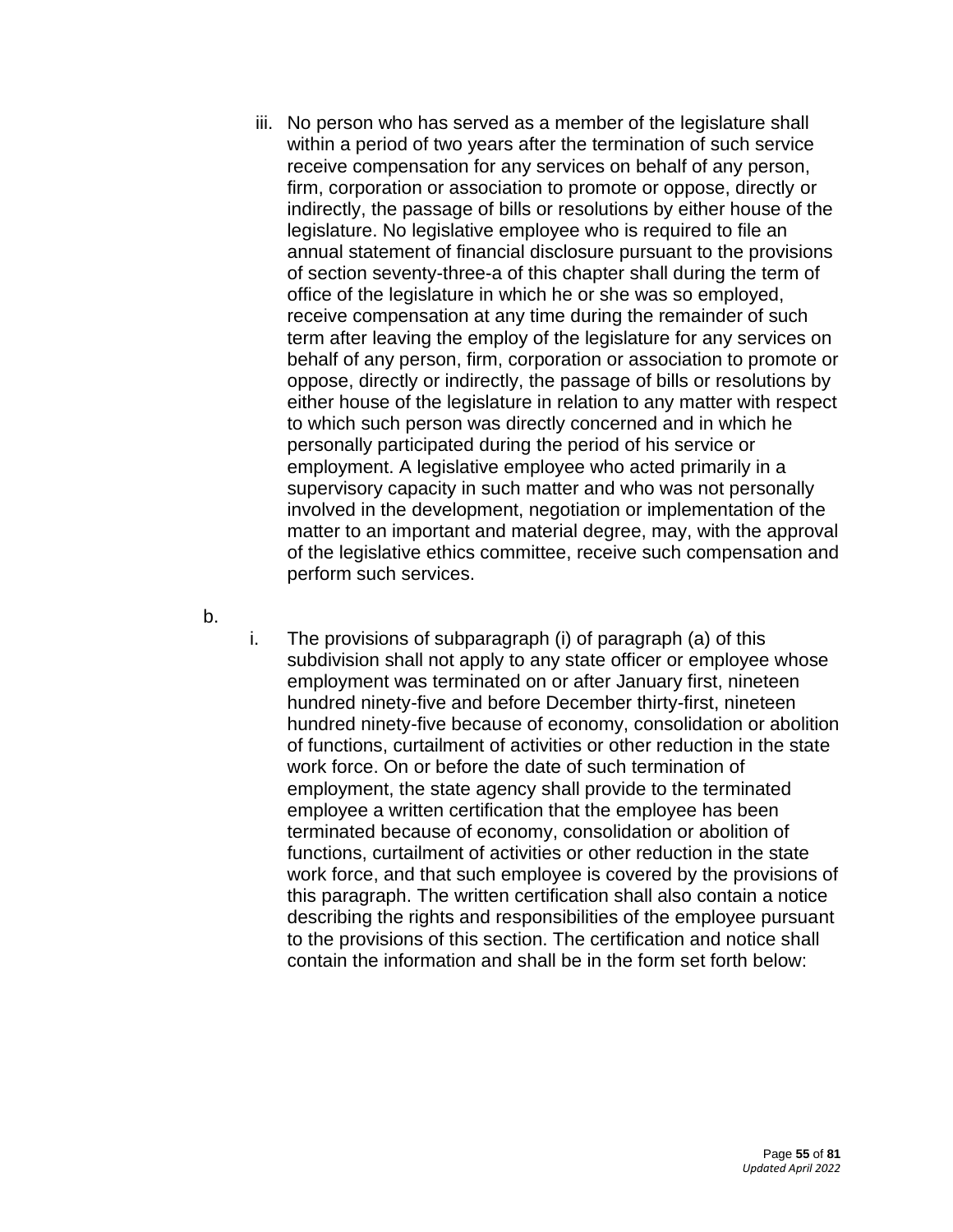iii. No person who has served as a member of the legislature shall within a period of two years after the termination of such service receive compensation for any services on behalf of any person, firm, corporation or association to promote or oppose, directly or indirectly, the passage of bills or resolutions by either house of the legislature. No legislative employee who is required to file an annual statement of financial disclosure pursuant to the provisions of section seventy-three-a of this chapter shall during the term of office of the legislature in which he or she was so employed, receive compensation at any time during the remainder of such term after leaving the employ of the legislature for any services on behalf of any person, firm, corporation or association to promote or oppose, directly or indirectly, the passage of bills or resolutions by either house of the legislature in relation to any matter with respect to which such person was directly concerned and in which he personally participated during the period of his service or employment. A legislative employee who acted primarily in a supervisory capacity in such matter and who was not personally involved in the development, negotiation or implementation of the matter to an important and material degree, may, with the approval of the legislative ethics committee, receive such compensation and perform such services.

b.

i. The provisions of subparagraph (i) of paragraph (a) of this subdivision shall not apply to any state officer or employee whose employment was terminated on or after January first, nineteen hundred ninety-five and before December thirty-first, nineteen hundred ninety-five because of economy, consolidation or abolition of functions, curtailment of activities or other reduction in the state work force. On or before the date of such termination of employment, the state agency shall provide to the terminated employee a written certification that the employee has been terminated because of economy, consolidation or abolition of functions, curtailment of activities or other reduction in the state work force, and that such employee is covered by the provisions of this paragraph. The written certification shall also contain a notice describing the rights and responsibilities of the employee pursuant to the provisions of this section. The certification and notice shall contain the information and shall be in the form set forth below: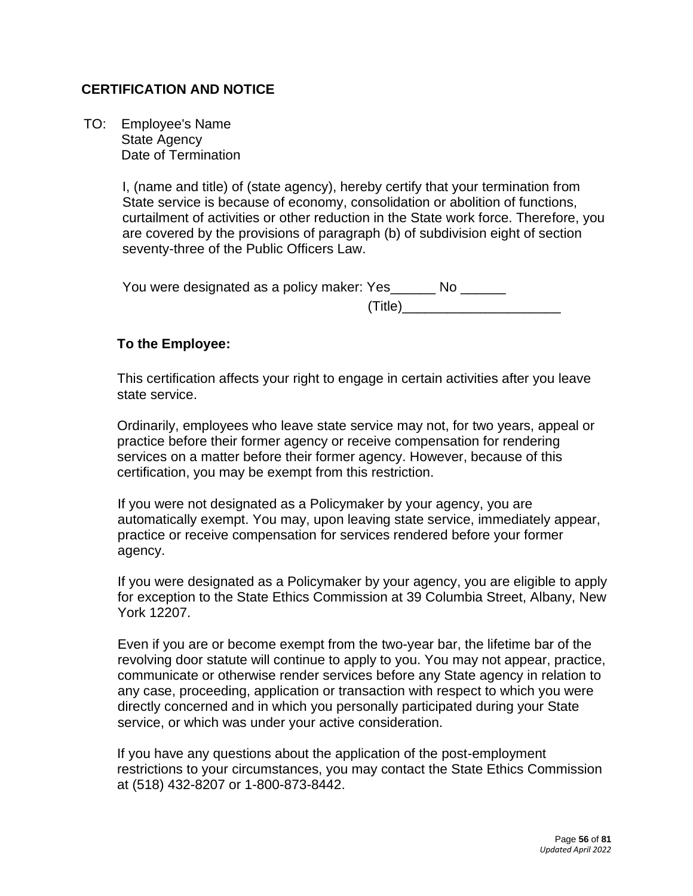## CERTIFICATION AND NOTICE

TO: Employee's Name
State Agency
Date of Termination

I, (name and title) of (state agency), hereby certify that your termination from State service is because of economy, consolidation or abolition of functions, curtailment of activities or other reduction in the State work force. Therefore, you are covered by the provisions of paragraph (b) of subdivision eight of section seventy-three of the Public Officers Law.

You were designated as a policy maker: Yes______ No ______
(Title)_____________________

**To the Employee:**

This certification affects your right to engage in certain activities after you leave state service.

Ordinarily, employees who leave state service may not, for two years, appeal or practice before their former agency or receive compensation for rendering services on a matter before their former agency. However, because of this certification, you may be exempt from this restriction.

If you were not designated as a Policymaker by your agency, you are automatically exempt. You may, upon leaving state service, immediately appear, practice or receive compensation for services rendered before your former agency.

If you were designated as a Policymaker by your agency, you are eligible to apply for exception to the State Ethics Commission at 39 Columbia Street, Albany, New York 12207.

Even if you are or become exempt from the two-year bar, the lifetime bar of the revolving door statute will continue to apply to you. You may not appear, practice, communicate or otherwise render services before any State agency in relation to any case, proceeding, application or transaction with respect to which you were directly concerned and in which you personally participated during your State service, or which was under your active consideration.

If you have any questions about the application of the post-employment restrictions to your circumstances, you may contact the State Ethics Commission at (518) 432-8207 or 1-800-873-8442.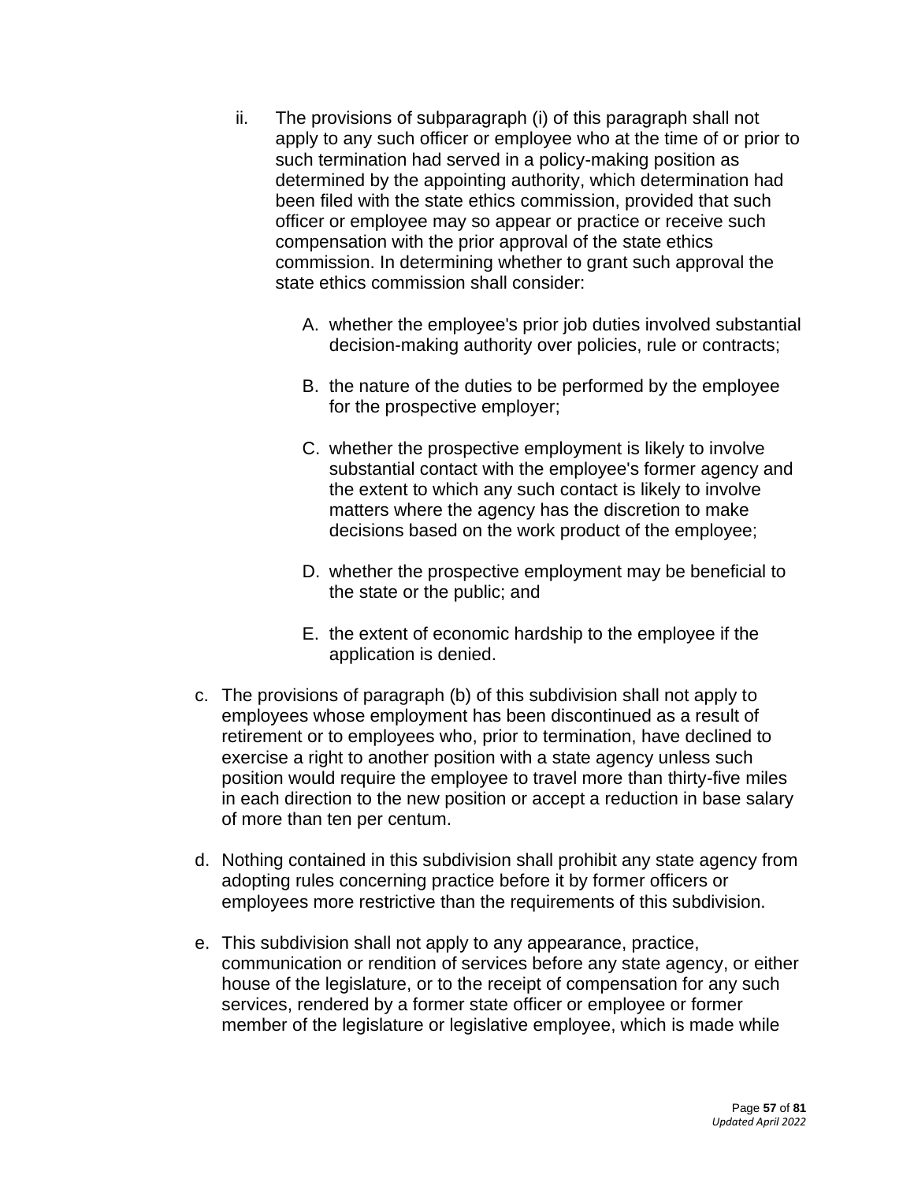ii. The provisions of subparagraph (i) of this paragraph shall not apply to any such officer or employee who at the time of or prior to such termination had served in a policy-making position as determined by the appointing authority, which determination had been filed with the state ethics commission, provided that such officer or employee may so appear or practice or receive such compensation with the prior approval of the state ethics commission. In determining whether to grant such approval the state ethics commission shall consider:

   A. whether the employee's prior job duties involved substantial decision-making authority over policies, rule or contracts;

   B. the nature of the duties to be performed by the employee for the prospective employer;

   C. whether the prospective employment is likely to involve substantial contact with the employee's former agency and the extent to which any such contact is likely to involve matters where the agency has the discretion to make decisions based on the work product of the employee;

   D. whether the prospective employment may be beneficial to the state or the public; and

   E. the extent of economic hardship to the employee if the application is denied.

c. The provisions of paragraph (b) of this subdivision shall not apply to employees whose employment has been discontinued as a result of retirement or to employees who, prior to termination, have declined to exercise a right to another position with a state agency unless such position would require the employee to travel more than thirty-five miles in each direction to the new position or accept a reduction in base salary of more than ten per centum.

d. Nothing contained in this subdivision shall prohibit any state agency from adopting rules concerning practice before it by former officers or employees more restrictive than the requirements of this subdivision.

e. This subdivision shall not apply to any appearance, practice, communication or rendition of services before any state agency, or either house of the legislature, or to the receipt of compensation for any such services, rendered by a former state officer or employee or former member of the legislature or legislative employee, which is made while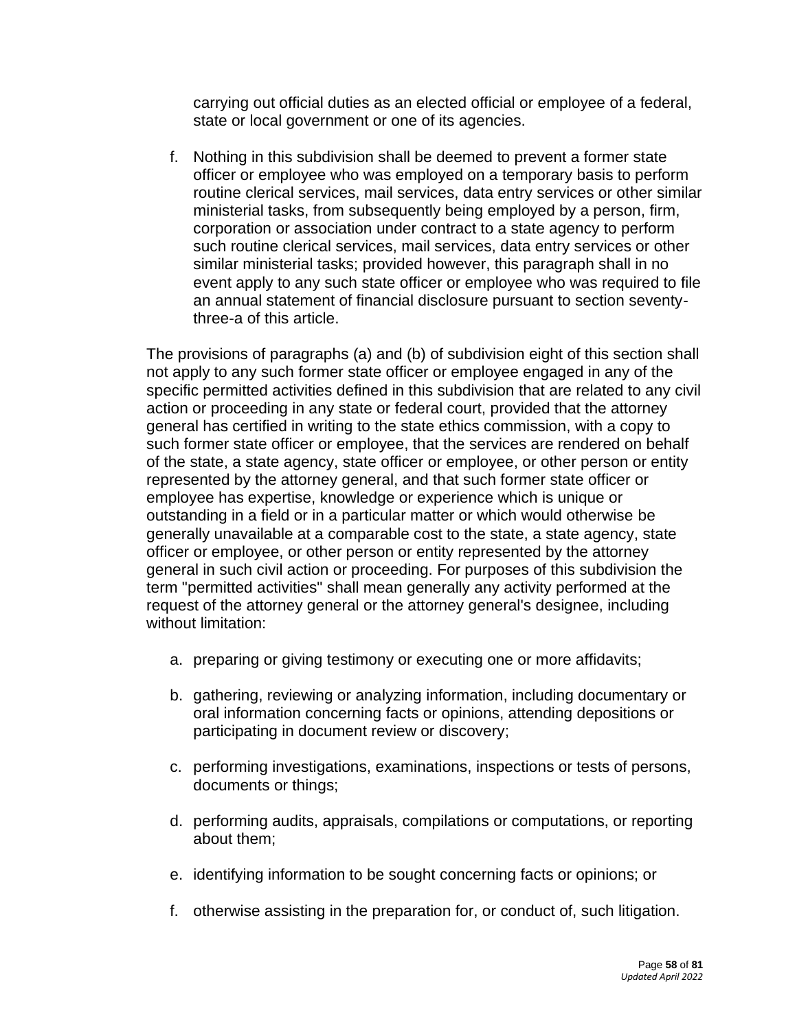carrying out official duties as an elected official or employee of a federal, state or local government or one of its agencies.

f. Nothing in this subdivision shall be deemed to prevent a former state officer or employee who was employed on a temporary basis to perform routine clerical services, mail services, data entry services or other similar ministerial tasks, from subsequently being employed by a person, firm, corporation or association under contract to a state agency to perform such routine clerical services, mail services, data entry services or other similar ministerial tasks; provided however, this paragraph shall in no event apply to any such state officer or employee who was required to file an annual statement of financial disclosure pursuant to section seventy-three-a of this article.

The provisions of paragraphs (a) and (b) of subdivision eight of this section shall not apply to any such former state officer or employee engaged in any of the specific permitted activities defined in this subdivision that are related to any civil action or proceeding in any state or federal court, provided that the attorney general has certified in writing to the state ethics commission, with a copy to such former state officer or employee, that the services are rendered on behalf of the state, a state agency, state officer or employee, or other person or entity represented by the attorney general, and that such former state officer or employee has expertise, knowledge or experience which is unique or outstanding in a field or in a particular matter or which would otherwise be generally unavailable at a comparable cost to the state, a state agency, state officer or employee, or other person or entity represented by the attorney general in such civil action or proceeding. For purposes of this subdivision the term "permitted activities" shall mean generally any activity performed at the request of the attorney general or the attorney general's designee, including without limitation:

a. preparing or giving testimony or executing one or more affidavits;

b. gathering, reviewing or analyzing information, including documentary or oral information concerning facts or opinions, attending depositions or participating in document review or discovery;

c. performing investigations, examinations, inspections or tests of persons, documents or things;

d. performing audits, appraisals, compilations or computations, or reporting about them;

e. identifying information to be sought concerning facts or opinions; or

f. otherwise assisting in the preparation for, or conduct of, such litigation.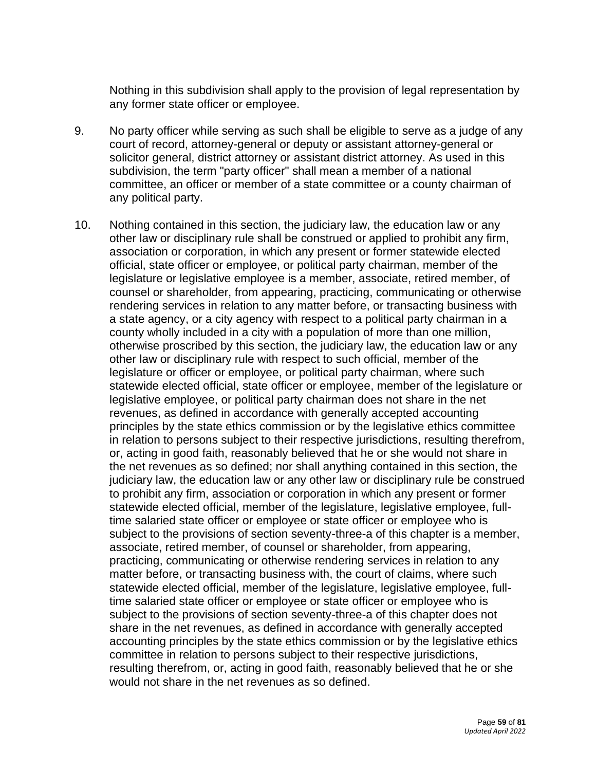Nothing in this subdivision shall apply to the provision of legal representation by any former state officer or employee.

9. No party officer while serving as such shall be eligible to serve as a judge of any court of record, attorney-general or deputy or assistant attorney-general or solicitor general, district attorney or assistant district attorney. As used in this subdivision, the term "party officer" shall mean a member of a national committee, an officer or member of a state committee or a county chairman of any political party.

10. Nothing contained in this section, the judiciary law, the education law or any other law or disciplinary rule shall be construed or applied to prohibit any firm, association or corporation, in which any present or former statewide elected official, state officer or employee, or political party chairman, member of the legislature or legislative employee is a member, associate, retired member, of counsel or shareholder, from appearing, practicing, communicating or otherwise rendering services in relation to any matter before, or transacting business with a state agency, or a city agency with respect to a political party chairman in a county wholly included in a city with a population of more than one million, otherwise proscribed by this section, the judiciary law, the education law or any other law or disciplinary rule with respect to such official, member of the legislature or officer or employee, or political party chairman, where such statewide elected official, state officer or employee, member of the legislature or legislative employee, or political party chairman does not share in the net revenues, as defined in accordance with generally accepted accounting principles by the state ethics commission or by the legislative ethics committee in relation to persons subject to their respective jurisdictions, resulting therefrom, or, acting in good faith, reasonably believed that he or she would not share in the net revenues as so defined; nor shall anything contained in this section, the judiciary law, the education law or any other law or disciplinary rule be construed to prohibit any firm, association or corporation in which any present or former statewide elected official, member of the legislature, legislative employee, full-time salaried state officer or employee or state officer or employee who is subject to the provisions of section seventy-three-a of this chapter is a member, associate, retired member, of counsel or shareholder, from appearing, practicing, communicating or otherwise rendering services in relation to any matter before, or transacting business with, the court of claims, where such statewide elected official, member of the legislature, legislative employee, full-time salaried state officer or employee or state officer or employee who is subject to the provisions of section seventy-three-a of this chapter does not share in the net revenues, as defined in accordance with generally accepted accounting principles by the state ethics commission or by the legislative ethics committee in relation to persons subject to their respective jurisdictions, resulting therefrom, or, acting in good faith, reasonably believed that he or she would not share in the net revenues as so defined.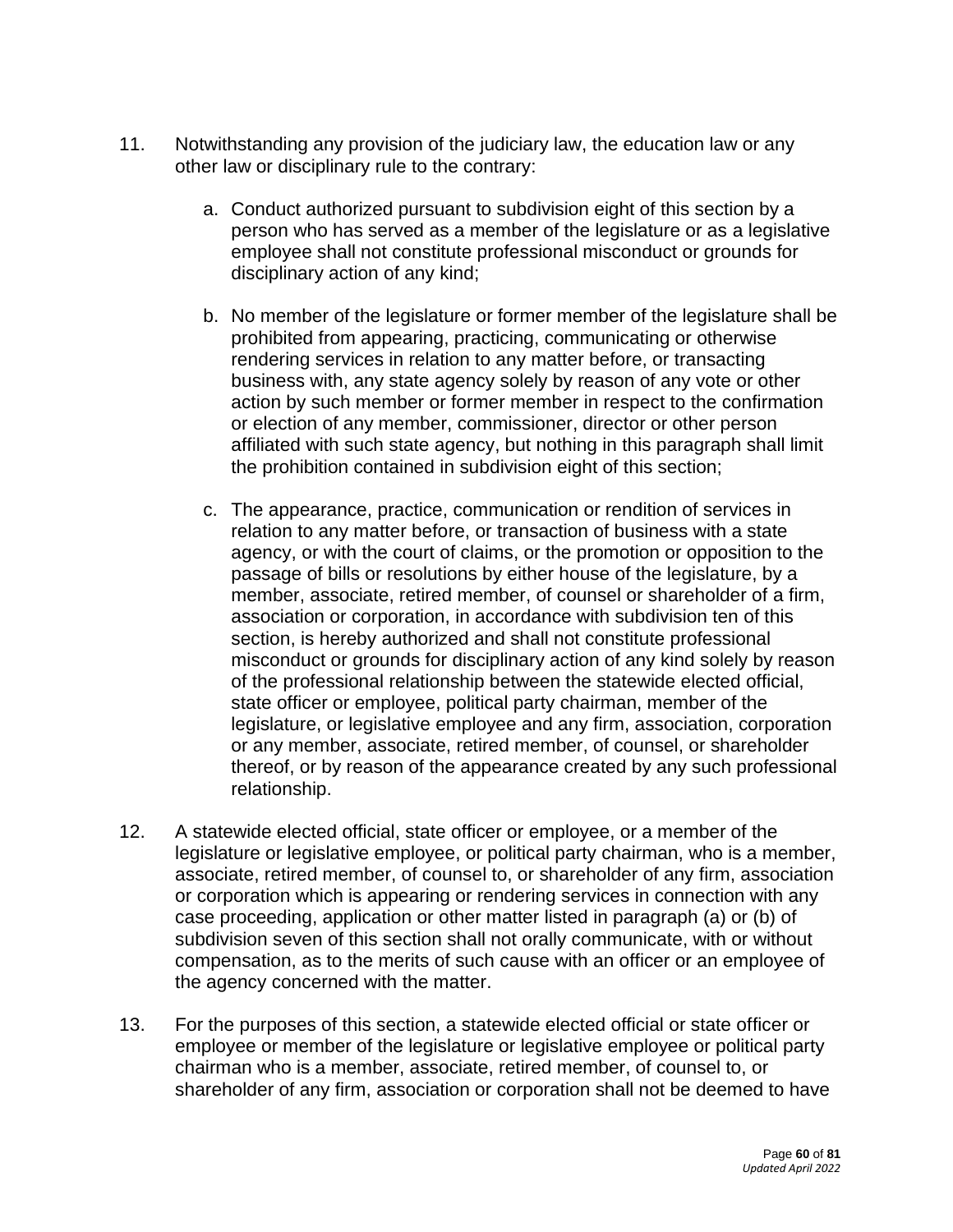11. Notwithstanding any provision of the judiciary law, the education law or any other law or disciplinary rule to the contrary:

    a. Conduct authorized pursuant to subdivision eight of this section by a person who has served as a member of the legislature or as a legislative employee shall not constitute professional misconduct or grounds for disciplinary action of any kind;

    b. No member of the legislature or former member of the legislature shall be prohibited from appearing, practicing, communicating or otherwise rendering services in relation to any matter before, or transacting business with, any state agency solely by reason of any vote or other action by such member or former member in respect to the confirmation or election of any member, commissioner, director or other person affiliated with such state agency, but nothing in this paragraph shall limit the prohibition contained in subdivision eight of this section;

    c. The appearance, practice, communication or rendition of services in relation to any matter before, or transaction of business with a state agency, or with the court of claims, or the promotion or opposition to the passage of bills or resolutions by either house of the legislature, by a member, associate, retired member, of counsel or shareholder of a firm, association or corporation, in accordance with subdivision ten of this section, is hereby authorized and shall not constitute professional misconduct or grounds for disciplinary action of any kind solely by reason of the professional relationship between the statewide elected official, state officer or employee, political party chairman, member of the legislature, or legislative employee and any firm, association, corporation or any member, associate, retired member, of counsel, or shareholder thereof, or by reason of the appearance created by any such professional relationship.

12. A statewide elected official, state officer or employee, or a member of the legislature or legislative employee, or political party chairman, who is a member, associate, retired member, of counsel to, or shareholder of any firm, association or corporation which is appearing or rendering services in connection with any case proceeding, application or other matter listed in paragraph (a) or (b) of subdivision seven of this section shall not orally communicate, with or without compensation, as to the merits of such cause with an officer or an employee of the agency concerned with the matter.

13. For the purposes of this section, a statewide elected official or state officer or employee or member of the legislature or legislative employee or political party chairman who is a member, associate, retired member, of counsel to, or shareholder of any firm, association or corporation shall not be deemed to have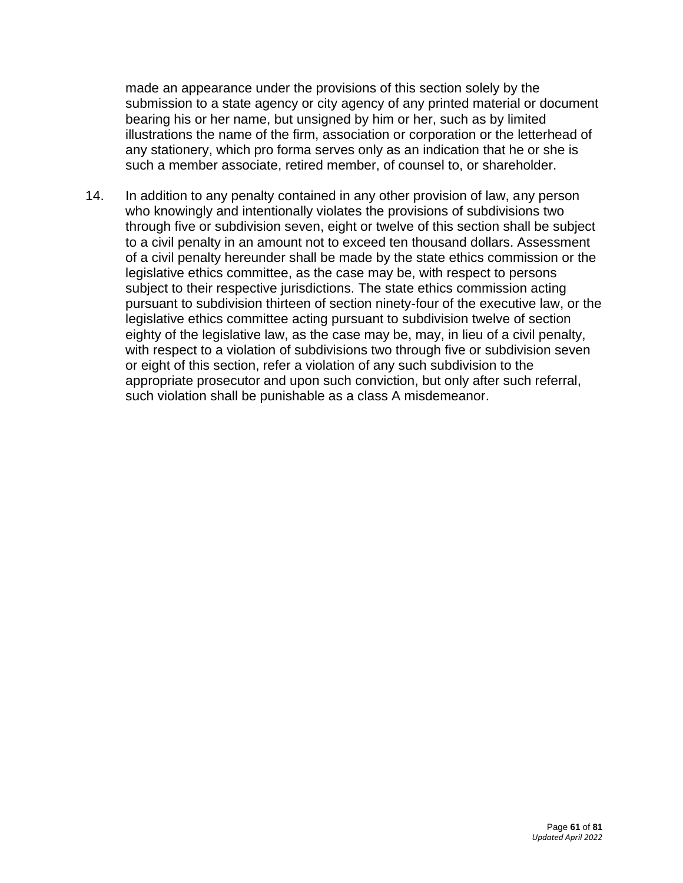made an appearance under the provisions of this section solely by the submission to a state agency or city agency of any printed material or document bearing his or her name, but unsigned by him or her, such as by limited illustrations the name of the firm, association or corporation or the letterhead of any stationery, which pro forma serves only as an indication that he or she is such a member associate, retired member, of counsel to, or shareholder.

14. In addition to any penalty contained in any other provision of law, any person who knowingly and intentionally violates the provisions of subdivisions two through five or subdivision seven, eight or twelve of this section shall be subject to a civil penalty in an amount not to exceed ten thousand dollars. Assessment of a civil penalty hereunder shall be made by the state ethics commission or the legislative ethics committee, as the case may be, with respect to persons subject to their respective jurisdictions. The state ethics commission acting pursuant to subdivision thirteen of section ninety-four of the executive law, or the legislative ethics committee acting pursuant to subdivision twelve of section eighty of the legislative law, as the case may be, may, in lieu of a civil penalty, with respect to a violation of subdivisions two through five or subdivision seven or eight of this section, refer a violation of any such subdivision to the appropriate prosecutor and upon such conviction, but only after such referral, such violation shall be punishable as a class A misdemeanor.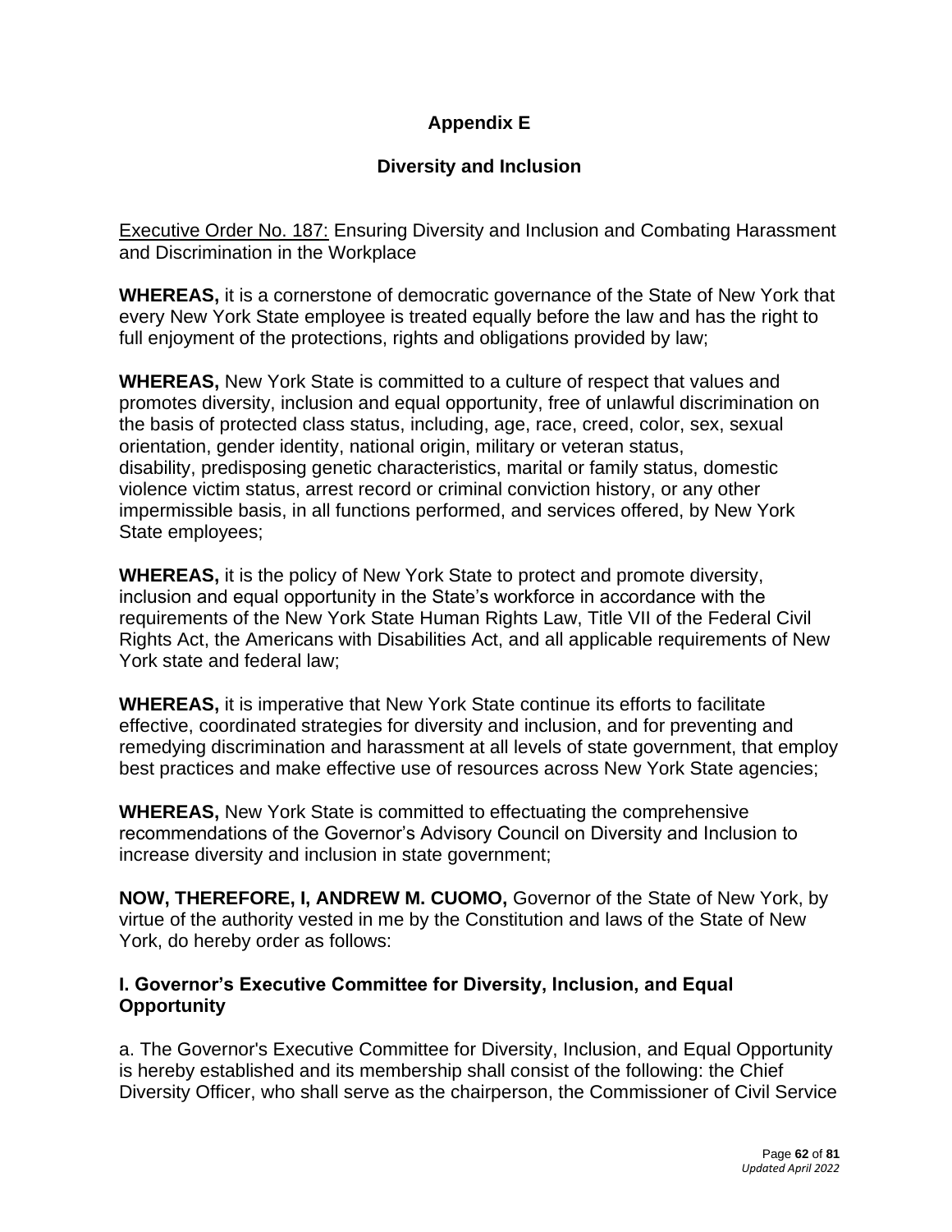## Appendix E

## Diversity and Inclusion

Executive Order No. 187: Ensuring Diversity and Inclusion and Combating Harassment and Discrimination in the Workplace

**WHEREAS,** it is a cornerstone of democratic governance of the State of New York that every New York State employee is treated equally before the law and has the right to full enjoyment of the protections, rights and obligations provided by law;

**WHEREAS,** New York State is committed to a culture of respect that values and promotes diversity, inclusion and equal opportunity, free of unlawful discrimination on the basis of protected class status, including, age, race, creed, color, sex, sexual orientation, gender identity, national origin, military or veteran status, disability, predisposing genetic characteristics, marital or family status, domestic violence victim status, arrest record or criminal conviction history, or any other impermissible basis, in all functions performed, and services offered, by New York State employees;

**WHEREAS,** it is the policy of New York State to protect and promote diversity, inclusion and equal opportunity in the State's workforce in accordance with the requirements of the New York State Human Rights Law, Title VII of the Federal Civil Rights Act, the Americans with Disabilities Act, and all applicable requirements of New York state and federal law;

**WHEREAS,** it is imperative that New York State continue its efforts to facilitate effective, coordinated strategies for diversity and inclusion, and for preventing and remedying discrimination and harassment at all levels of state government, that employ best practices and make effective use of resources across New York State agencies;

**WHEREAS,** New York State is committed to effectuating the comprehensive recommendations of the Governor's Advisory Council on Diversity and Inclusion to increase diversity and inclusion in state government;

**NOW, THEREFORE, I, ANDREW M. CUOMO,** Governor of the State of New York, by virtue of the authority vested in me by the Constitution and laws of the State of New York, do hereby order as follows:

### I. Governor's Executive Committee for Diversity, Inclusion, and Equal Opportunity

a. The Governor's Executive Committee for Diversity, Inclusion, and Equal Opportunity is hereby established and its membership shall consist of the following: the Chief Diversity Officer, who shall serve as the chairperson, the Commissioner of Civil Service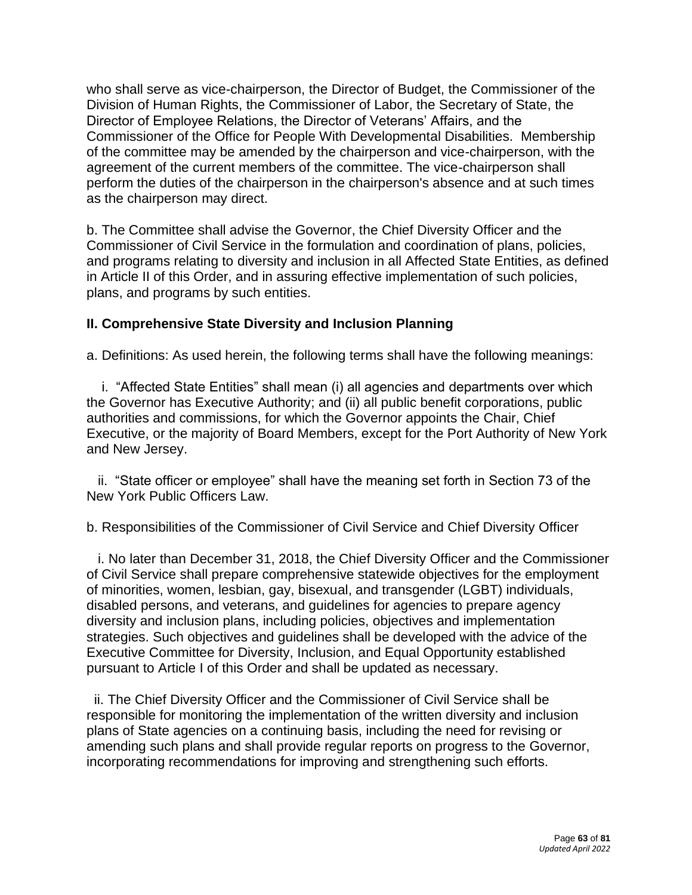who shall serve as vice-chairperson, the Director of Budget, the Commissioner of the Division of Human Rights, the Commissioner of Labor, the Secretary of State, the Director of Employee Relations, the Director of Veterans' Affairs, and the Commissioner of the Office for People With Developmental Disabilities. Membership of the committee may be amended by the chairperson and vice-chairperson, with the agreement of the current members of the committee. The vice-chairperson shall perform the duties of the chairperson in the chairperson's absence and at such times as the chairperson may direct.

b. The Committee shall advise the Governor, the Chief Diversity Officer and the Commissioner of Civil Service in the formulation and coordination of plans, policies, and programs relating to diversity and inclusion in all Affected State Entities, as defined in Article II of this Order, and in assuring effective implementation of such policies, plans, and programs by such entities.

**II. Comprehensive State Diversity and Inclusion Planning**

a. Definitions: As used herein, the following terms shall have the following meanings:

i. "Affected State Entities" shall mean (i) all agencies and departments over which the Governor has Executive Authority; and (ii) all public benefit corporations, public authorities and commissions, for which the Governor appoints the Chair, Chief Executive, or the majority of Board Members, except for the Port Authority of New York and New Jersey.

ii. "State officer or employee" shall have the meaning set forth in Section 73 of the New York Public Officers Law.

b. Responsibilities of the Commissioner of Civil Service and Chief Diversity Officer

i. No later than December 31, 2018, the Chief Diversity Officer and the Commissioner of Civil Service shall prepare comprehensive statewide objectives for the employment of minorities, women, lesbian, gay, bisexual, and transgender (LGBT) individuals, disabled persons, and veterans, and guidelines for agencies to prepare agency diversity and inclusion plans, including policies, objectives and implementation strategies. Such objectives and guidelines shall be developed with the advice of the Executive Committee for Diversity, Inclusion, and Equal Opportunity established pursuant to Article I of this Order and shall be updated as necessary.

ii. The Chief Diversity Officer and the Commissioner of Civil Service shall be responsible for monitoring the implementation of the written diversity and inclusion plans of State agencies on a continuing basis, including the need for revising or amending such plans and shall provide regular reports on progress to the Governor, incorporating recommendations for improving and strengthening such efforts.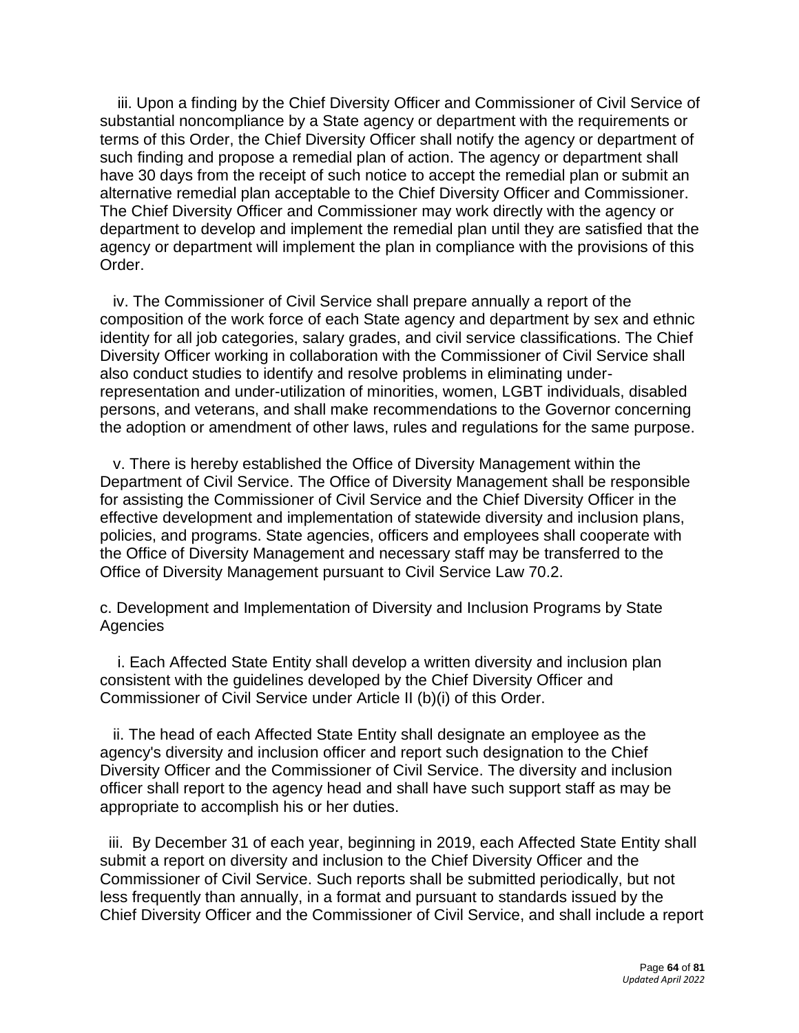iii. Upon a finding by the Chief Diversity Officer and Commissioner of Civil Service of substantial noncompliance by a State agency or department with the requirements or terms of this Order, the Chief Diversity Officer shall notify the agency or department of such finding and propose a remedial plan of action. The agency or department shall have 30 days from the receipt of such notice to accept the remedial plan or submit an alternative remedial plan acceptable to the Chief Diversity Officer and Commissioner. The Chief Diversity Officer and Commissioner may work directly with the agency or department to develop and implement the remedial plan until they are satisfied that the agency or department will implement the plan in compliance with the provisions of this Order.

iv. The Commissioner of Civil Service shall prepare annually a report of the composition of the work force of each State agency and department by sex and ethnic identity for all job categories, salary grades, and civil service classifications. The Chief Diversity Officer working in collaboration with the Commissioner of Civil Service shall also conduct studies to identify and resolve problems in eliminating under-representation and under-utilization of minorities, women, LGBT individuals, disabled persons, and veterans, and shall make recommendations to the Governor concerning the adoption or amendment of other laws, rules and regulations for the same purpose.

v. There is hereby established the Office of Diversity Management within the Department of Civil Service. The Office of Diversity Management shall be responsible for assisting the Commissioner of Civil Service and the Chief Diversity Officer in the effective development and implementation of statewide diversity and inclusion plans, policies, and programs. State agencies, officers and employees shall cooperate with the Office of Diversity Management and necessary staff may be transferred to the Office of Diversity Management pursuant to Civil Service Law 70.2.

c. Development and Implementation of Diversity and Inclusion Programs by State Agencies

i. Each Affected State Entity shall develop a written diversity and inclusion plan consistent with the guidelines developed by the Chief Diversity Officer and Commissioner of Civil Service under Article II (b)(i) of this Order.

ii. The head of each Affected State Entity shall designate an employee as the agency's diversity and inclusion officer and report such designation to the Chief Diversity Officer and the Commissioner of Civil Service. The diversity and inclusion officer shall report to the agency head and shall have such support staff as may be appropriate to accomplish his or her duties.

iii. By December 31 of each year, beginning in 2019, each Affected State Entity shall submit a report on diversity and inclusion to the Chief Diversity Officer and the Commissioner of Civil Service. Such reports shall be submitted periodically, but not less frequently than annually, in a format and pursuant to standards issued by the Chief Diversity Officer and the Commissioner of Civil Service, and shall include a report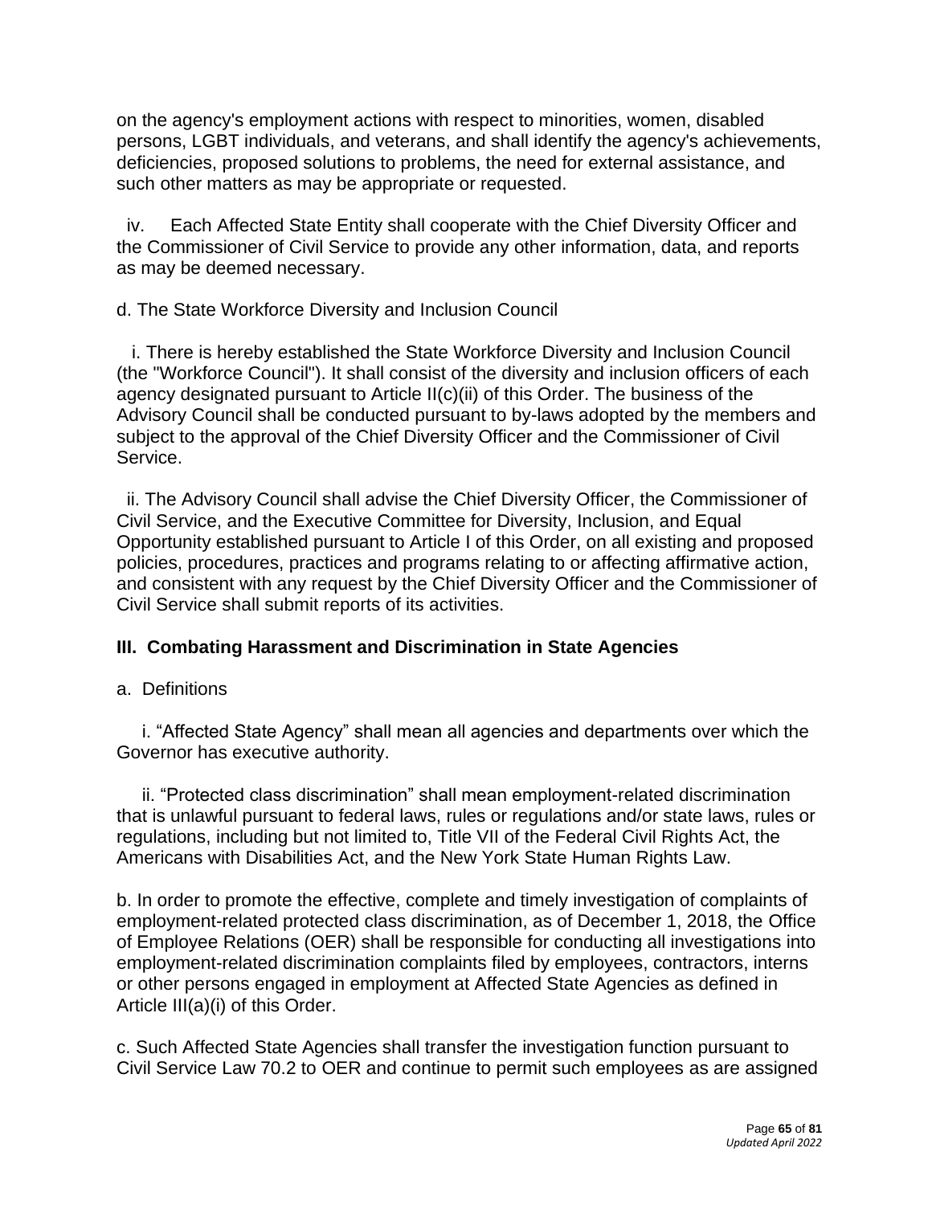on the agency's employment actions with respect to minorities, women, disabled persons, LGBT individuals, and veterans, and shall identify the agency's achievements, deficiencies, proposed solutions to problems, the need for external assistance, and such other matters as may be appropriate or requested.

iv. Each Affected State Entity shall cooperate with the Chief Diversity Officer and the Commissioner of Civil Service to provide any other information, data, and reports as may be deemed necessary.

d. The State Workforce Diversity and Inclusion Council

i. There is hereby established the State Workforce Diversity and Inclusion Council (the "Workforce Council"). It shall consist of the diversity and inclusion officers of each agency designated pursuant to Article II(c)(ii) of this Order. The business of the Advisory Council shall be conducted pursuant to by-laws adopted by the members and subject to the approval of the Chief Diversity Officer and the Commissioner of Civil Service.

ii. The Advisory Council shall advise the Chief Diversity Officer, the Commissioner of Civil Service, and the Executive Committee for Diversity, Inclusion, and Equal Opportunity established pursuant to Article I of this Order, on all existing and proposed policies, procedures, practices and programs relating to or affecting affirmative action, and consistent with any request by the Chief Diversity Officer and the Commissioner of Civil Service shall submit reports of its activities.

## III. Combating Harassment and Discrimination in State Agencies

a. Definitions

i. "Affected State Agency" shall mean all agencies and departments over which the Governor has executive authority.

ii. "Protected class discrimination" shall mean employment-related discrimination that is unlawful pursuant to federal laws, rules or regulations and/or state laws, rules or regulations, including but not limited to, Title VII of the Federal Civil Rights Act, the Americans with Disabilities Act, and the New York State Human Rights Law.

b. In order to promote the effective, complete and timely investigation of complaints of employment-related protected class discrimination, as of December 1, 2018, the Office of Employee Relations (OER) shall be responsible for conducting all investigations into employment-related discrimination complaints filed by employees, contractors, interns or other persons engaged in employment at Affected State Agencies as defined in Article III(a)(i) of this Order.

c. Such Affected State Agencies shall transfer the investigation function pursuant to Civil Service Law 70.2 to OER and continue to permit such employees as are assigned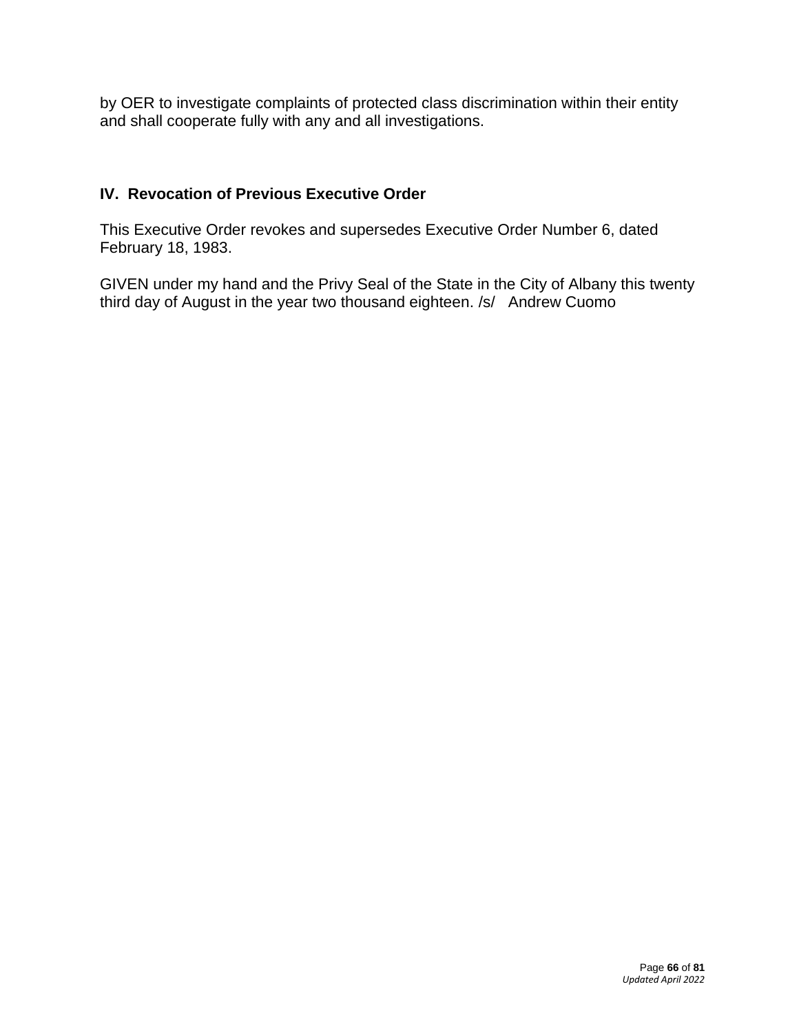by OER to investigate complaints of protected class discrimination within their entity and shall cooperate fully with any and all investigations.

## IV. Revocation of Previous Executive Order

This Executive Order revokes and supersedes Executive Order Number 6, dated February 18, 1983.

GIVEN under my hand and the Privy Seal of the State in the City of Albany this twenty third day of August in the year two thousand eighteen. /s/ Andrew Cuomo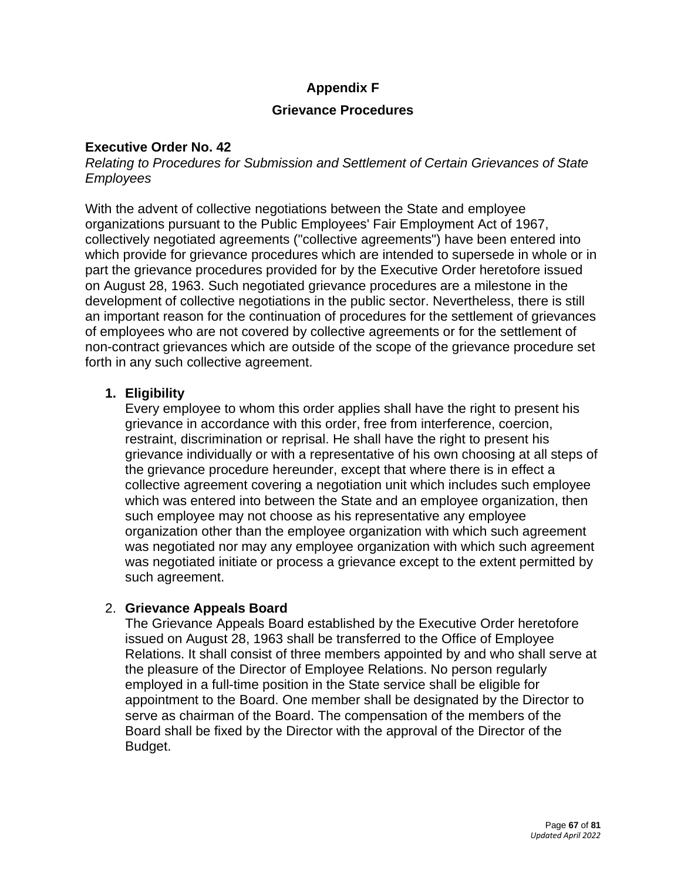# Appendix F

## Grievance Procedures

### Executive Order No. 42

*Relating to Procedures for Submission and Settlement of Certain Grievances of State Employees*

With the advent of collective negotiations between the State and employee organizations pursuant to the Public Employees' Fair Employment Act of 1967, collectively negotiated agreements ("collective agreements") have been entered into which provide for grievance procedures which are intended to supersede in whole or in part the grievance procedures provided for by the Executive Order heretofore issued on August 28, 1963. Such negotiated grievance procedures are a milestone in the development of collective negotiations in the public sector. Nevertheless, there is still an important reason for the continuation of procedures for the settlement of grievances of employees who are not covered by collective agreements or for the settlement of non-contract grievances which are outside of the scope of the grievance procedure set forth in any such collective agreement.

1. **Eligibility**
   Every employee to whom this order applies shall have the right to present his grievance in accordance with this order, free from interference, coercion, restraint, discrimination or reprisal. He shall have the right to present his grievance individually or with a representative of his own choosing at all steps of the grievance procedure hereunder, except that where there is in effect a collective agreement covering a negotiation unit which includes such employee which was entered into between the State and an employee organization, then such employee may not choose as his representative any employee organization other than the employee organization with which such agreement was negotiated nor may any employee organization with which such agreement was negotiated initiate or process a grievance except to the extent permitted by such agreement.

2. **Grievance Appeals Board**
   The Grievance Appeals Board established by the Executive Order heretofore issued on August 28, 1963 shall be transferred to the Office of Employee Relations. It shall consist of three members appointed by and who shall serve at the pleasure of the Director of Employee Relations. No person regularly employed in a full-time position in the State service shall be eligible for appointment to the Board. One member shall be designated by the Director to serve as chairman of the Board. The compensation of the members of the Board shall be fixed by the Director with the approval of the Director of the Budget.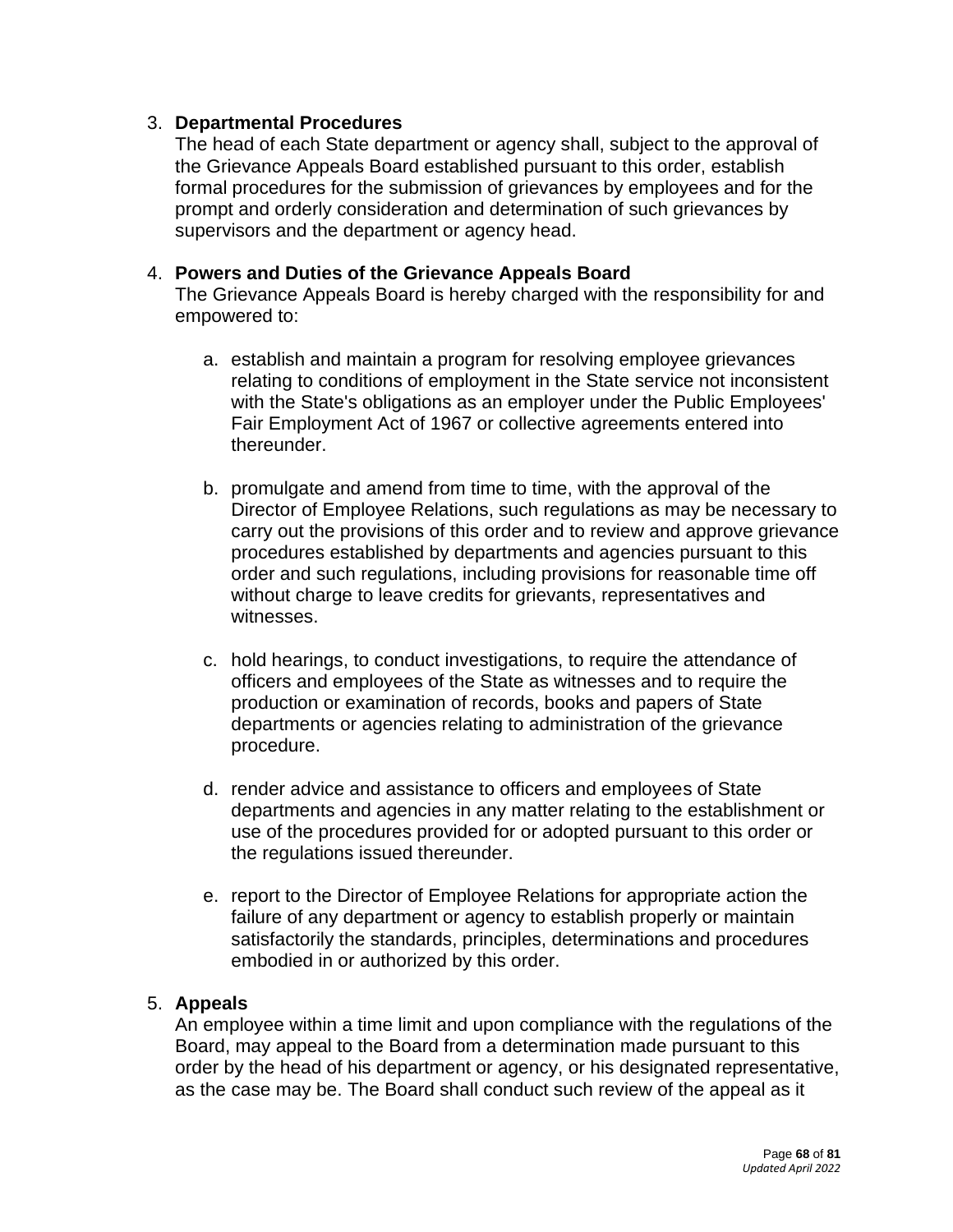3. **Departmental Procedures**
   The head of each State department or agency shall, subject to the approval of the Grievance Appeals Board established pursuant to this order, establish formal procedures for the submission of grievances by employees and for the prompt and orderly consideration and determination of such grievances by supervisors and the department or agency head.

4. **Powers and Duties of the Grievance Appeals Board**
   The Grievance Appeals Board is hereby charged with the responsibility for and empowered to:

   a. establish and maintain a program for resolving employee grievances relating to conditions of employment in the State service not inconsistent with the State's obligations as an employer under the Public Employees' Fair Employment Act of 1967 or collective agreements entered into thereunder.

   b. promulgate and amend from time to time, with the approval of the Director of Employee Relations, such regulations as may be necessary to carry out the provisions of this order and to review and approve grievance procedures established by departments and agencies pursuant to this order and such regulations, including provisions for reasonable time off without charge to leave credits for grievants, representatives and witnesses.

   c. hold hearings, to conduct investigations, to require the attendance of officers and employees of the State as witnesses and to require the production or examination of records, books and papers of State departments or agencies relating to administration of the grievance procedure.

   d. render advice and assistance to officers and employees of State departments and agencies in any matter relating to the establishment or use of the procedures provided for or adopted pursuant to this order or the regulations issued thereunder.

   e. report to the Director of Employee Relations for appropriate action the failure of any department or agency to establish properly or maintain satisfactorily the standards, principles, determinations and procedures embodied in or authorized by this order.

5. **Appeals**
   An employee within a time limit and upon compliance with the regulations of the Board, may appeal to the Board from a determination made pursuant to this order by the head of his department or agency, or his designated representative, as the case may be. The Board shall conduct such review of the appeal as it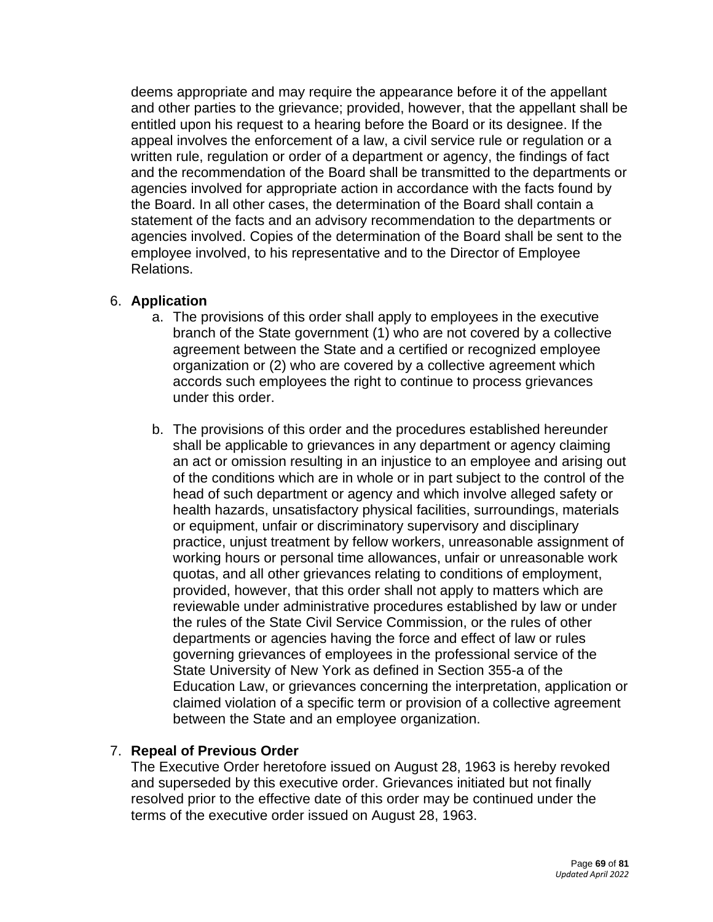deems appropriate and may require the appearance before it of the appellant and other parties to the grievance; provided, however, that the appellant shall be entitled upon his request to a hearing before the Board or its designee. If the appeal involves the enforcement of a law, a civil service rule or regulation or a written rule, regulation or order of a department or agency, the findings of fact and the recommendation of the Board shall be transmitted to the departments or agencies involved for appropriate action in accordance with the facts found by the Board. In all other cases, the determination of the Board shall contain a statement of the facts and an advisory recommendation to the departments or agencies involved. Copies of the determination of the Board shall be sent to the employee involved, to his representative and to the Director of Employee Relations.

6. **Application**
   a. The provisions of this order shall apply to employees in the executive branch of the State government (1) who are not covered by a collective agreement between the State and a certified or recognized employee organization or (2) who are covered by a collective agreement which accords such employees the right to continue to process grievances under this order.

   b. The provisions of this order and the procedures established hereunder shall be applicable to grievances in any department or agency claiming an act or omission resulting in an injustice to an employee and arising out of the conditions which are in whole or in part subject to the control of the head of such department or agency and which involve alleged safety or health hazards, unsatisfactory physical facilities, surroundings, materials or equipment, unfair or discriminatory supervisory and disciplinary practice, unjust treatment by fellow workers, unreasonable assignment of working hours or personal time allowances, unfair or unreasonable work quotas, and all other grievances relating to conditions of employment, provided, however, that this order shall not apply to matters which are reviewable under administrative procedures established by law or under the rules of the State Civil Service Commission, or the rules of other departments or agencies having the force and effect of law or rules governing grievances of employees in the professional service of the State University of New York as defined in Section 355-a of the Education Law, or grievances concerning the interpretation, application or claimed violation of a specific term or provision of a collective agreement between the State and an employee organization.

7. **Repeal of Previous Order**
   The Executive Order heretofore issued on August 28, 1963 is hereby revoked and superseded by this executive order. Grievances initiated but not finally resolved prior to the effective date of this order may be continued under the terms of the executive order issued on August 28, 1963.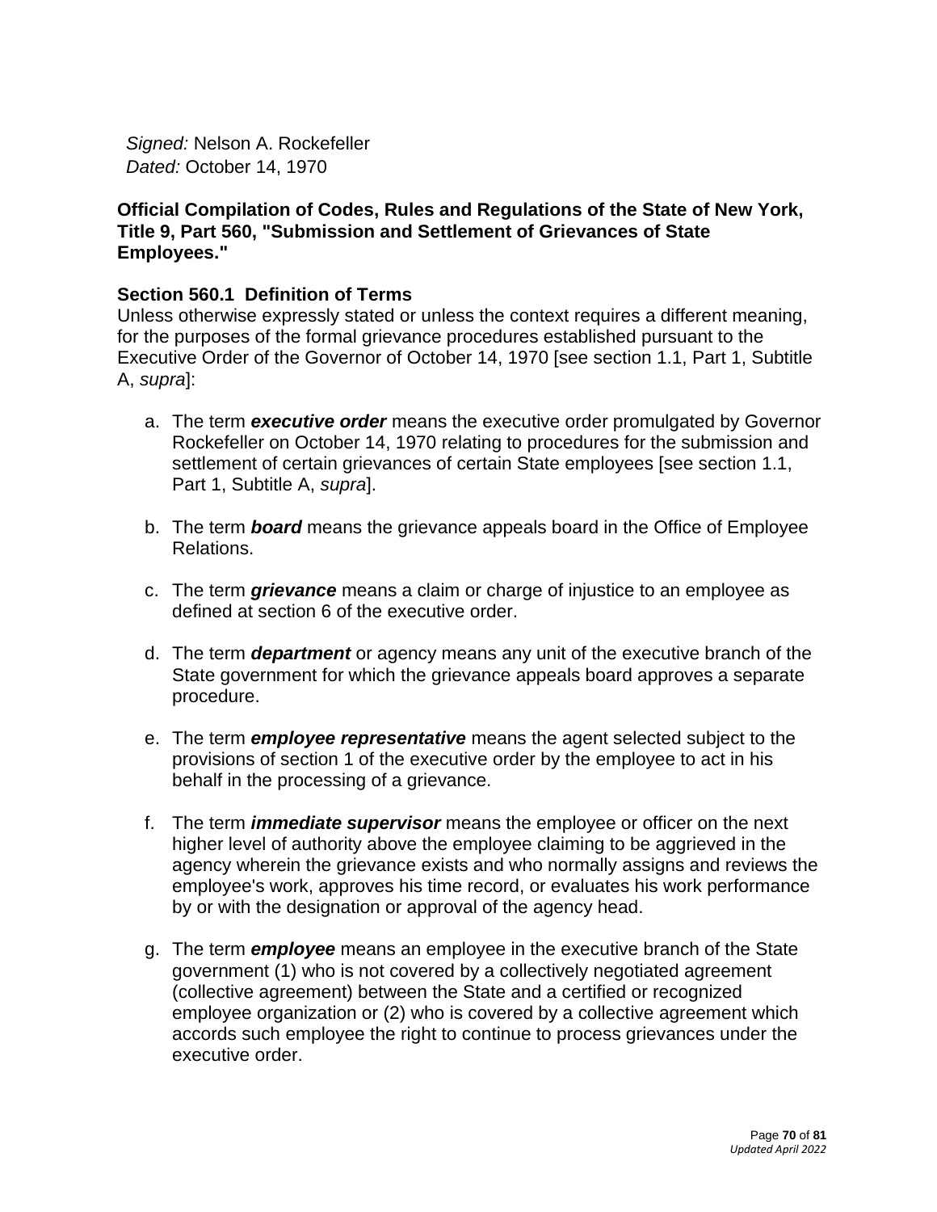*Signed:* Nelson A. Rockefeller
*Dated:* October 14, 1970

**Official Compilation of Codes, Rules and Regulations of the State of New York, Title 9, Part 560, "Submission and Settlement of Grievances of State Employees."**

**Section 560.1 Definition of Terms**

Unless otherwise expressly stated or unless the context requires a different meaning, for the purposes of the formal grievance procedures established pursuant to the Executive Order of the Governor of October 14, 1970 [see section 1.1, Part 1, Subtitle A, *supra*]:

a. The term ***executive order*** means the executive order promulgated by Governor Rockefeller on October 14, 1970 relating to procedures for the submission and settlement of certain grievances of certain State employees [see section 1.1, Part 1, Subtitle A, *supra*].

b. The term ***board*** means the grievance appeals board in the Office of Employee Relations.

c. The term ***grievance*** means a claim or charge of injustice to an employee as defined at section 6 of the executive order.

d. The term ***department*** or agency means any unit of the executive branch of the State government for which the grievance appeals board approves a separate procedure.

e. The term ***employee representative*** means the agent selected subject to the provisions of section 1 of the executive order by the employee to act in his behalf in the processing of a grievance.

f. The term ***immediate supervisor*** means the employee or officer on the next higher level of authority above the employee claiming to be aggrieved in the agency wherein the grievance exists and who normally assigns and reviews the employee's work, approves his time record, or evaluates his work performance by or with the designation or approval of the agency head.

g. The term ***employee*** means an employee in the executive branch of the State government (1) who is not covered by a collectively negotiated agreement (collective agreement) between the State and a certified or recognized employee organization or (2) who is covered by a collective agreement which accords such employee the right to continue to process grievances under the executive order.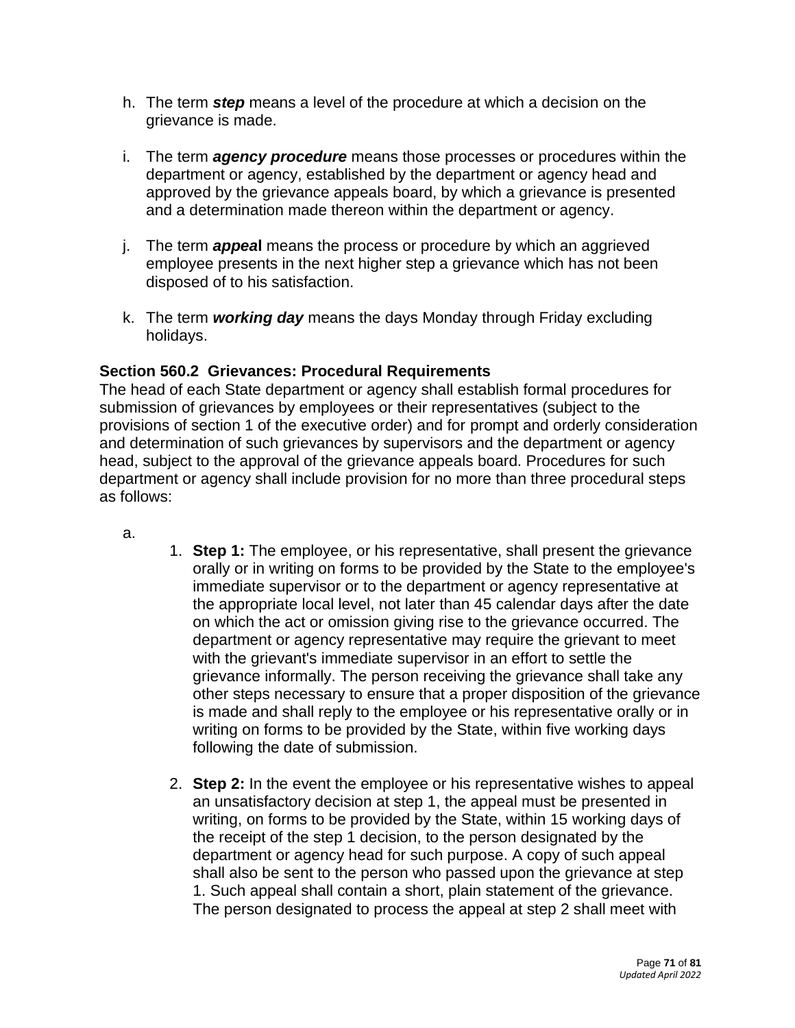h. The term ***step*** means a level of the procedure at which a decision on the grievance is made.

i. The term ***agency procedure*** means those processes or procedures within the department or agency, established by the department or agency head and approved by the grievance appeals board, by which a grievance is presented and a determination made thereon within the department or agency.

j. The term ***appeal*** means the process or procedure by which an aggrieved employee presents in the next higher step a grievance which has not been disposed of to his satisfaction.

k. The term ***working day*** means the days Monday through Friday excluding holidays.

**Section 560.2 Grievances: Procedural Requirements**

The head of each State department or agency shall establish formal procedures for submission of grievances by employees or their representatives (subject to the provisions of section 1 of the executive order) and for prompt and orderly consideration and determination of such grievances by supervisors and the department or agency head, subject to the approval of the grievance appeals board. Procedures for such department or agency shall include provision for no more than three procedural steps as follows:

a.

1. **Step 1:** The employee, or his representative, shall present the grievance orally or in writing on forms to be provided by the State to the employee's immediate supervisor or to the department or agency representative at the appropriate local level, not later than 45 calendar days after the date on which the act or omission giving rise to the grievance occurred. The department or agency representative may require the grievant to meet with the grievant's immediate supervisor in an effort to settle the grievance informally. The person receiving the grievance shall take any other steps necessary to ensure that a proper disposition of the grievance is made and shall reply to the employee or his representative orally or in writing on forms to be provided by the State, within five working days following the date of submission.

2. **Step 2:** In the event the employee or his representative wishes to appeal an unsatisfactory decision at step 1, the appeal must be presented in writing, on forms to be provided by the State, within 15 working days of the receipt of the step 1 decision, to the person designated by the department or agency head for such purpose. A copy of such appeal shall also be sent to the person who passed upon the grievance at step 1. Such appeal shall contain a short, plain statement of the grievance. The person designated to process the appeal at step 2 shall meet with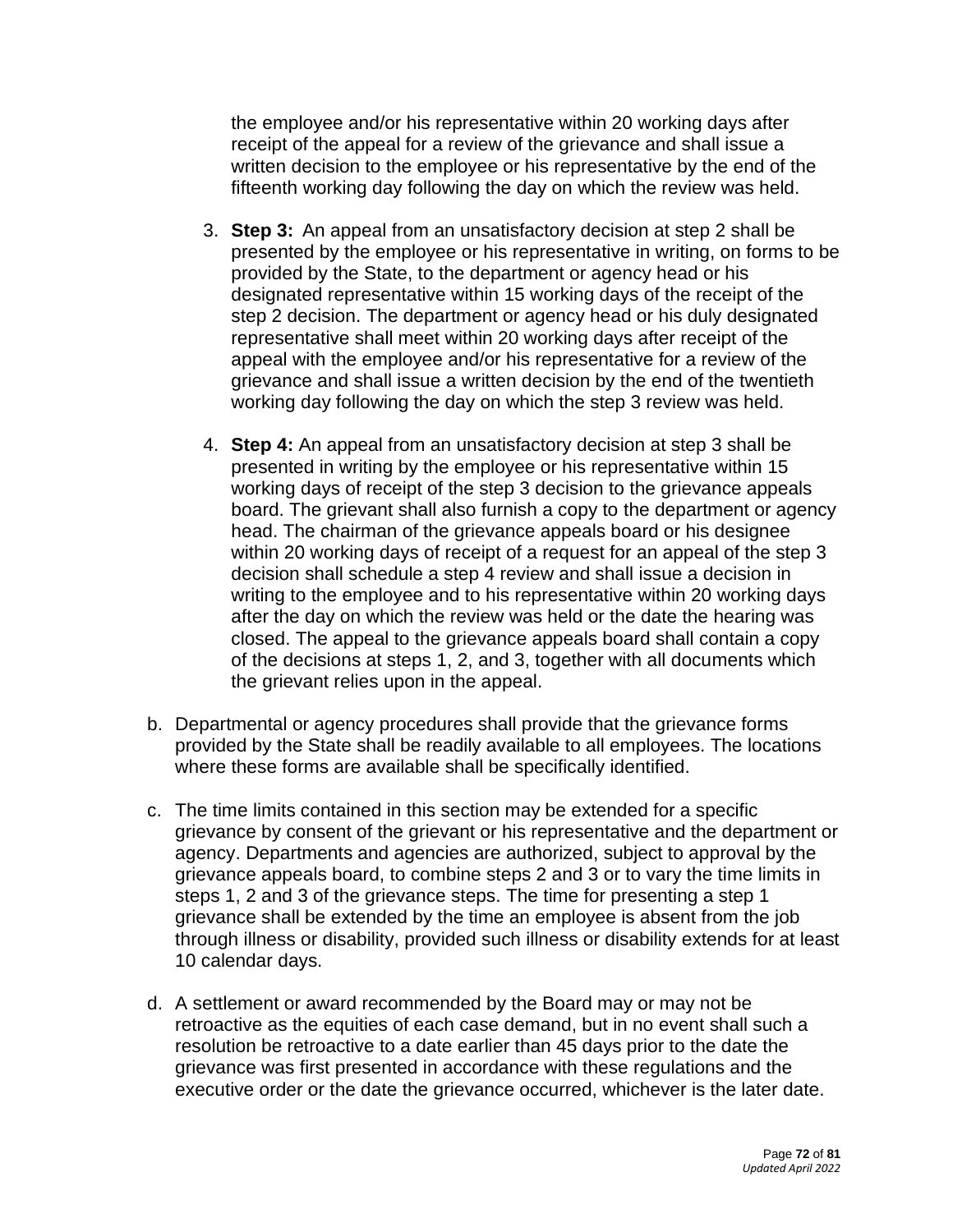the employee and/or his representative within 20 working days after receipt of the appeal for a review of the grievance and shall issue a written decision to the employee or his representative by the end of the fifteenth working day following the day on which the review was held.

3. **Step 3:** An appeal from an unsatisfactory decision at step 2 shall be presented by the employee or his representative in writing, on forms to be provided by the State, to the department or agency head or his designated representative within 15 working days of the receipt of the step 2 decision. The department or agency head or his duly designated representative shall meet within 20 working days after receipt of the appeal with the employee and/or his representative for a review of the grievance and shall issue a written decision by the end of the twentieth working day following the day on which the step 3 review was held.

4. **Step 4:** An appeal from an unsatisfactory decision at step 3 shall be presented in writing by the employee or his representative within 15 working days of receipt of the step 3 decision to the grievance appeals board. The grievant shall also furnish a copy to the department or agency head. The chairman of the grievance appeals board or his designee within 20 working days of receipt of a request for an appeal of the step 3 decision shall schedule a step 4 review and shall issue a decision in writing to the employee and to his representative within 20 working days after the day on which the review was held or the date the hearing was closed. The appeal to the grievance appeals board shall contain a copy of the decisions at steps 1, 2, and 3, together with all documents which the grievant relies upon in the appeal.

b. Departmental or agency procedures shall provide that the grievance forms provided by the State shall be readily available to all employees. The locations where these forms are available shall be specifically identified.

c. The time limits contained in this section may be extended for a specific grievance by consent of the grievant or his representative and the department or agency. Departments and agencies are authorized, subject to approval by the grievance appeals board, to combine steps 2 and 3 or to vary the time limits in steps 1, 2 and 3 of the grievance steps. The time for presenting a step 1 grievance shall be extended by the time an employee is absent from the job through illness or disability, provided such illness or disability extends for at least 10 calendar days.

d. A settlement or award recommended by the Board may or may not be retroactive as the equities of each case demand, but in no event shall such a resolution be retroactive to a date earlier than 45 days prior to the date the grievance was first presented in accordance with these regulations and the executive order or the date the grievance occurred, whichever is the later date.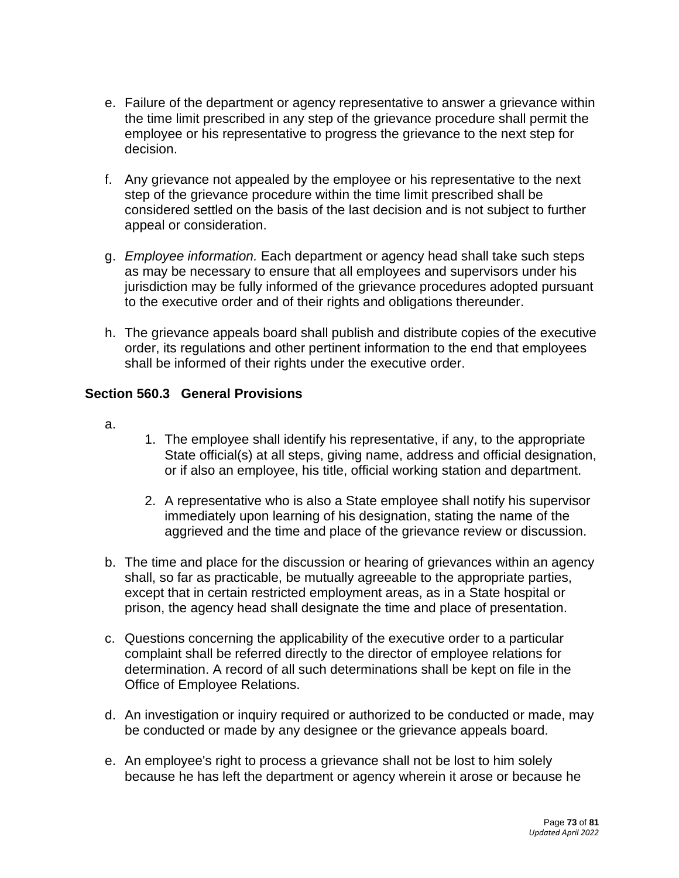e. Failure of the department or agency representative to answer a grievance within the time limit prescribed in any step of the grievance procedure shall permit the employee or his representative to progress the grievance to the next step for decision.

f. Any grievance not appealed by the employee or his representative to the next step of the grievance procedure within the time limit prescribed shall be considered settled on the basis of the last decision and is not subject to further appeal or consideration.

g. *Employee information.* Each department or agency head shall take such steps as may be necessary to ensure that all employees and supervisors under his jurisdiction may be fully informed of the grievance procedures adopted pursuant to the executive order and of their rights and obligations thereunder.

h. The grievance appeals board shall publish and distribute copies of the executive order, its regulations and other pertinent information to the end that employees shall be informed of their rights under the executive order.

### Section 560.3 General Provisions

a.
   1. The employee shall identify his representative, if any, to the appropriate State official(s) at all steps, giving name, address and official designation, or if also an employee, his title, official working station and department.

   2. A representative who is also a State employee shall notify his supervisor immediately upon learning of his designation, stating the name of the aggrieved and the time and place of the grievance review or discussion.

b. The time and place for the discussion or hearing of grievances within an agency shall, so far as practicable, be mutually agreeable to the appropriate parties, except that in certain restricted employment areas, as in a State hospital or prison, the agency head shall designate the time and place of presentation.

c. Questions concerning the applicability of the executive order to a particular complaint shall be referred directly to the director of employee relations for determination. A record of all such determinations shall be kept on file in the Office of Employee Relations.

d. An investigation or inquiry required or authorized to be conducted or made, may be conducted or made by any designee or the grievance appeals board.

e. An employee's right to process a grievance shall not be lost to him solely because he has left the department or agency wherein it arose or because he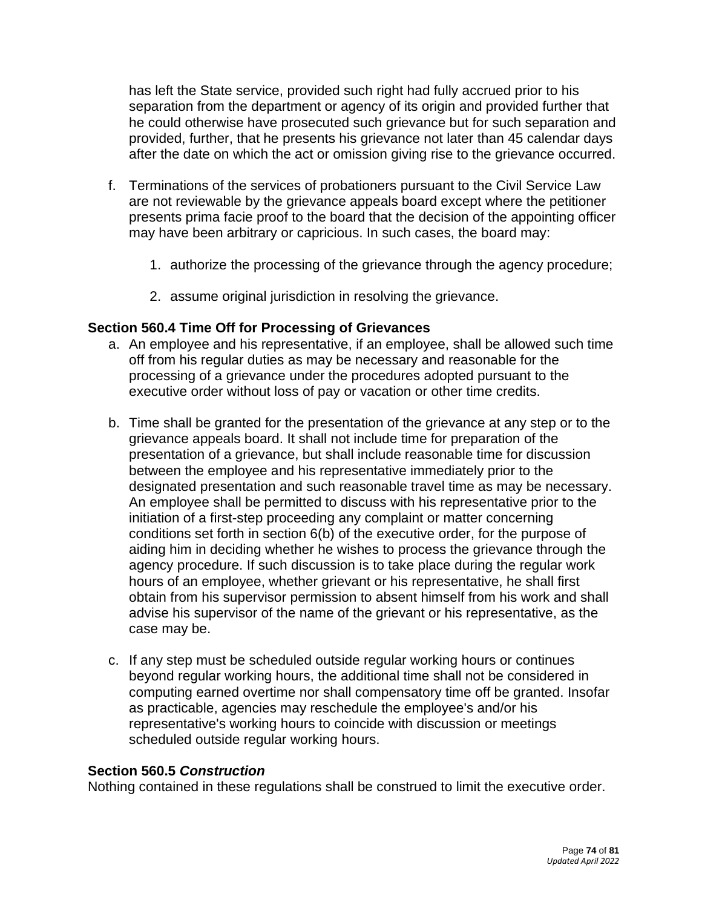has left the State service, provided such right had fully accrued prior to his separation from the department or agency of its origin and provided further that he could otherwise have prosecuted such grievance but for such separation and provided, further, that he presents his grievance not later than 45 calendar days after the date on which the act or omission giving rise to the grievance occurred.

f. Terminations of the services of probationers pursuant to the Civil Service Law are not reviewable by the grievance appeals board except where the petitioner presents prima facie proof to the board that the decision of the appointing officer may have been arbitrary or capricious. In such cases, the board may:

   1. authorize the processing of the grievance through the agency procedure;

   2. assume original jurisdiction in resolving the grievance.

**Section 560.4 Time Off for Processing of Grievances**

a. An employee and his representative, if an employee, shall be allowed such time off from his regular duties as may be necessary and reasonable for the processing of a grievance under the procedures adopted pursuant to the executive order without loss of pay or vacation or other time credits.

b. Time shall be granted for the presentation of the grievance at any step or to the grievance appeals board. It shall not include time for preparation of the presentation of a grievance, but shall include reasonable time for discussion between the employee and his representative immediately prior to the designated presentation and such reasonable travel time as may be necessary. An employee shall be permitted to discuss with his representative prior to the initiation of a first-step proceeding any complaint or matter concerning conditions set forth in section 6(b) of the executive order, for the purpose of aiding him in deciding whether he wishes to process the grievance through the agency procedure. If such discussion is to take place during the regular work hours of an employee, whether grievant or his representative, he shall first obtain from his supervisor permission to absent himself from his work and shall advise his supervisor of the name of the grievant or his representative, as the case may be.

c. If any step must be scheduled outside regular working hours or continues beyond regular working hours, the additional time shall not be considered in computing earned overtime nor shall compensatory time off be granted. Insofar as practicable, agencies may reschedule the employee's and/or his representative's working hours to coincide with discussion or meetings scheduled outside regular working hours.

**Section 560.5 *Construction***

Nothing contained in these regulations shall be construed to limit the executive order.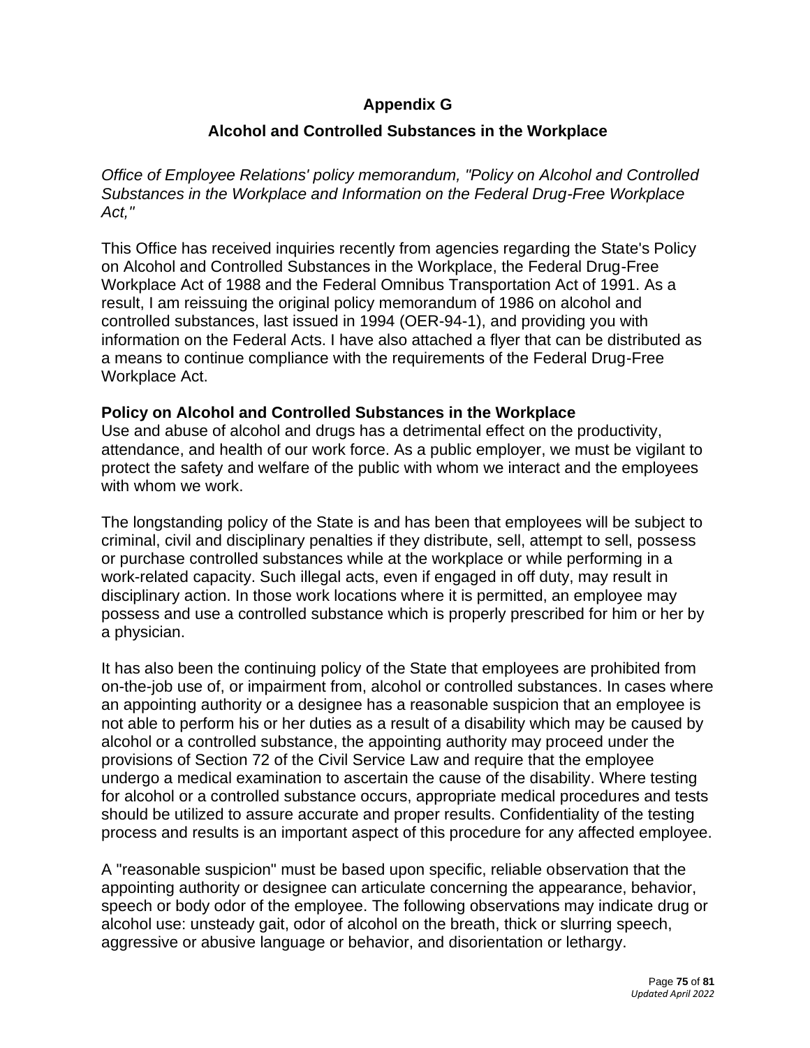## Appendix G

## Alcohol and Controlled Substances in the Workplace

*Office of Employee Relations' policy memorandum, "Policy on Alcohol and Controlled Substances in the Workplace and Information on the Federal Drug-Free Workplace Act,"*

This Office has received inquiries recently from agencies regarding the State's Policy on Alcohol and Controlled Substances in the Workplace, the Federal Drug-Free Workplace Act of 1988 and the Federal Omnibus Transportation Act of 1991. As a result, I am reissuing the original policy memorandum of 1986 on alcohol and controlled substances, last issued in 1994 (OER-94-1), and providing you with information on the Federal Acts. I have also attached a flyer that can be distributed as a means to continue compliance with the requirements of the Federal Drug-Free Workplace Act.

**Policy on Alcohol and Controlled Substances in the Workplace**

Use and abuse of alcohol and drugs has a detrimental effect on the productivity, attendance, and health of our work force. As a public employer, we must be vigilant to protect the safety and welfare of the public with whom we interact and the employees with whom we work.

The longstanding policy of the State is and has been that employees will be subject to criminal, civil and disciplinary penalties if they distribute, sell, attempt to sell, possess or purchase controlled substances while at the workplace or while performing in a work-related capacity. Such illegal acts, even if engaged in off duty, may result in disciplinary action. In those work locations where it is permitted, an employee may possess and use a controlled substance which is properly prescribed for him or her by a physician.

It has also been the continuing policy of the State that employees are prohibited from on-the-job use of, or impairment from, alcohol or controlled substances. In cases where an appointing authority or a designee has a reasonable suspicion that an employee is not able to perform his or her duties as a result of a disability which may be caused by alcohol or a controlled substance, the appointing authority may proceed under the provisions of Section 72 of the Civil Service Law and require that the employee undergo a medical examination to ascertain the cause of the disability. Where testing for alcohol or a controlled substance occurs, appropriate medical procedures and tests should be utilized to assure accurate and proper results. Confidentiality of the testing process and results is an important aspect of this procedure for any affected employee.

A "reasonable suspicion" must be based upon specific, reliable observation that the appointing authority or designee can articulate concerning the appearance, behavior, speech or body odor of the employee. The following observations may indicate drug or alcohol use: unsteady gait, odor of alcohol on the breath, thick or slurring speech, aggressive or abusive language or behavior, and disorientation or lethargy.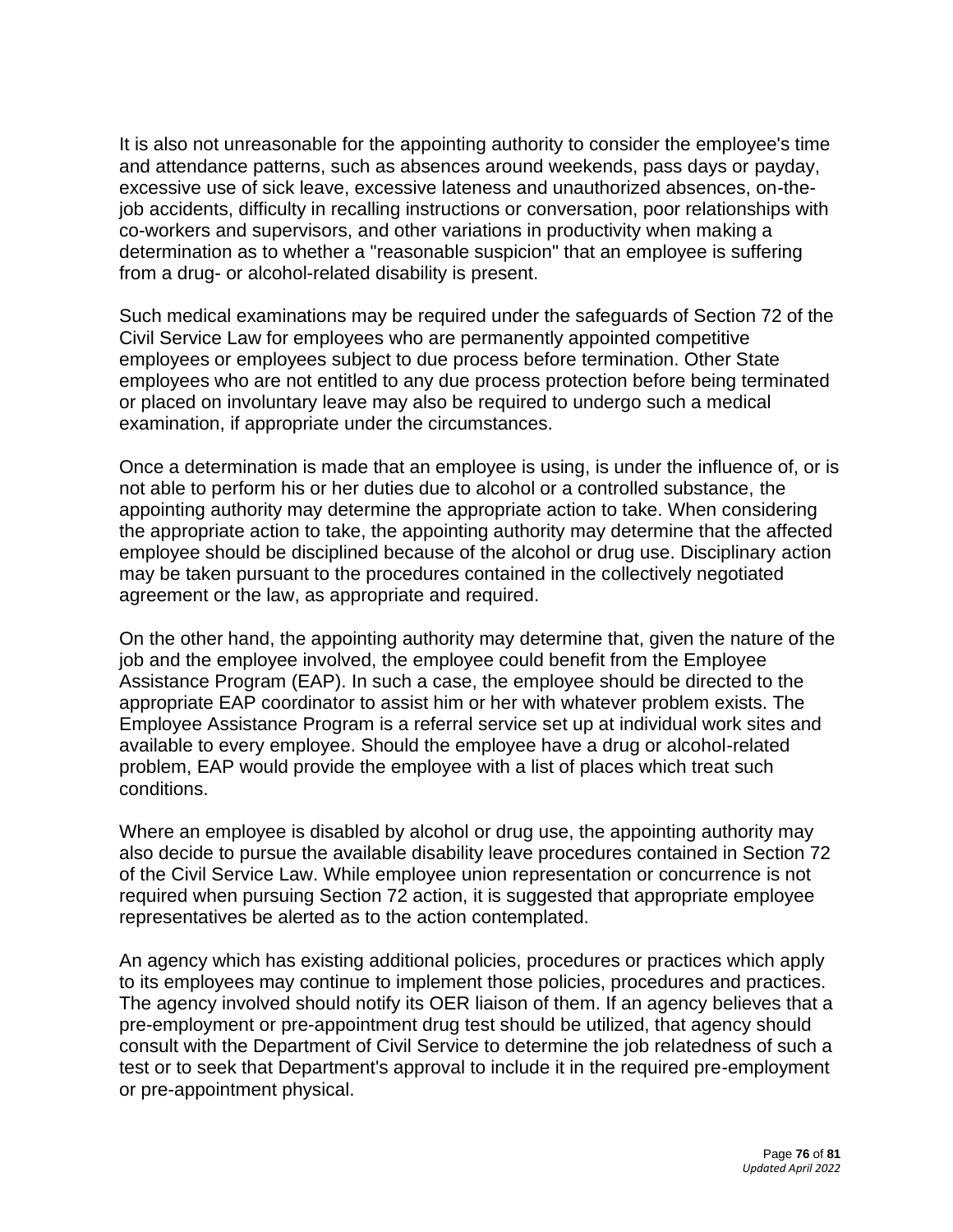It is also not unreasonable for the appointing authority to consider the employee's time and attendance patterns, such as absences around weekends, pass days or payday, excessive use of sick leave, excessive lateness and unauthorized absences, on-the-job accidents, difficulty in recalling instructions or conversation, poor relationships with co-workers and supervisors, and other variations in productivity when making a determination as to whether a "reasonable suspicion" that an employee is suffering from a drug- or alcohol-related disability is present.

Such medical examinations may be required under the safeguards of Section 72 of the Civil Service Law for employees who are permanently appointed competitive employees or employees subject to due process before termination. Other State employees who are not entitled to any due process protection before being terminated or placed on involuntary leave may also be required to undergo such a medical examination, if appropriate under the circumstances.

Once a determination is made that an employee is using, is under the influence of, or is not able to perform his or her duties due to alcohol or a controlled substance, the appointing authority may determine the appropriate action to take. When considering the appropriate action to take, the appointing authority may determine that the affected employee should be disciplined because of the alcohol or drug use. Disciplinary action may be taken pursuant to the procedures contained in the collectively negotiated agreement or the law, as appropriate and required.

On the other hand, the appointing authority may determine that, given the nature of the job and the employee involved, the employee could benefit from the Employee Assistance Program (EAP). In such a case, the employee should be directed to the appropriate EAP coordinator to assist him or her with whatever problem exists. The Employee Assistance Program is a referral service set up at individual work sites and available to every employee. Should the employee have a drug or alcohol-related problem, EAP would provide the employee with a list of places which treat such conditions.

Where an employee is disabled by alcohol or drug use, the appointing authority may also decide to pursue the available disability leave procedures contained in Section 72 of the Civil Service Law. While employee union representation or concurrence is not required when pursuing Section 72 action, it is suggested that appropriate employee representatives be alerted as to the action contemplated.

An agency which has existing additional policies, procedures or practices which apply to its employees may continue to implement those policies, procedures and practices. The agency involved should notify its OER liaison of them. If an agency believes that a pre-employment or pre-appointment drug test should be utilized, that agency should consult with the Department of Civil Service to determine the job relatedness of such a test or to seek that Department's approval to include it in the required pre-employment or pre-appointment physical.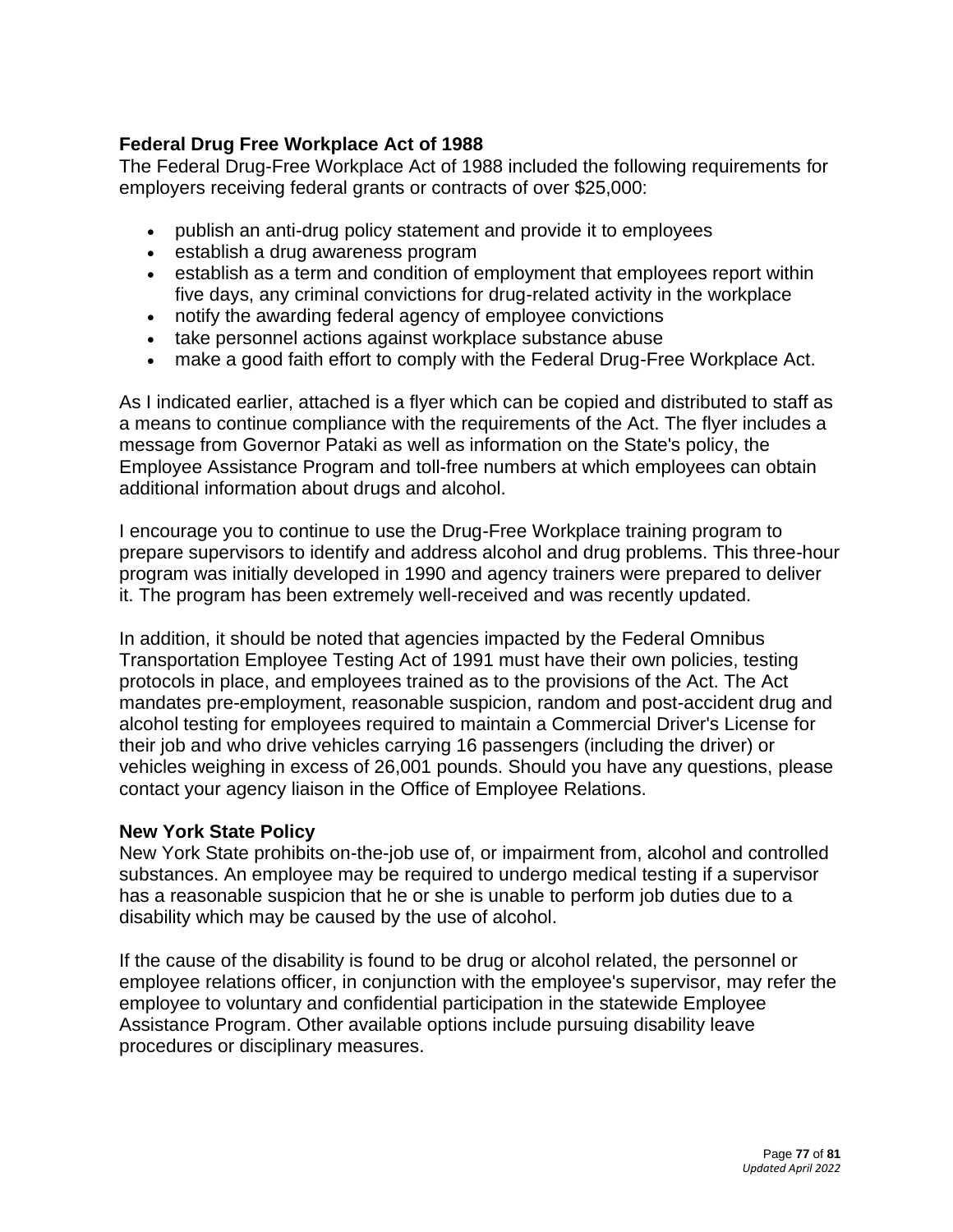**Federal Drug Free Workplace Act of 1988**

The Federal Drug-Free Workplace Act of 1988 included the following requirements for employers receiving federal grants or contracts of over $25,000:

- publish an anti-drug policy statement and provide it to employees
- establish a drug awareness program
- establish as a term and condition of employment that employees report within five days, any criminal convictions for drug-related activity in the workplace
- notify the awarding federal agency of employee convictions
- take personnel actions against workplace substance abuse
- make a good faith effort to comply with the Federal Drug-Free Workplace Act.

As I indicated earlier, attached is a flyer which can be copied and distributed to staff as a means to continue compliance with the requirements of the Act. The flyer includes a message from Governor Pataki as well as information on the State's policy, the Employee Assistance Program and toll-free numbers at which employees can obtain additional information about drugs and alcohol.

I encourage you to continue to use the Drug-Free Workplace training program to prepare supervisors to identify and address alcohol and drug problems. This three-hour program was initially developed in 1990 and agency trainers were prepared to deliver it. The program has been extremely well-received and was recently updated.

In addition, it should be noted that agencies impacted by the Federal Omnibus Transportation Employee Testing Act of 1991 must have their own policies, testing protocols in place, and employees trained as to the provisions of the Act. The Act mandates pre-employment, reasonable suspicion, random and post-accident drug and alcohol testing for employees required to maintain a Commercial Driver's License for their job and who drive vehicles carrying 16 passengers (including the driver) or vehicles weighing in excess of 26,001 pounds. Should you have any questions, please contact your agency liaison in the Office of Employee Relations.

**New York State Policy**

New York State prohibits on-the-job use of, or impairment from, alcohol and controlled substances. An employee may be required to undergo medical testing if a supervisor has a reasonable suspicion that he or she is unable to perform job duties due to a disability which may be caused by the use of alcohol.

If the cause of the disability is found to be drug or alcohol related, the personnel or employee relations officer, in conjunction with the employee's supervisor, may refer the employee to voluntary and confidential participation in the statewide Employee Assistance Program. Other available options include pursuing disability leave procedures or disciplinary measures.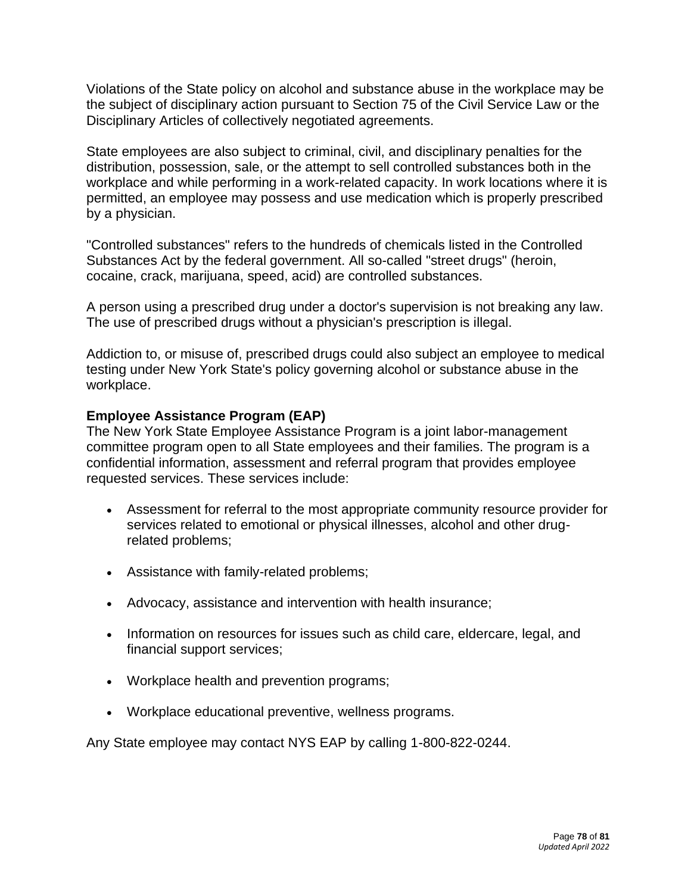Violations of the State policy on alcohol and substance abuse in the workplace may be the subject of disciplinary action pursuant to Section 75 of the Civil Service Law or the Disciplinary Articles of collectively negotiated agreements.

State employees are also subject to criminal, civil, and disciplinary penalties for the distribution, possession, sale, or the attempt to sell controlled substances both in the workplace and while performing in a work-related capacity. In work locations where it is permitted, an employee may possess and use medication which is properly prescribed by a physician.

"Controlled substances" refers to the hundreds of chemicals listed in the Controlled Substances Act by the federal government. All so-called "street drugs" (heroin, cocaine, crack, marijuana, speed, acid) are controlled substances.

A person using a prescribed drug under a doctor's supervision is not breaking any law. The use of prescribed drugs without a physician's prescription is illegal.

Addiction to, or misuse of, prescribed drugs could also subject an employee to medical testing under New York State's policy governing alcohol or substance abuse in the workplace.

**Employee Assistance Program (EAP)**

The New York State Employee Assistance Program is a joint labor-management committee program open to all State employees and their families. The program is a confidential information, assessment and referral program that provides employee requested services. These services include:

- Assessment for referral to the most appropriate community resource provider for services related to emotional or physical illnesses, alcohol and other drug-related problems;
- Assistance with family-related problems;
- Advocacy, assistance and intervention with health insurance;
- Information on resources for issues such as child care, eldercare, legal, and financial support services;
- Workplace health and prevention programs;
- Workplace educational preventive, wellness programs.

Any State employee may contact NYS EAP by calling 1-800-822-0244.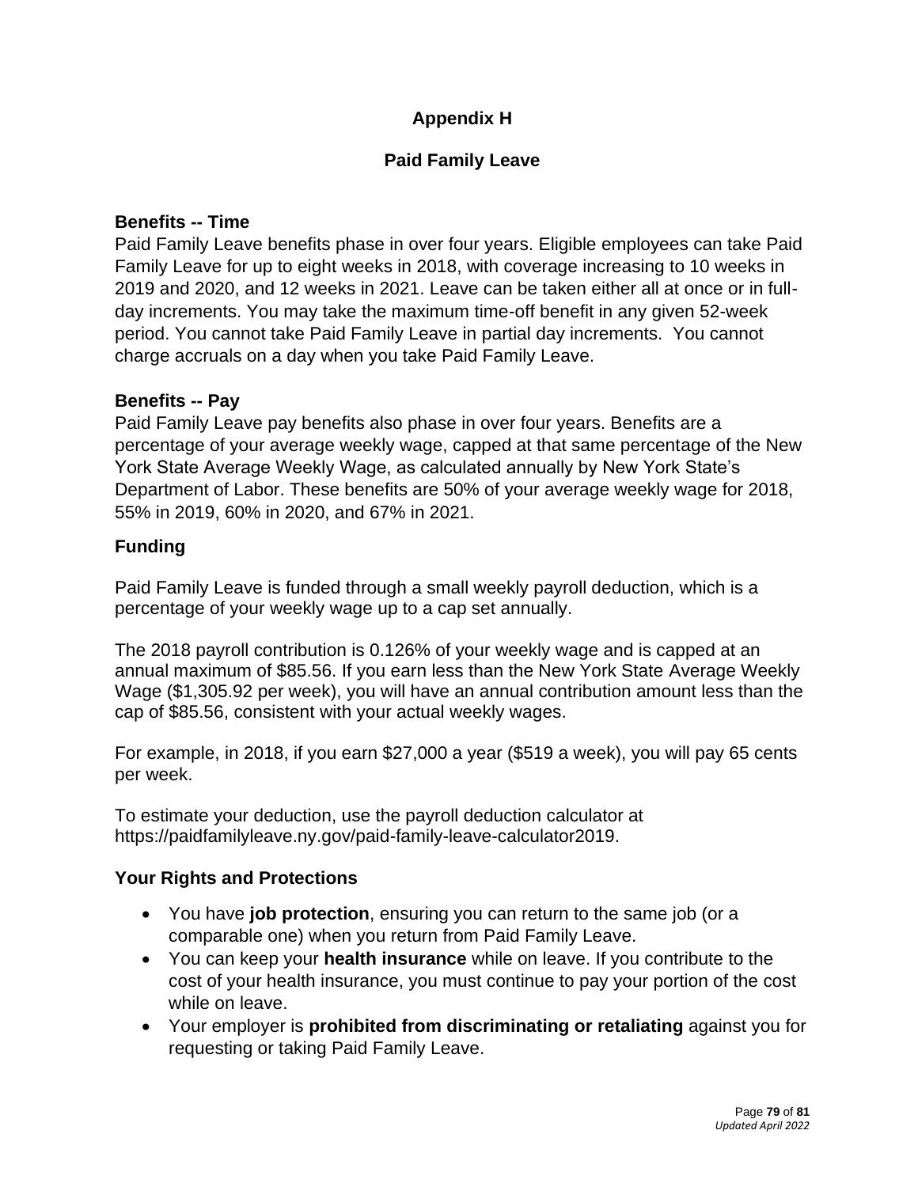# Appendix H

## Paid Family Leave

**Benefits -- Time**

Paid Family Leave benefits phase in over four years. Eligible employees can take Paid Family Leave for up to eight weeks in 2018, with coverage increasing to 10 weeks in 2019 and 2020, and 12 weeks in 2021. Leave can be taken either all at once or in full-day increments. You may take the maximum time-off benefit in any given 52-week period. You cannot take Paid Family Leave in partial day increments. You cannot charge accruals on a day when you take Paid Family Leave.

**Benefits -- Pay**

Paid Family Leave pay benefits also phase in over four years. Benefits are a percentage of your average weekly wage, capped at that same percentage of the New York State Average Weekly Wage, as calculated annually by New York State's Department of Labor. These benefits are 50% of your average weekly wage for 2018, 55% in 2019, 60% in 2020, and 67% in 2021.

**Funding**

Paid Family Leave is funded through a small weekly payroll deduction, which is a percentage of your weekly wage up to a cap set annually.

The 2018 payroll contribution is 0.126% of your weekly wage and is capped at an annual maximum of $85.56. If you earn less than the New York State Average Weekly Wage ($1,305.92 per week), you will have an annual contribution amount less than the cap of $85.56, consistent with your actual weekly wages.

For example, in 2018, if you earn $27,000 a year ($519 a week), you will pay 65 cents per week.

To estimate your deduction, use the payroll deduction calculator at https://paidfamilyleave.ny.gov/paid-family-leave-calculator2019.

**Your Rights and Protections**

- You have **job protection**, ensuring you can return to the same job (or a comparable one) when you return from Paid Family Leave.
- You can keep your **health insurance** while on leave. If you contribute to the cost of your health insurance, you must continue to pay your portion of the cost while on leave.
- Your employer is **prohibited from discriminating or retaliating** against you for requesting or taking Paid Family Leave.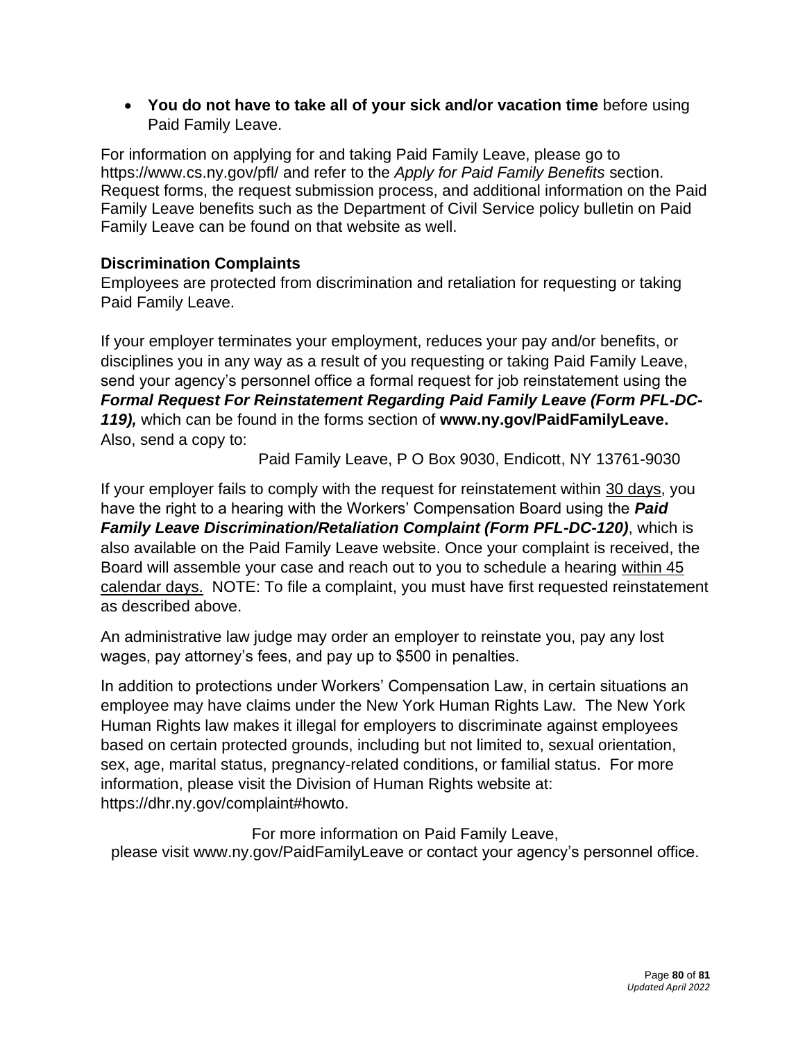- **You do not have to take all of your sick and/or vacation time** before using Paid Family Leave.

For information on applying for and taking Paid Family Leave, please go to https://www.cs.ny.gov/pfl/ and refer to the *Apply for Paid Family Benefits* section. Request forms, the request submission process, and additional information on the Paid Family Leave benefits such as the Department of Civil Service policy bulletin on Paid Family Leave can be found on that website as well.

### Discrimination Complaints

Employees are protected from discrimination and retaliation for requesting or taking Paid Family Leave.

If your employer terminates your employment, reduces your pay and/or benefits, or disciplines you in any way as a result of you requesting or taking Paid Family Leave, send your agency's personnel office a formal request for job reinstatement using the ***Formal Request For Reinstatement Regarding Paid Family Leave (Form PFL-DC-119),*** which can be found in the forms section of **www.ny.gov/PaidFamilyLeave.** Also, send a copy to:

Paid Family Leave, P O Box 9030, Endicott, NY 13761-9030

If your employer fails to comply with the request for reinstatement within 30 days, you have the right to a hearing with the Workers' Compensation Board using the ***Paid Family Leave Discrimination/Retaliation Complaint (Form PFL-DC-120)***, which is also available on the Paid Family Leave website. Once your complaint is received, the Board will assemble your case and reach out to you to schedule a hearing within 45 calendar days. NOTE: To file a complaint, you must have first requested reinstatement as described above.

An administrative law judge may order an employer to reinstate you, pay any lost wages, pay attorney's fees, and pay up to $500 in penalties.

In addition to protections under Workers' Compensation Law, in certain situations an employee may have claims under the New York Human Rights Law. The New York Human Rights law makes it illegal for employers to discriminate against employees based on certain protected grounds, including but not limited to, sexual orientation, sex, age, marital status, pregnancy-related conditions, or familial status. For more information, please visit the Division of Human Rights website at: https://dhr.ny.gov/complaint#howto.

For more information on Paid Family Leave,
please visit www.ny.gov/PaidFamilyLeave or contact your agency's personnel office.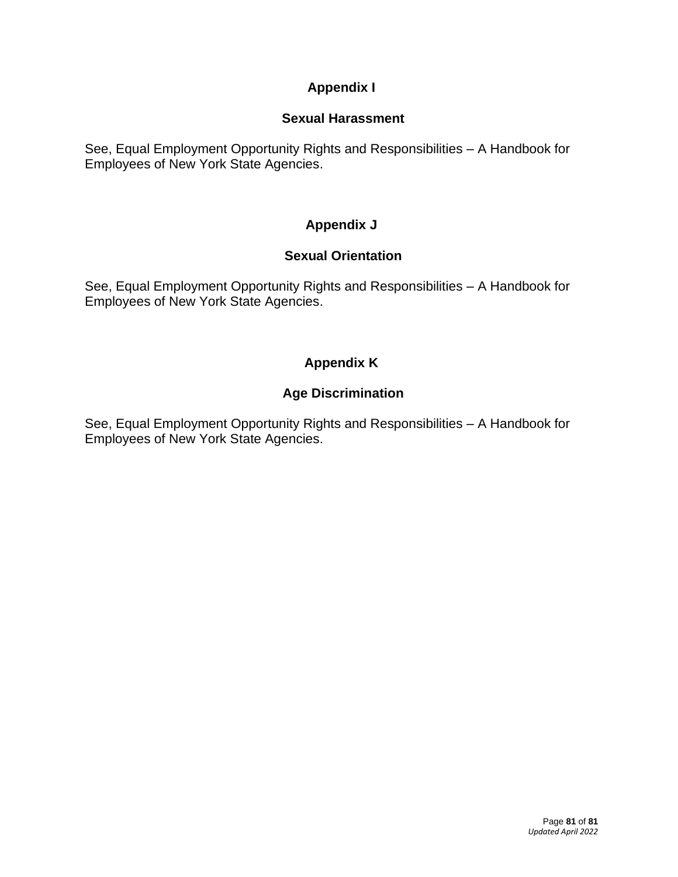## Appendix I

### Sexual Harassment

See, Equal Employment Opportunity Rights and Responsibilities – A Handbook for Employees of New York State Agencies.

## Appendix J

### Sexual Orientation

See, Equal Employment Opportunity Rights and Responsibilities – A Handbook for Employees of New York State Agencies.

## Appendix K

### Age Discrimination

See, Equal Employment Opportunity Rights and Responsibilities – A Handbook for Employees of New York State Agencies.